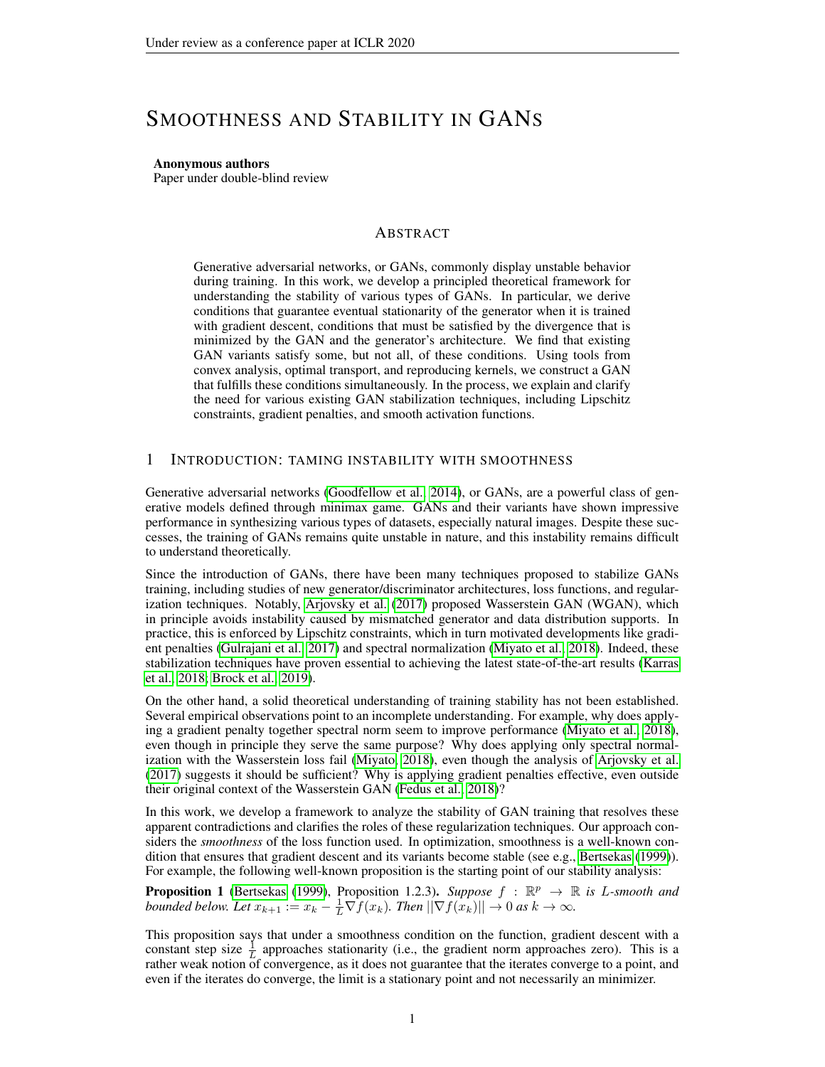# SMOOTHNESS AND STABILITY IN GANS

**Anonymous authors**
Paper under double-blind review

## ABSTRACT

Generative adversarial networks, or GANs, commonly display unstable behavior during training. In this work, we develop a principled theoretical framework for understanding the stability of various types of GANs. In particular, we derive conditions that guarantee eventual stationarity of the generator when it is trained with gradient descent, conditions that must be satisfied by the divergence that is minimized by the GAN and the generator's architecture. We find that existing GAN variants satisfy some, but not all, of these conditions. Using tools from convex analysis, optimal transport, and reproducing kernels, we construct a GAN that fulfills these conditions simultaneously. In the process, we explain and clarify the need for various existing GAN stabilization techniques, including Lipschitz constraints, gradient penalties, and smooth activation functions.

## 1 INTRODUCTION: TAMING INSTABILITY WITH SMOOTHNESS

Generative adversarial networks (Goodfellow et al., 2014), or GANs, are a powerful class of generative models defined through minimax game. GANs and their variants have shown impressive performance in synthesizing various types of datasets, especially natural images. Despite these successes, the training of GANs remains quite unstable in nature, and this instability remains difficult to understand theoretically.

Since the introduction of GANs, there have been many techniques proposed to stabilize GANs training, including studies of new generator/discriminator architectures, loss functions, and regularization techniques. Notably, Arjovsky et al. (2017) proposed Wasserstein GAN (WGAN), which in principle avoids instability caused by mismatched generator and data distribution supports. In practice, this is enforced by Lipschitz constraints, which in turn motivated developments like gradient penalties (Gulrajani et al., 2017) and spectral normalization (Miyato et al., 2018). Indeed, these stabilization techniques have proven essential to achieving the latest state-of-the-art results (Karras et al., 2018; Brock et al., 2019).

On the other hand, a solid theoretical understanding of training stability has not been established. Several empirical observations point to an incomplete understanding. For example, why does applying a gradient penalty together spectral norm seem to improve performance (Miyato et al., 2018), even though in principle they serve the same purpose? Why does applying only spectral normalization with the Wasserstein loss fail (Miyato, 2018), even though the analysis of Arjovsky et al. (2017) suggests it should be sufficient? Why is applying gradient penalties effective, even outside their original context of the Wasserstein GAN (Fedus et al., 2018)?

In this work, we develop a framework to analyze the stability of GAN training that resolves these apparent contradictions and clarifies the roles of these regularization techniques. Our approach considers the *smoothness* of the loss function used. In optimization, smoothness is a well-known condition that ensures that gradient descent and its variants become stable (see e.g., Bertsekas (1999)). For example, the following well-known proposition is the starting point of our stability analysis:

**Proposition 1** (Bertsekas (1999), Proposition 1.2.3). *Suppose $f : \mathbb{R}^p \to \mathbb{R}$ is $L$-smooth and bounded below. Let $x_{k+1} := x_k - \frac{1}{L}\nabla f(x_k)$. Then $||\nabla f(x_k)|| \to 0$ as $k \to \infty$.*

This proposition says that under a smoothness condition on the function, gradient descent with a constant step size $\frac{1}{L}$ approaches stationarity (i.e., the gradient norm approaches zero). This is a rather weak notion of convergence, as it does not guarantee that the iterates converge to a point, and even if the iterates do converge, the limit is a stationary point and not necessarily an minimizer.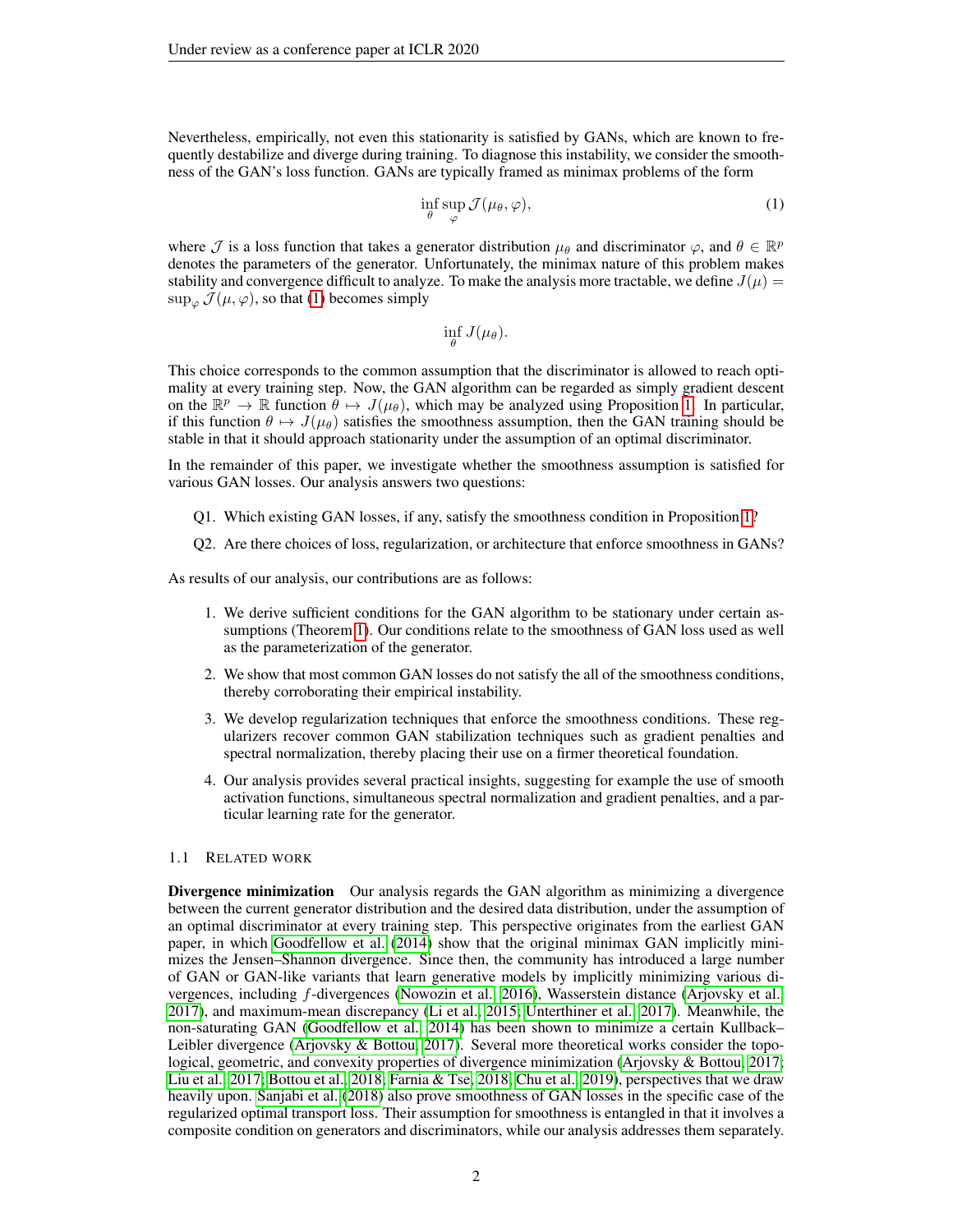Nevertheless, empirically, not even this stationarity is satisfied by GANs, which are known to frequently destabilize and diverge during training. To diagnose this instability, we consider the smoothness of the GAN's loss function. GANs are typically framed as minimax problems of the form

$$\inf_{\theta} \sup_{\varphi} \mathcal{J}(\mu_\theta, \varphi), \tag{1}$$

where $\mathcal{J}$ is a loss function that takes a generator distribution $\mu_\theta$ and discriminator $\varphi$, and $\theta \in \mathbb{R}^p$ denotes the parameters of the generator. Unfortunately, the minimax nature of this problem makes stability and convergence difficult to analyze. To make the analysis more tractable, we define $J(\mu) = \sup_\varphi \mathcal{J}(\mu, \varphi)$, so that (1) becomes simply

$$\inf_{\theta} J(\mu_\theta).$$

This choice corresponds to the common assumption that the discriminator is allowed to reach optimality at every training step. Now, the GAN algorithm can be regarded as simply gradient descent on the $\mathbb{R}^p \to \mathbb{R}$ function $\theta \mapsto J(\mu_\theta)$, which may be analyzed using Proposition 1. In particular, if this function $\theta \mapsto J(\mu_\theta)$ satisfies the smoothness assumption, then the GAN training should be stable in that it should approach stationarity under the assumption of an optimal discriminator.

In the remainder of this paper, we investigate whether the smoothness assumption is satisfied for various GAN losses. Our analysis answers two questions:

Q1. Which existing GAN losses, if any, satisfy the smoothness condition in Proposition 1?

Q2. Are there choices of loss, regularization, or architecture that enforce smoothness in GANs?

As results of our analysis, our contributions are as follows:

1. We derive sufficient conditions for the GAN algorithm to be stationary under certain assumptions (Theorem 1). Our conditions relate to the smoothness of GAN loss used as well as the parameterization of the generator.
2. We show that most common GAN losses do not satisfy the all of the smoothness conditions, thereby corroborating their empirical instability.
3. We develop regularization techniques that enforce the smoothness conditions. These regularizers recover common GAN stabilization techniques such as gradient penalties and spectral normalization, thereby placing their use on a firmer theoretical foundation.
4. Our analysis provides several practical insights, suggesting for example the use of smooth activation functions, simultaneous spectral normalization and gradient penalties, and a particular learning rate for the generator.

### 1.1 Related work

**Divergence minimization** Our analysis regards the GAN algorithm as minimizing a divergence between the current generator distribution and the desired data distribution, under the assumption of an optimal discriminator at every training step. This perspective originates from the earliest GAN paper, in which Goodfellow et al. (2014) show that the original minimax GAN implicitly minimizes the Jensen–Shannon divergence. Since then, the community has introduced a large number of GAN or GAN-like variants that learn generative models by implicitly minimizing various divergences, including $f$-divergences (Nowozin et al., 2016), Wasserstein distance (Arjovsky et al., 2017), and maximum-mean discrepancy (Li et al., 2015; Unterthiner et al., 2017). Meanwhile, the non-saturating GAN (Goodfellow et al., 2014) has been shown to minimize a certain Kullback–Leibler divergence (Arjovsky & Bottou, 2017). Several more theoretical works consider the topological, geometric, and convexity properties of divergence minimization (Arjovsky & Bottou, 2017; Liu et al., 2017; Bottou et al., 2018; Farnia & Tse, 2018; Chu et al., 2019), perspectives that we draw heavily upon. Sanjabi et al. (2018) also prove smoothness of GAN losses in the specific case of the regularized optimal transport loss. Their assumption for smoothness is entangled in that it involves a composite condition on generators and discriminators, while our analysis addresses them separately.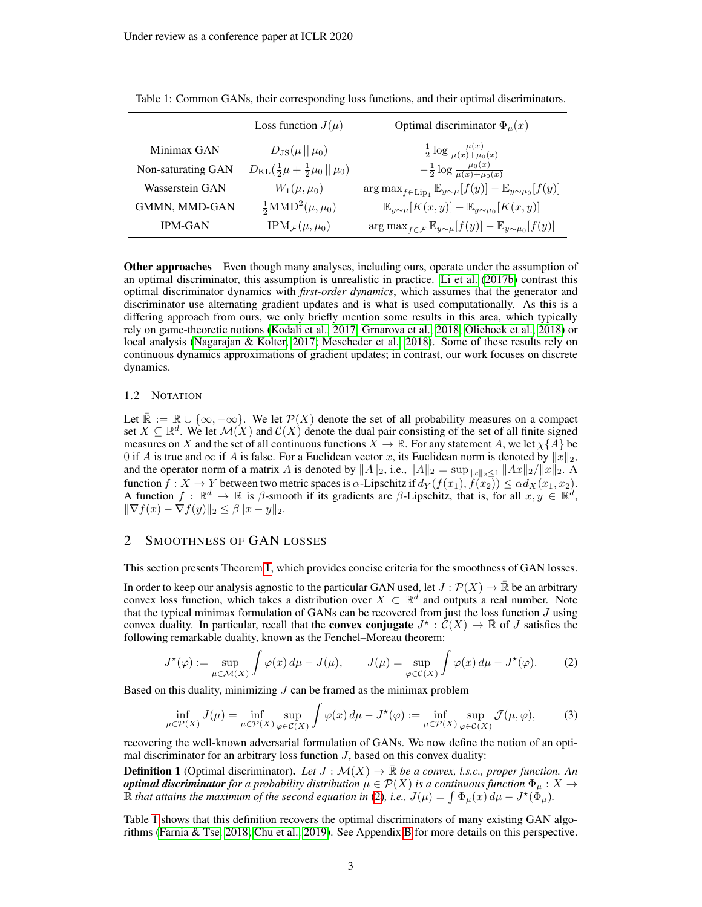Table 1: Common GANs, their corresponding loss functions, and their optimal discriminators.

| | Loss function $J(\mu)$ | Optimal discriminator $\Phi_\mu(x)$ |
|---|---|---|
| Minimax GAN | $D_{\mathrm{JS}}(\mu \,\|\, \mu_0)$ | $\frac{1}{2}\log\frac{\mu(x)}{\mu(x)+\mu_0(x)}$ |
| Non-saturating GAN | $D_{\mathrm{KL}}(\frac{1}{2}\mu + \frac{1}{2}\mu_0 \,\|\, \mu_0)$ | $-\frac{1}{2}\log\frac{\mu_0(x)}{\mu(x)+\mu_0(x)}$ |
| Wasserstein GAN | $W_1(\mu, \mu_0)$ | $\arg\max_{f \in \mathrm{Lip}_1} \mathbb{E}_{y\sim\mu}[f(y)] - \mathbb{E}_{y\sim\mu_0}[f(y)]$ |
| GMMN, MMD-GAN | $\frac{1}{2}\mathrm{MMD}^2(\mu, \mu_0)$ | $\mathbb{E}_{y\sim\mu}[K(x,y)] - \mathbb{E}_{y\sim\mu_0}[K(x,y)]$ |
| IPM-GAN | $\mathrm{IPM}_{\mathcal{F}}(\mu, \mu_0)$ | $\arg\max_{f \in \mathcal{F}} \mathbb{E}_{y\sim\mu}[f(y)] - \mathbb{E}_{y\sim\mu_0}[f(y)]$ |

**Other approaches** Even though many analyses, including ours, operate under the assumption of an optimal discriminator, this assumption is unrealistic in practice. Li et al. (2017b) contrast this optimal discriminator dynamics with *first-order dynamics*, which assumes that the generator and discriminator use alternating gradient updates and is what is used computationally. As this is a differing approach from ours, we only briefly mention some results in this area, which typically rely on game-theoretic notions (Kodali et al., 2017; Grnarova et al., 2018; Oliehoek et al., 2018) or local analysis (Nagarajan & Kolter, 2017; Mescheder et al., 2018). Some of these results rely on continuous dynamics approximations of gradient updates; in contrast, our work focuses on discrete dynamics.

### 1.2 Notation

Let $\bar{\mathbb{R}} := \mathbb{R} \cup \{\infty, -\infty\}$. We let $\mathcal{P}(X)$ denote the set of all probability measures on a compact set $X \subseteq \mathbb{R}^d$. We let $\mathcal{M}(X)$ and $\mathcal{C}(X)$ denote the dual pair consisting of the set of all finite signed measures on $X$ and the set of all continuous functions $X \to \mathbb{R}$. For any statement $A$, we let $\chi\{A\}$ be 0 if $A$ is true and $\infty$ if $A$ is false. For a Euclidean vector $x$, its Euclidean norm is denoted by $\|x\|_2$, and the operator norm of a matrix $A$ is denoted by $\|A\|_2$, i.e., $\|A\|_2 = \sup_{\|x\|_2 \le 1} \|Ax\|_2/\|x\|_2$. A function $f : X \to Y$ between two metric spaces is $\alpha$-Lipschitz if $d_Y(f(x_1), f(x_2)) \le \alpha d_X(x_1, x_2)$. A function $f : \mathbb{R}^d \to \mathbb{R}$ is $\beta$-smooth if its gradients are $\beta$-Lipschitz, that is, for all $x, y \in \mathbb{R}^d$, $\|\nabla f(x) - \nabla f(y)\|_2 \le \beta\|x - y\|_2$.

## 2 Smoothness of GAN Losses

This section presents Theorem 1, which provides concise criteria for the smoothness of GAN losses.

In order to keep our analysis agnostic to the particular GAN used, let $J : \mathcal{P}(X) \to \bar{\mathbb{R}}$ be an arbitrary convex loss function, which takes a distribution over $X \subset \mathbb{R}^d$ and outputs a real number. Note that the typical minimax formulation of GANs can be recovered from just the loss function $J$ using convex duality. In particular, recall that the **convex conjugate** $J^\star : \mathcal{C}(X) \to \bar{\mathbb{R}}$ of $J$ satisfies the following remarkable duality, known as the Fenchel–Moreau theorem:

$$J^\star(\varphi) := \sup_{\mu \in \mathcal{M}(X)} \int \varphi(x)\, d\mu - J(\mu), \qquad J(\mu) = \sup_{\varphi \in \mathcal{C}(X)} \int \varphi(x)\, d\mu - J^\star(\varphi). \tag{2}$$

Based on this duality, minimizing $J$ can be framed as the minimax problem

$$\inf_{\mu \in \mathcal{P}(X)} J(\mu) = \inf_{\mu \in \mathcal{P}(X)} \sup_{\varphi \in \mathcal{C}(X)} \int \varphi(x)\, d\mu - J^\star(\varphi) := \inf_{\mu \in \mathcal{P}(X)} \sup_{\varphi \in \mathcal{C}(X)} \mathcal{J}(\mu, \varphi), \tag{3}$$

recovering the well-known adversarial formulation of GANs. We now define the notion of an optimal discriminator for an arbitrary loss function $J$, based on this convex duality:

**Definition 1** (Optimal discriminator). *Let $J : \mathcal{M}(X) \to \bar{\mathbb{R}}$ be a convex, l.s.c., proper function. An **optimal discriminator** for a probability distribution $\mu \in \mathcal{P}(X)$ is a continuous function $\Phi_\mu : X \to \mathbb{R}$ that attains the maximum of the second equation in (2), i.e., $J(\mu) = \int \Phi_\mu(x)\, d\mu - J^\star(\Phi_\mu)$.*

Table 1 shows that this definition recovers the optimal discriminators of many existing GAN algorithms (Farnia & Tse, 2018; Chu et al., 2019). See Appendix B for more details on this perspective.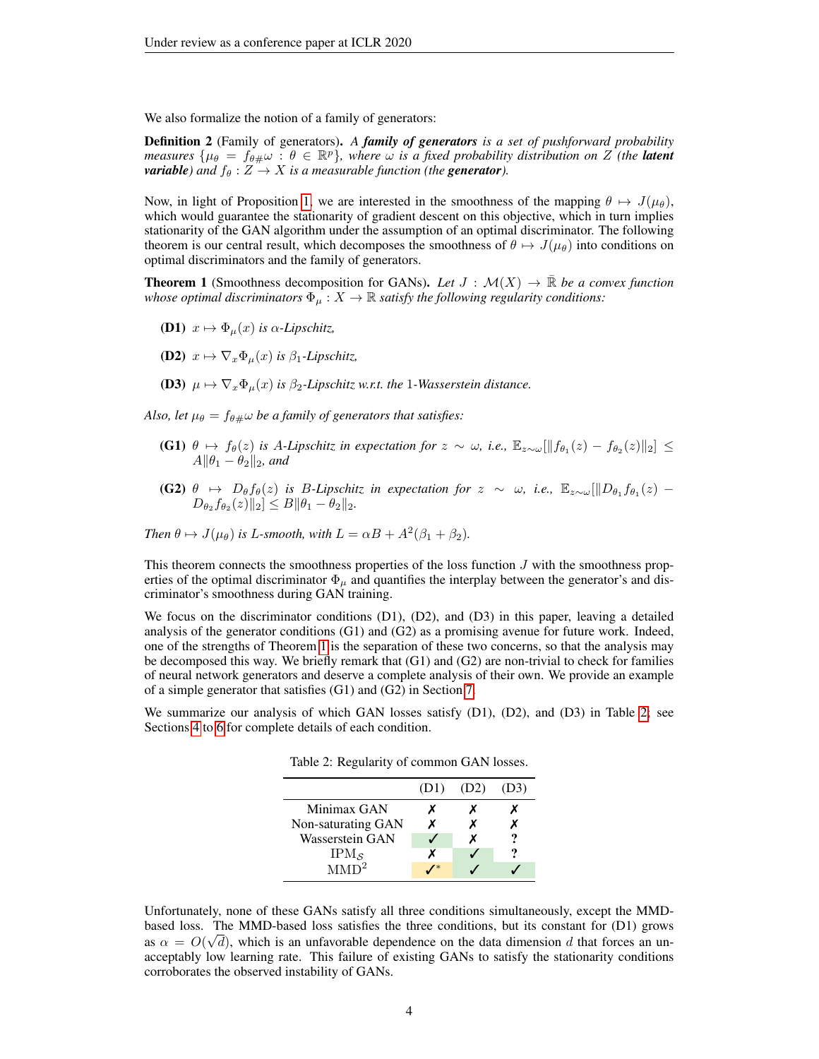We also formalize the notion of a family of generators:

**Definition 2** (Family of generators). *A **family of generators** is a set of pushforward probability measures $\{\mu_\theta = f_{\theta\#}\omega : \theta \in \mathbb{R}^p\}$, where $\omega$ is a fixed probability distribution on $Z$ (the **latent variable**) and $f_\theta : Z \to X$ is a measurable function (the **generator**).*

Now, in light of Proposition 1, we are interested in the smoothness of the mapping $\theta \mapsto J(\mu_\theta)$, which would guarantee the stationarity of gradient descent on this objective, which in turn implies stationarity of the GAN algorithm under the assumption of an optimal discriminator. The following theorem is our central result, which decomposes the smoothness of $\theta \mapsto J(\mu_\theta)$ into conditions on optimal discriminators and the family of generators.

**Theorem 1** (Smoothness decomposition for GANs). *Let $J : \mathcal{M}(X) \to \bar{\mathbb{R}}$ be a convex function whose optimal discriminators $\Phi_\mu : X \to \mathbb{R}$ satisfy the following regularity conditions:*

- **(D1)** *$x \mapsto \Phi_\mu(x)$ is $\alpha$-Lipschitz,*
- **(D2)** *$x \mapsto \nabla_x \Phi_\mu(x)$ is $\beta_1$-Lipschitz,*
- **(D3)** *$\mu \mapsto \nabla_x \Phi_\mu(x)$ is $\beta_2$-Lipschitz w.r.t. the 1-Wasserstein distance.*

*Also, let $\mu_\theta = f_{\theta\#}\omega$ be a family of generators that satisfies:*

- **(G1)** *$\theta \mapsto f_\theta(z)$ is $A$-Lipschitz in expectation for $z \sim \omega$, i.e., $\mathbb{E}_{z\sim\omega}[\|f_{\theta_1}(z) - f_{\theta_2}(z)\|_2] \le A\|\theta_1 - \theta_2\|_2$, and*
- **(G2)** *$\theta \mapsto D_\theta f_\theta(z)$ is $B$-Lipschitz in expectation for $z \sim \omega$, i.e., $\mathbb{E}_{z\sim\omega}[\|D_{\theta_1} f_{\theta_1}(z) - D_{\theta_2} f_{\theta_2}(z)\|_2] \le B\|\theta_1 - \theta_2\|_2$.*

*Then $\theta \mapsto J(\mu_\theta)$ is $L$-smooth, with $L = \alpha B + A^2(\beta_1 + \beta_2)$.*

This theorem connects the smoothness properties of the loss function $J$ with the smoothness properties of the optimal discriminator $\Phi_\mu$ and quantifies the interplay between the generator's and discriminator's smoothness during GAN training.

We focus on the discriminator conditions (D1), (D2), and (D3) in this paper, leaving a detailed analysis of the generator conditions (G1) and (G2) as a promising avenue for future work. Indeed, one of the strengths of Theorem 1 is the separation of these two concerns, so that the analysis may be decomposed this way. We briefly remark that (G1) and (G2) are non-trivial to check for families of neural network generators and deserve a complete analysis of their own. We provide an example of a simple generator that satisfies (G1) and (G2) in Section 7.

We summarize our analysis of which GAN losses satisfy (D1), (D2), and (D3) in Table 2; see Sections 4 to 6 for complete details of each condition.

Table 2: Regularity of common GAN losses.

| | (D1) | (D2) | (D3) |
|---|---|---|---|
| Minimax GAN | ✗ | ✗ | ✗ |
| Non-saturating GAN | ✗ | ✗ | ✗ |
| Wasserstein GAN | ✓ | ✗ | ? |
| $\text{IPM}_\mathcal{S}$ | ✗ | ✓ | ? |
| $\text{MMD}^2$ | ✓* | ✓ | ✓ |

Unfortunately, none of these GANs satisfy all three conditions simultaneously, except the MMD-based loss. The MMD-based loss satisfies the three conditions, but its constant for (D1) grows as $\alpha = O(\sqrt{d})$, which is an unfavorable dependence on the data dimension $d$ that forces an unacceptably low learning rate. This failure of existing GANs to satisfy the stationarity conditions corroborates the observed instability of GANs.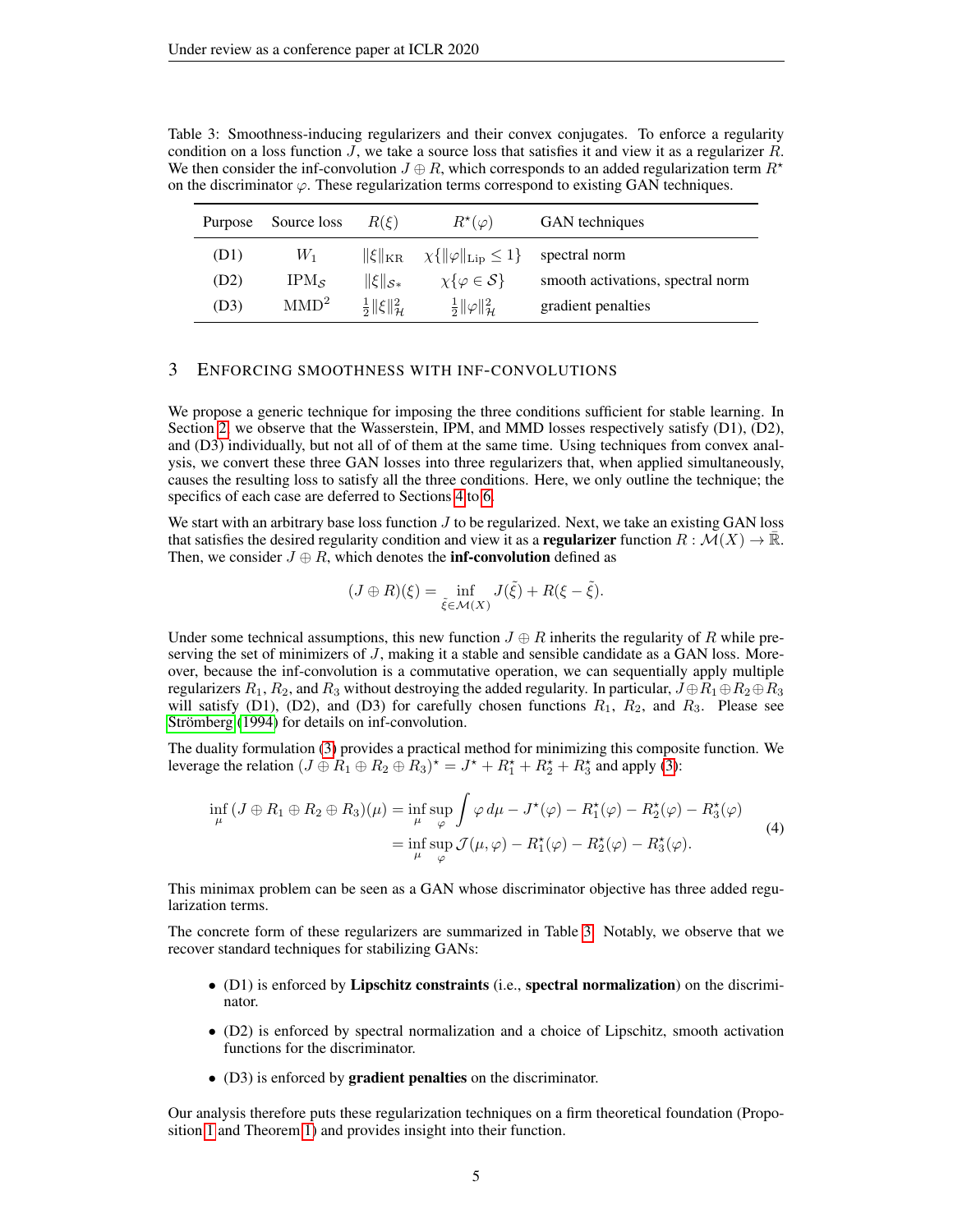Table 3: Smoothness-inducing regularizers and their convex conjugates. To enforce a regularity condition on a loss function $J$, we take a source loss that satisfies it and view it as a regularizer $R$. We then consider the inf-convolution $J \oplus R$, which corresponds to an added regularization term $R^\star$ on the discriminator $\varphi$. These regularization terms correspond to existing GAN techniques.

| Purpose | Source loss | $R(\xi)$ | $R^\star(\varphi)$ | GAN techniques |
|---|---|---|---|---|
| (D1) | $W_1$ | $\|\xi\|_{\mathrm{KR}}$ | $\chi\{\|\varphi\|_{\mathrm{Lip}} \leq 1\}$ | spectral norm |
| (D2) | $\mathrm{IPM}_{\mathcal{S}}$ | $\|\xi\|_{\mathcal{S}*}$ | $\chi\{\varphi \in \mathcal{S}\}$ | smooth activations, spectral norm |
| (D3) | $\mathrm{MMD}^2$ | $\frac{1}{2}\|\xi\|_{\mathcal{H}}^2$ | $\frac{1}{2}\|\varphi\|_{\mathcal{H}}^2$ | gradient penalties |

## 3 Enforcing smoothness with inf-convolutions

We propose a generic technique for imposing the three conditions sufficient for stable learning. In Section 2, we observe that the Wasserstein, IPM, and MMD losses respectively satisfy (D1), (D2), and (D3) individually, but not all of of them at the same time. Using techniques from convex analysis, we convert these three GAN losses into three regularizers that, when applied simultaneously, causes the resulting loss to satisfy all the three conditions. Here, we only outline the technique; the specifics of each case are deferred to Sections 4 to 6.

We start with an arbitrary base loss function $J$ to be regularized. Next, we take an existing GAN loss that satisfies the desired regularity condition and view it as a **regularizer** function $R : \mathcal{M}(X) \to \bar{\mathbb{R}}$. Then, we consider $J \oplus R$, which denotes the **inf-convolution** defined as

$$(J \oplus R)(\xi) = \inf_{\tilde{\xi} \in \mathcal{M}(X)} J(\tilde{\xi}) + R(\xi - \tilde{\xi}).$$

Under some technical assumptions, this new function $J \oplus R$ inherits the regularity of $R$ while preserving the set of minimizers of $J$, making it a stable and sensible candidate as a GAN loss. Moreover, because the inf-convolution is a commutative operation, we can sequentially apply multiple regularizers $R_1$, $R_2$, and $R_3$ without destroying the added regularity. In particular, $J \oplus R_1 \oplus R_2 \oplus R_3$ will satisfy (D1), (D2), and (D3) for carefully chosen functions $R_1$, $R_2$, and $R_3$. Please see Strömberg (1994) for details on inf-convolution.

The duality formulation (3) provides a practical method for minimizing this composite function. We leverage the relation $(J \oplus R_1 \oplus R_2 \oplus R_3)^\star = J^\star + R_1^\star + R_2^\star + R_3^\star$ and apply (3):

$$\begin{aligned}
\inf_\mu \, (J \oplus R_1 \oplus R_2 \oplus R_3)(\mu) &= \inf_\mu \sup_\varphi \int \varphi \, d\mu - J^\star(\varphi) - R_1^\star(\varphi) - R_2^\star(\varphi) - R_3^\star(\varphi) \\
&= \inf_\mu \sup_\varphi \mathcal{J}(\mu, \varphi) - R_1^\star(\varphi) - R_2^\star(\varphi) - R_3^\star(\varphi).
\end{aligned} \tag{4}$$

This minimax problem can be seen as a GAN whose discriminator objective has three added regularization terms.

The concrete form of these regularizers are summarized in Table 3. Notably, we observe that we recover standard techniques for stabilizing GANs:

- (D1) is enforced by **Lipschitz constraints** (i.e., **spectral normalization**) on the discriminator.
- (D2) is enforced by spectral normalization and a choice of Lipschitz, smooth activation functions for the discriminator.
- (D3) is enforced by **gradient penalties** on the discriminator.

Our analysis therefore puts these regularization techniques on a firm theoretical foundation (Proposition 1 and Theorem 1) and provides insight into their function.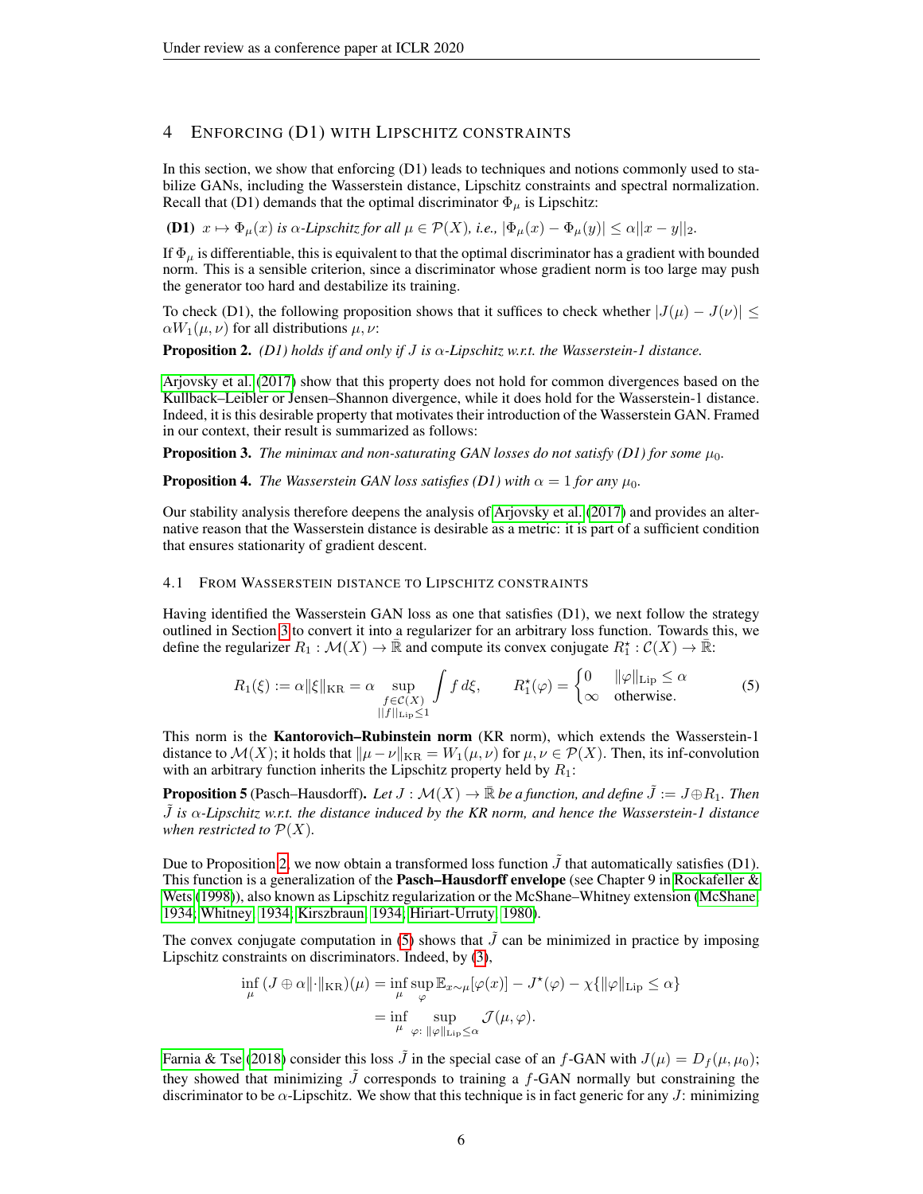## 4 Enforcing (D1) with Lipschitz constraints

In this section, we show that enforcing (D1) leads to techniques and notions commonly used to stabilize GANs, including the Wasserstein distance, Lipschitz constraints and spectral normalization. Recall that (D1) demands that the optimal discriminator $\Phi_\mu$ is Lipschitz:

**(D1)** *$x \mapsto \Phi_\mu(x)$ is $\alpha$-Lipschitz for all $\mu \in \mathcal{P}(X)$, i.e., $|\Phi_\mu(x) - \Phi_\mu(y)| \leq \alpha \|x - y\|_2$.*

If $\Phi_\mu$ is differentiable, this is equivalent to that the optimal discriminator has a gradient with bounded norm. This is a sensible criterion, since a discriminator whose gradient norm is too large may push the generator too hard and destabilize its training.

To check (D1), the following proposition shows that it suffices to check whether $|J(\mu) - J(\nu)| \leq \alpha W_1(\mu, \nu)$ for all distributions $\mu, \nu$:

**Proposition 2.** *(D1) holds if and only if $J$ is $\alpha$-Lipschitz w.r.t. the Wasserstein-1 distance.*

Arjovsky et al. (2017) show that this property does not hold for common divergences based on the Kullback–Leibler or Jensen–Shannon divergence, while it does hold for the Wasserstein-1 distance. Indeed, it is this desirable property that motivates their introduction of the Wasserstein GAN. Framed in our context, their result is summarized as follows:

**Proposition 3.** *The minimax and non-saturating GAN losses do not satisfy (D1) for some $\mu_0$.*

**Proposition 4.** *The Wasserstein GAN loss satisfies (D1) with $\alpha = 1$ for any $\mu_0$.*

Our stability analysis therefore deepens the analysis of Arjovsky et al. (2017) and provides an alternative reason that the Wasserstein distance is desirable as a metric: it is part of a sufficient condition that ensures stationarity of gradient descent.

### 4.1 From Wasserstein distance to Lipschitz constraints

Having identified the Wasserstein GAN loss as one that satisfies (D1), we next follow the strategy outlined in Section 3 to convert it into a regularizer for an arbitrary loss function. Towards this, we define the regularizer $R_1 : \mathcal{M}(X) \to \bar{\mathbb{R}}$ and compute its convex conjugate $R_1^\star : \mathcal{C}(X) \to \bar{\mathbb{R}}$:

$$R_1(\xi) := \alpha \|\xi\|_{\mathrm{KR}} = \alpha \sup_{\substack{f \in \mathcal{C}(X) \\ \|f\|_{\mathrm{Lip}} \leq 1}} \int f \, d\xi, \qquad R_1^\star(\varphi) = \begin{cases} 0 & \|\varphi\|_{\mathrm{Lip}} \leq \alpha \\ \infty & \text{otherwise.} \end{cases} \tag{5}$$

This norm is the **Kantorovich–Rubinstein norm** (KR norm), which extends the Wasserstein-1 distance to $\mathcal{M}(X)$; it holds that $\|\mu - \nu\|_{\mathrm{KR}} = W_1(\mu, \nu)$ for $\mu, \nu \in \mathcal{P}(X)$. Then, its inf-convolution with an arbitrary function inherits the Lipschitz property held by $R_1$:

**Proposition 5** (Pasch–Hausdorff). *Let $J : \mathcal{M}(X) \to \bar{\mathbb{R}}$ be a function, and define $\tilde{J} := J \oplus R_1$. Then $\tilde{J}$ is $\alpha$-Lipschitz w.r.t. the distance induced by the KR norm, and hence the Wasserstein-1 distance when restricted to $\mathcal{P}(X)$.*

Due to Proposition 2, we now obtain a transformed loss function $\tilde{J}$ that automatically satisfies (D1). This function is a generalization of the **Pasch–Hausdorff envelope** (see Chapter 9 in Rockafeller & Wets (1998)), also known as Lipschitz regularization or the McShane–Whitney extension (McShane, 1934; Whitney, 1934; Kirszbraun, 1934; Hiriart-Urruty, 1980).

The convex conjugate computation in (5) shows that $\tilde{J}$ can be minimized in practice by imposing Lipschitz constraints on discriminators. Indeed, by (3),

$$\begin{aligned} \inf_\mu \, (J \oplus \alpha \|\cdot\|_{\mathrm{KR}})(\mu) &= \inf_\mu \sup_\varphi \mathbb{E}_{x \sim \mu}[\varphi(x)] - J^\star(\varphi) - \chi\{\|\varphi\|_{\mathrm{Lip}} \leq \alpha\} \\ &= \inf_\mu \sup_{\varphi \colon \|\varphi\|_{\mathrm{Lip}} \leq \alpha} \mathcal{J}(\mu, \varphi). \end{aligned}$$

Farnia & Tse (2018) consider this loss $\tilde{J}$ in the special case of an $f$-GAN with $J(\mu) = D_f(\mu, \mu_0)$; they showed that minimizing $\tilde{J}$ corresponds to training a $f$-GAN normally but constraining the discriminator to be $\alpha$-Lipschitz. We show that this technique is in fact generic for any $J$: minimizing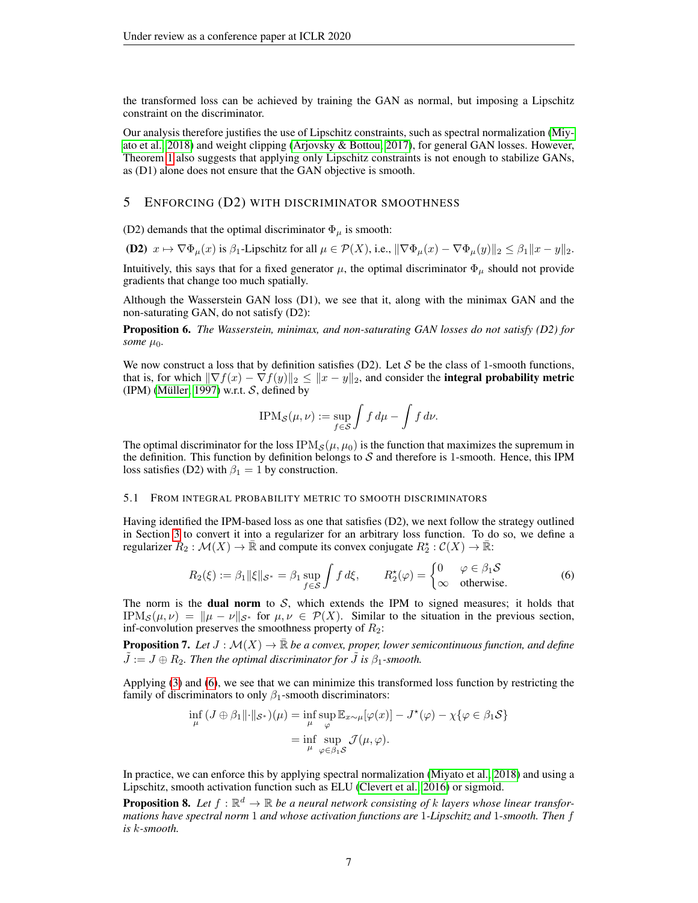the transformed loss can be achieved by training the GAN as normal, but imposing a Lipschitz constraint on the discriminator.

Our analysis therefore justifies the use of Lipschitz constraints, such as spectral normalization (Miyato et al., 2018) and weight clipping (Arjovsky & Bottou, 2017), for general GAN losses. However, Theorem 1 also suggests that applying only Lipschitz constraints is not enough to stabilize GANs, as (D1) alone does not ensure that the GAN objective is smooth.

## 5 Enforcing (D2) with discriminator smoothness

(D2) demands that the optimal discriminator $\Phi_\mu$ is smooth:

**(D2)** $x \mapsto \nabla\Phi_\mu(x)$ is $\beta_1$-Lipschitz for all $\mu \in \mathcal{P}(X)$, i.e., $\|\nabla\Phi_\mu(x) - \nabla\Phi_\mu(y)\|_2 \le \beta_1\|x-y\|_2$.

Intuitively, this says that for a fixed generator $\mu$, the optimal discriminator $\Phi_\mu$ should not provide gradients that change too much spatially.

Although the Wasserstein GAN loss (D1), we see that it, along with the minimax GAN and the non-saturating GAN, do not satisfy (D2):

**Proposition 6.** *The Wasserstein, minimax, and non-saturating GAN losses do not satisfy (D2) for some $\mu_0$.*

We now construct a loss that by definition satisfies (D2). Let $\mathcal{S}$ be the class of 1-smooth functions, that is, for which $\|\nabla f(x) - \nabla f(y)\|_2 \le \|x-y\|_2$, and consider the **integral probability metric** (IPM) (Müller, 1997) w.r.t. $\mathcal{S}$, defined by

$$\mathrm{IPM}_{\mathcal{S}}(\mu,\nu) := \sup_{f\in\mathcal{S}} \int f\,d\mu - \int f\,d\nu.$$

The optimal discriminator for the loss $\mathrm{IPM}_{\mathcal{S}}(\mu,\mu_0)$ is the function that maximizes the supremum in the definition. This function by definition belongs to $\mathcal{S}$ and therefore is 1-smooth. Hence, this IPM loss satisfies (D2) with $\beta_1 = 1$ by construction.

### 5.1 From integral probability metric to smooth discriminators

Having identified the IPM-based loss as one that satisfies (D2), we next follow the strategy outlined in Section 3 to convert it into a regularizer for an arbitrary loss function. To do so, we define a regularizer $R_2 : \mathcal{M}(X) \to \bar{\mathbb{R}}$ and compute its convex conjugate $R_2^\star : \mathcal{C}(X) \to \bar{\mathbb{R}}$:

$$R_2(\xi) := \beta_1\|\xi\|_{\mathcal{S}^*} = \beta_1 \sup_{f\in\mathcal{S}} \int f\,d\xi, \qquad R_2^\star(\varphi) = \begin{cases} 0 & \varphi \in \beta_1\mathcal{S} \\ \infty & \text{otherwise.} \end{cases} \tag{6}$$

The norm is the **dual norm** to $\mathcal{S}$, which extends the IPM to signed measures; it holds that $\mathrm{IPM}_{\mathcal{S}}(\mu,\nu) = \|\mu-\nu\|_{\mathcal{S}^*}$ for $\mu,\nu \in \mathcal{P}(X)$. Similar to the situation in the previous section, inf-convolution preserves the smoothness property of $R_2$:

**Proposition 7.** *Let $J : \mathcal{M}(X) \to \bar{\mathbb{R}}$ be a convex, proper, lower semicontinuous function, and define $\tilde{J} := J \oplus R_2$. Then the optimal discriminator for $\tilde{J}$ is $\beta_1$-smooth.*

Applying (3) and (6), we see that we can minimize this transformed loss function by restricting the family of discriminators to only $\beta_1$-smooth discriminators:

$$\begin{aligned}
\inf_\mu\,(J \oplus \beta_1\|\cdot\|_{\mathcal{S}^*})(\mu) &= \inf_\mu \sup_\varphi \mathbb{E}_{x\sim\mu}[\varphi(x)] - J^\star(\varphi) - \chi\{\varphi \in \beta_1\mathcal{S}\} \\
&= \inf_\mu \sup_{\varphi\in\beta_1\mathcal{S}} \mathcal{J}(\mu,\varphi).
\end{aligned}$$

In practice, we can enforce this by applying spectral normalization (Miyato et al., 2018) and using a Lipschitz, smooth activation function such as ELU (Clevert et al., 2016) or sigmoid.

**Proposition 8.** *Let $f : \mathbb{R}^d \to \mathbb{R}$ be a neural network consisting of $k$ layers whose linear transformations have spectral norm 1 and whose activation functions are 1-Lipschitz and 1-smooth. Then $f$ is $k$-smooth.*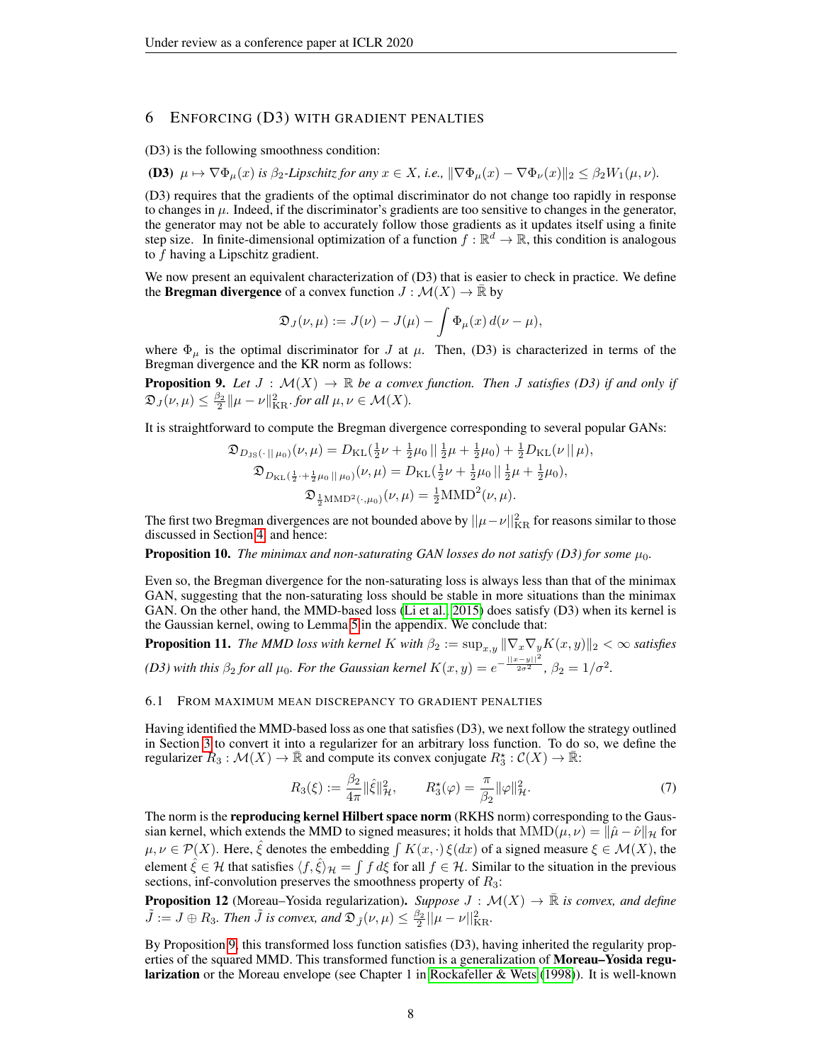## 6 ENFORCING (D3) WITH GRADIENT PENALTIES

(D3) is the following smoothness condition:

**(D3)** *$\mu \mapsto \nabla\Phi_\mu(x)$ is $\beta_2$-Lipschitz for any $x \in X$, i.e., $\|\nabla\Phi_\mu(x) - \nabla\Phi_\nu(x)\|_2 \leq \beta_2 W_1(\mu, \nu)$.*

(D3) requires that the gradients of the optimal discriminator do not change too rapidly in response to changes in $\mu$. Indeed, if the discriminator's gradients are too sensitive to changes in the generator, the generator may not be able to accurately follow those gradients as it updates itself using a finite step size. In finite-dimensional optimization of a function $f : \mathbb{R}^d \to \mathbb{R}$, this condition is analogous to $f$ having a Lipschitz gradient.

We now present an equivalent characterization of (D3) that is easier to check in practice. We define the **Bregman divergence** of a convex function $J : \mathcal{M}(X) \to \bar{\mathbb{R}}$ by

$$\mathfrak{D}_J(\nu, \mu) := J(\nu) - J(\mu) - \int \Phi_\mu(x)\, d(\nu - \mu),$$

where $\Phi_\mu$ is the optimal discriminator for $J$ at $\mu$. Then, (D3) is characterized in terms of the Bregman divergence and the KR norm as follows:

**Proposition 9.** *Let $J : \mathcal{M}(X) \to \mathbb{R}$ be a convex function. Then $J$ satisfies (D3) if and only if $\mathfrak{D}_J(\nu, \mu) \leq \frac{\beta_2}{2}\|\mu - \nu\|_{\mathrm{KR}}^2$. for all $\mu, \nu \in \mathcal{M}(X)$.*

It is straightforward to compute the Bregman divergence corresponding to several popular GANs:

$$\mathfrak{D}_{D_{\mathrm{JS}}(\cdot\,||\,\mu_0)}(\nu, \mu) = D_{\mathrm{KL}}(\tfrac{1}{2}\nu + \tfrac{1}{2}\mu_0 \,||\, \tfrac{1}{2}\mu + \tfrac{1}{2}\mu_0) + \tfrac{1}{2}D_{\mathrm{KL}}(\nu \,||\, \mu),$$
$$\mathfrak{D}_{D_{\mathrm{KL}}(\frac{1}{2}\cdot + \frac{1}{2}\mu_0\,||\,\mu_0)}(\nu, \mu) = D_{\mathrm{KL}}(\tfrac{1}{2}\nu + \tfrac{1}{2}\mu_0 \,||\, \tfrac{1}{2}\mu + \tfrac{1}{2}\mu_0),$$
$$\mathfrak{D}_{\frac{1}{2}\mathrm{MMD}^2(\cdot,\mu_0)}(\nu, \mu) = \tfrac{1}{2}\mathrm{MMD}^2(\nu, \mu).$$

The first two Bregman divergences are not bounded above by $||\mu - \nu||_{\mathrm{KR}}^2$ for reasons similar to those discussed in Section 4, and hence:

**Proposition 10.** *The minimax and non-saturating GAN losses do not satisfy (D3) for some $\mu_0$.*

Even so, the Bregman divergence for the non-saturating loss is always less than that of the minimax GAN, suggesting that the non-saturating loss should be stable in more situations than the minimax GAN. On the other hand, the MMD-based loss (Li et al., 2015) does satisfy (D3) when its kernel is the Gaussian kernel, owing to Lemma 5 in the appendix. We conclude that:

**Proposition 11.** *The MMD loss with kernel $K$ with $\beta_2 := \sup_{x,y} \|\nabla_x \nabla_y K(x, y)\|_2 < \infty$ satisfies (D3) with this $\beta_2$ for all $\mu_0$. For the Gaussian kernel $K(x, y) = e^{-\frac{||x-y||^2}{2\sigma^2}}$, $\beta_2 = 1/\sigma^2$.*

### 6.1 FROM MAXIMUM MEAN DISCREPANCY TO GRADIENT PENALTIES

Having identified the MMD-based loss as one that satisfies (D3), we next follow the strategy outlined in Section 3 to convert it into a regularizer for an arbitrary loss function. To do so, we define the regularizer $R_3 : \mathcal{M}(X) \to \bar{\mathbb{R}}$ and compute its convex conjugate $R_3^\star : \mathcal{C}(X) \to \bar{\mathbb{R}}$:

$$R_3(\xi) := \frac{\beta_2}{4\pi}\|\hat{\xi}\|_{\mathcal{H}}^2, \qquad R_3^\star(\varphi) = \frac{\pi}{\beta_2}\|\varphi\|_{\mathcal{H}}^2. \tag{7}$$

The norm is the **reproducing kernel Hilbert space norm** (RKHS norm) corresponding to the Gaussian kernel, which extends the MMD to signed measures; it holds that $\mathrm{MMD}(\mu, \nu) = \|\hat{\mu} - \hat{\nu}\|_{\mathcal{H}}$ for $\mu, \nu \in \mathcal{P}(X)$. Here, $\hat{\xi}$ denotes the embedding $\int K(x, \cdot)\, \xi(dx)$ of a signed measure $\xi \in \mathcal{M}(X)$, the element $\hat{\xi} \in \mathcal{H}$ that satisfies $\langle f, \hat{\xi}\rangle_{\mathcal{H}} = \int f\, d\xi$ for all $f \in \mathcal{H}$. Similar to the situation in the previous sections, inf-convolution preserves the smoothness property of $R_3$:

**Proposition 12** (Moreau–Yosida regularization)**.** *Suppose $J : \mathcal{M}(X) \to \bar{\mathbb{R}}$ is convex, and define $\tilde{J} := J \oplus R_3$. Then $\tilde{J}$ is convex, and $\mathfrak{D}_{\tilde{J}}(\nu, \mu) \leq \frac{\beta_2}{2}||\mu - \nu||_{\mathrm{KR}}^2$.*

By Proposition 9, this transformed loss function satisfies (D3), having inherited the regularity properties of the squared MMD. This transformed function is a generalization of **Moreau–Yosida regularization** or the Moreau envelope (see Chapter 1 in Rockafeller & Wets (1998)). It is well-known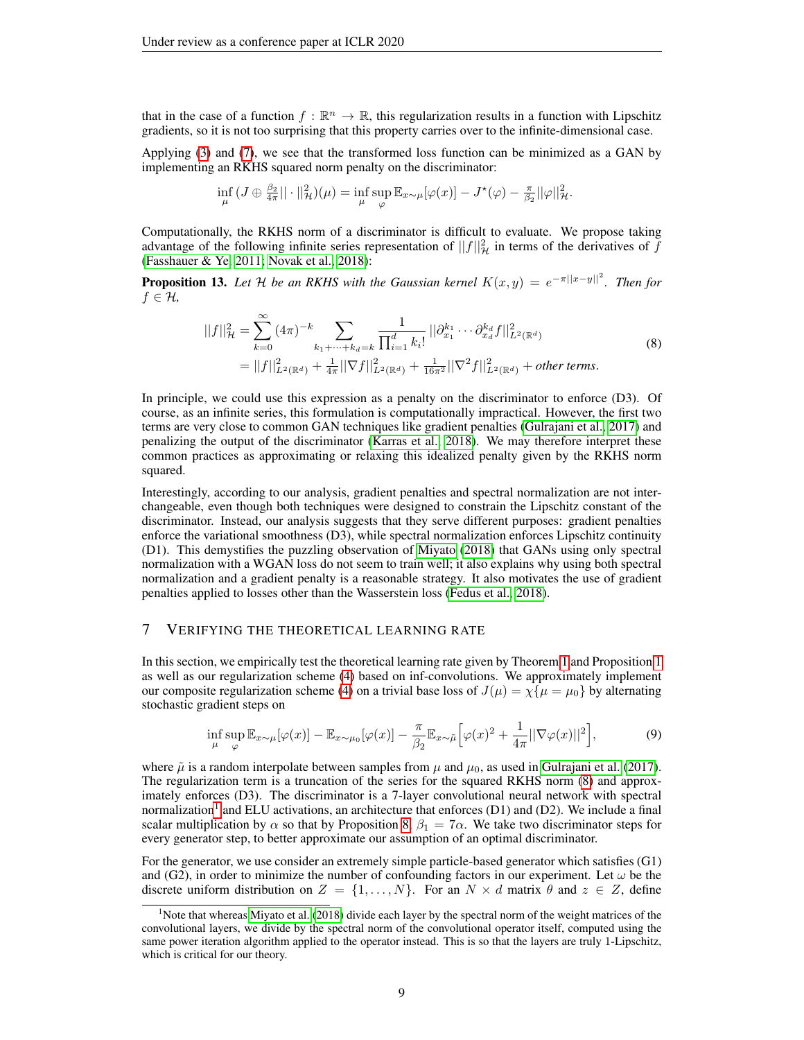that in the case of a function $f : \mathbb{R}^n \to \mathbb{R}$, this regularization results in a function with Lipschitz gradients, so it is not too surprising that this property carries over to the infinite-dimensional case.

Applying (3) and (7), we see that the transformed loss function can be minimized as a GAN by implementing an RKHS squared norm penalty on the discriminator:

$$\inf_\mu (J \oplus \tfrac{\beta_2}{4\pi}||\cdot||^2_{\mathcal{H}})(\mu) = \inf_\mu \sup_\varphi \mathbb{E}_{x\sim\mu}[\varphi(x)] - J^\star(\varphi) - \tfrac{\pi}{\beta_2}||\varphi||^2_{\mathcal{H}}.$$

Computationally, the RKHS norm of a discriminator is difficult to evaluate. We propose taking advantage of the following infinite series representation of $||f||^2_{\mathcal{H}}$ in terms of the derivatives of $f$ (Fasshauer & Ye, 2011; Novak et al., 2018):

**Proposition 13.** *Let $\mathcal{H}$ be an RKHS with the Gaussian kernel $K(x, y) = e^{-\pi||x-y||^2}$. Then for $f \in \mathcal{H}$,*

$$\begin{aligned} ||f||^2_{\mathcal{H}} &= \sum_{k=0}^{\infty} (4\pi)^{-k} \sum_{k_1+\cdots+k_d=k} \frac{1}{\prod_{i=1}^d k_i!} ||\partial^{k_1}_{x_1} \cdots \partial^{k_d}_{x_d} f||^2_{L^2(\mathbb{R}^d)} \\ &= ||f||^2_{L^2(\mathbb{R}^d)} + \tfrac{1}{4\pi}||\nabla f||^2_{L^2(\mathbb{R}^d)} + \tfrac{1}{16\pi^2}||\nabla^2 f||^2_{L^2(\mathbb{R}^d)} + \textit{other terms}. \end{aligned} \tag{8}$$

In principle, we could use this expression as a penalty on the discriminator to enforce (D3). Of course, as an infinite series, this formulation is computationally impractical. However, the first two terms are very close to common GAN techniques like gradient penalties (Gulrajani et al., 2017) and penalizing the output of the discriminator (Karras et al., 2018). We may therefore interpret these common practices as approximating or relaxing this idealized penalty given by the RKHS norm squared.

Interestingly, according to our analysis, gradient penalties and spectral normalization are not interchangeable, even though both techniques were designed to constrain the Lipschitz constant of the discriminator. Instead, our analysis suggests that they serve different purposes: gradient penalties enforce the variational smoothness (D3), while spectral normalization enforces Lipschitz continuity (D1). This demystifies the puzzling observation of Miyato (2018) that GANs using only spectral normalization with a WGAN loss do not seem to train well; it also explains why using both spectral normalization and a gradient penalty is a reasonable strategy. It also motivates the use of gradient penalties applied to losses other than the Wasserstein loss (Fedus et al., 2018).

## 7 Verifying the theoretical learning rate

In this section, we empirically test the theoretical learning rate given by Theorem 1 and Proposition 1 as well as our regularization scheme (4) based on inf-convolutions. We approximately implement our composite regularization scheme (4) on a trivial base loss of $J(\mu) = \chi\{\mu = \mu_0\}$ by alternating stochastic gradient steps on

$$\inf_\mu \sup_\varphi \mathbb{E}_{x\sim\mu}[\varphi(x)] - \mathbb{E}_{x\sim\mu_0}[\varphi(x)] - \frac{\pi}{\beta_2}\mathbb{E}_{x\sim\tilde{\mu}}\Big[\varphi(x)^2 + \frac{1}{4\pi}||\nabla\varphi(x)||^2\Big], \tag{9}$$

where $\tilde{\mu}$ is a random interpolate between samples from $\mu$ and $\mu_0$, as used in Gulrajani et al. (2017). The regularization term is a truncation of the series for the squared RKHS norm (8) and approximately enforces (D3). The discriminator is a 7-layer convolutional neural network with spectral normalization[1] and ELU activations, an architecture that enforces (D1) and (D2). We include a final scalar multiplication by $\alpha$ so that by Proposition 8, $\beta_1 = 7\alpha$. We take two discriminator steps for every generator step, to better approximate our assumption of an optimal discriminator.

For the generator, we use consider an extremely simple particle-based generator which satisfies (G1) and (G2), in order to minimize the number of confounding factors in our experiment. Let $\omega$ be the discrete uniform distribution on $Z = \{1, \ldots, N\}$. For an $N \times d$ matrix $\theta$ and $z \in Z$, define

[1] Note that whereas Miyato et al. (2018) divide each layer by the spectral norm of the weight matrices of the convolutional layers, we divide by the spectral norm of the convolutional operator itself, computed using the same power iteration algorithm applied to the operator instead. This is so that the layers are truly 1-Lipschitz, which is critical for our theory.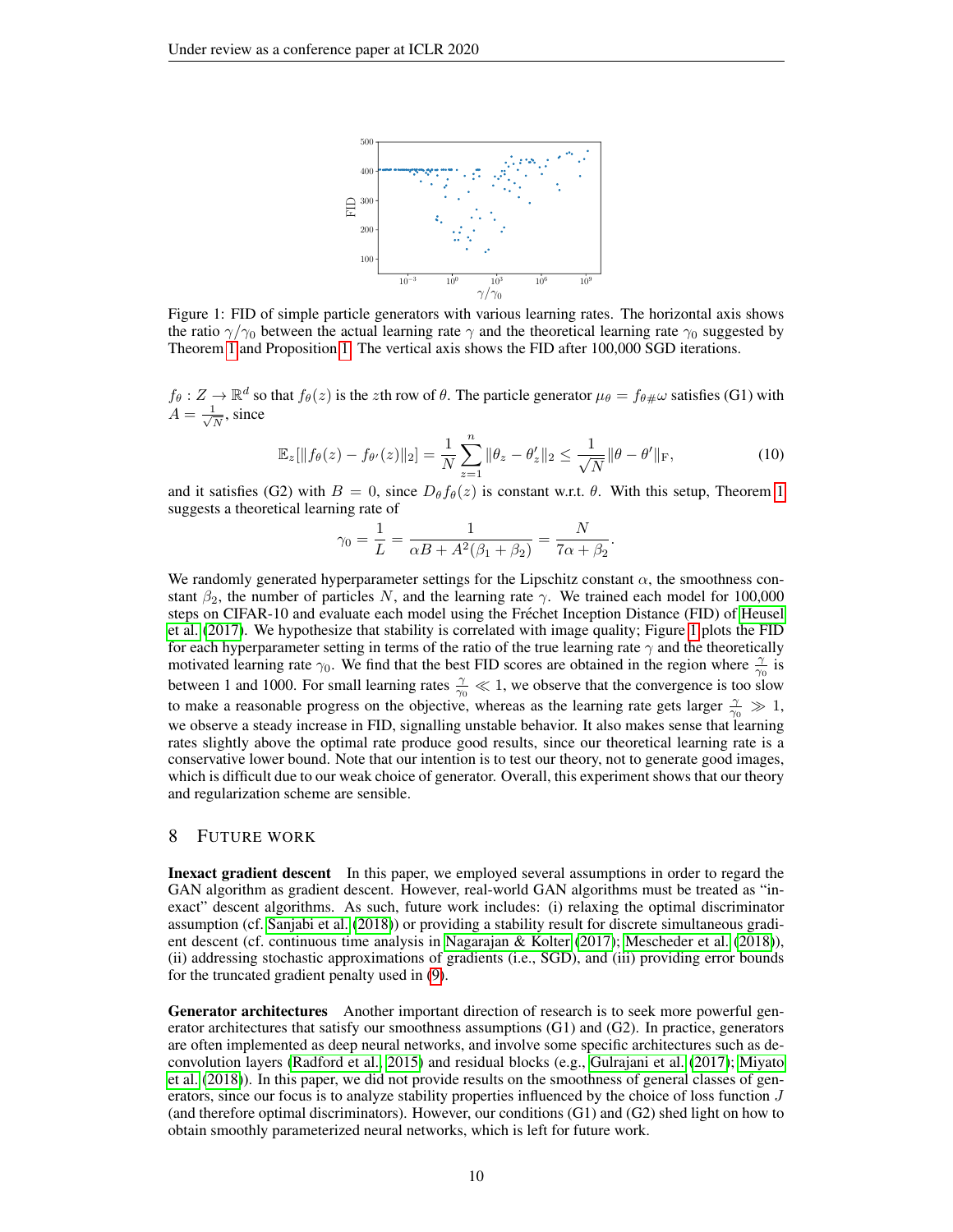Figure 1: FID of simple particle generators with various learning rates. The horizontal axis shows the ratio $\gamma/\gamma_0$ between the actual learning rate $\gamma$ and the theoretical learning rate $\gamma_0$ suggested by Theorem 1 and Proposition 1. The vertical axis shows the FID after 100,000 SGD iterations.

$f_\theta : Z \to \mathbb{R}^d$ so that $f_\theta(z)$ is the $z$th row of $\theta$. The particle generator $\mu_\theta = f_{\theta\#}\omega$ satisfies (G1) with $A = \frac{1}{\sqrt{N}}$, since

$$\mathbb{E}_z[\|f_\theta(z) - f_{\theta'}(z)\|_2] = \frac{1}{N}\sum_{z=1}^{n} \|\theta_z - \theta'_z\|_2 \leq \frac{1}{\sqrt{N}}\|\theta - \theta'\|_{\mathrm{F}}, \tag{10}$$

and it satisfies (G2) with $B = 0$, since $D_\theta f_\theta(z)$ is constant w.r.t. $\theta$. With this setup, Theorem 1 suggests a theoretical learning rate of

$$\gamma_0 = \frac{1}{L} = \frac{1}{\alpha B + A^2(\beta_1 + \beta_2)} = \frac{N}{7\alpha + \beta_2}.$$

We randomly generated hyperparameter settings for the Lipschitz constant $\alpha$, the smoothness constant $\beta_2$, the number of particles $N$, and the learning rate $\gamma$. We trained each model for 100,000 steps on CIFAR-10 and evaluate each model using the Fréchet Inception Distance (FID) of Heusel et al. (2017). We hypothesize that stability is correlated with image quality; Figure 1 plots the FID for each hyperparameter setting in terms of the ratio of the true learning rate $\gamma$ and the theoretically motivated learning rate $\gamma_0$. We find that the best FID scores are obtained in the region where $\frac{\gamma}{\gamma_0}$ is between 1 and 1000. For small learning rates $\frac{\gamma}{\gamma_0} \ll 1$, we observe that the convergence is too slow to make a reasonable progress on the objective, whereas as the learning rate gets larger $\frac{\gamma}{\gamma_0} \gg 1$, we observe a steady increase in FID, signalling unstable behavior. It also makes sense that learning rates slightly above the optimal rate produce good results, since our theoretical learning rate is a conservative lower bound. Note that our intention is to test our theory, not to generate good images, which is difficult due to our weak choice of generator. Overall, this experiment shows that our theory and regularization scheme are sensible.

## 8 Future Work

**Inexact gradient descent** In this paper, we employed several assumptions in order to regard the GAN algorithm as gradient descent. However, real-world GAN algorithms must be treated as "inexact" descent algorithms. As such, future work includes: (i) relaxing the optimal discriminator assumption (cf. Sanjabi et al. (2018)) or providing a stability result for discrete simultaneous gradient descent (cf. continuous time analysis in Nagarajan & Kolter (2017); Mescheder et al. (2018)), (ii) addressing stochastic approximations of gradients (i.e., SGD), and (iii) providing error bounds for the truncated gradient penalty used in (9).

**Generator architectures** Another important direction of research is to seek more powerful generator architectures that satisfy our smoothness assumptions (G1) and (G2). In practice, generators are often implemented as deep neural networks, and involve some specific architectures such as deconvolution layers (Radford et al., 2015) and residual blocks (e.g., Gulrajani et al. (2017); Miyato et al. (2018)). In this paper, we did not provide results on the smoothness of general classes of generators, since our focus is to analyze stability properties influenced by the choice of loss function $J$ (and therefore optimal discriminators). However, our conditions (G1) and (G2) shed light on how to obtain smoothly parameterized neural networks, which is left for future work.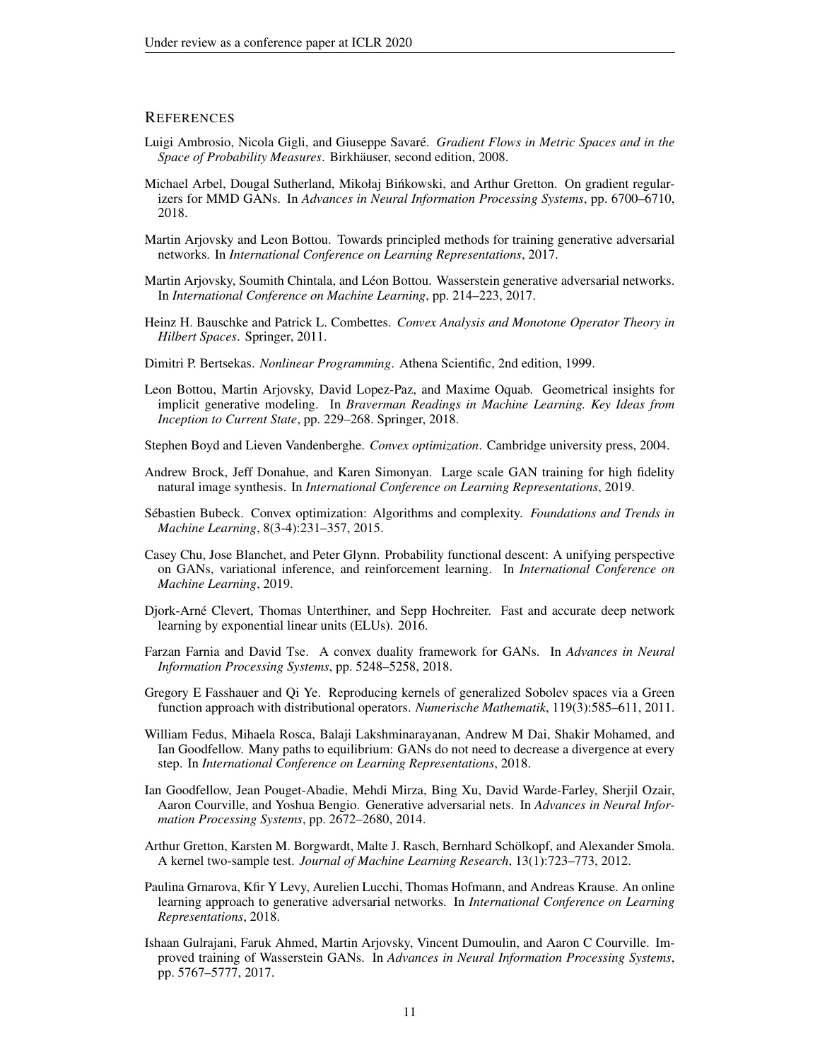## References

Luigi Ambrosio, Nicola Gigli, and Giuseppe Savaré. *Gradient Flows in Metric Spaces and in the Space of Probability Measures*. Birkhäuser, second edition, 2008.

Michael Arbel, Dougal Sutherland, Mikołaj Bińkowski, and Arthur Gretton. On gradient regularizers for MMD GANs. In *Advances in Neural Information Processing Systems*, pp. 6700–6710, 2018.

Martin Arjovsky and Leon Bottou. Towards principled methods for training generative adversarial networks. In *International Conference on Learning Representations*, 2017.

Martin Arjovsky, Soumith Chintala, and Léon Bottou. Wasserstein generative adversarial networks. In *International Conference on Machine Learning*, pp. 214–223, 2017.

Heinz H. Bauschke and Patrick L. Combettes. *Convex Analysis and Monotone Operator Theory in Hilbert Spaces*. Springer, 2011.

Dimitri P. Bertsekas. *Nonlinear Programming*. Athena Scientific, 2nd edition, 1999.

Leon Bottou, Martin Arjovsky, David Lopez-Paz, and Maxime Oquab. Geometrical insights for implicit generative modeling. In *Braverman Readings in Machine Learning. Key Ideas from Inception to Current State*, pp. 229–268. Springer, 2018.

Stephen Boyd and Lieven Vandenberghe. *Convex optimization*. Cambridge university press, 2004.

Andrew Brock, Jeff Donahue, and Karen Simonyan. Large scale GAN training for high fidelity natural image synthesis. In *International Conference on Learning Representations*, 2019.

Sébastien Bubeck. Convex optimization: Algorithms and complexity. *Foundations and Trends in Machine Learning*, 8(3-4):231–357, 2015.

Casey Chu, Jose Blanchet, and Peter Glynn. Probability functional descent: A unifying perspective on GANs, variational inference, and reinforcement learning. In *International Conference on Machine Learning*, 2019.

Djork-Arné Clevert, Thomas Unterthiner, and Sepp Hochreiter. Fast and accurate deep network learning by exponential linear units (ELUs). 2016.

Farzan Farnia and David Tse. A convex duality framework for GANs. In *Advances in Neural Information Processing Systems*, pp. 5248–5258, 2018.

Gregory E Fasshauer and Qi Ye. Reproducing kernels of generalized Sobolev spaces via a Green function approach with distributional operators. *Numerische Mathematik*, 119(3):585–611, 2011.

William Fedus, Mihaela Rosca, Balaji Lakshminarayanan, Andrew M Dai, Shakir Mohamed, and Ian Goodfellow. Many paths to equilibrium: GANs do not need to decrease a divergence at every step. In *International Conference on Learning Representations*, 2018.

Ian Goodfellow, Jean Pouget-Abadie, Mehdi Mirza, Bing Xu, David Warde-Farley, Sherjil Ozair, Aaron Courville, and Yoshua Bengio. Generative adversarial nets. In *Advances in Neural Information Processing Systems*, pp. 2672–2680, 2014.

Arthur Gretton, Karsten M. Borgwardt, Malte J. Rasch, Bernhard Schölkopf, and Alexander Smola. A kernel two-sample test. *Journal of Machine Learning Research*, 13(1):723–773, 2012.

Paulina Grnarova, Kfir Y Levy, Aurelien Lucchi, Thomas Hofmann, and Andreas Krause. An online learning approach to generative adversarial networks. In *International Conference on Learning Representations*, 2018.

Ishaan Gulrajani, Faruk Ahmed, Martin Arjovsky, Vincent Dumoulin, and Aaron C Courville. Improved training of Wasserstein GANs. In *Advances in Neural Information Processing Systems*, pp. 5767–5777, 2017.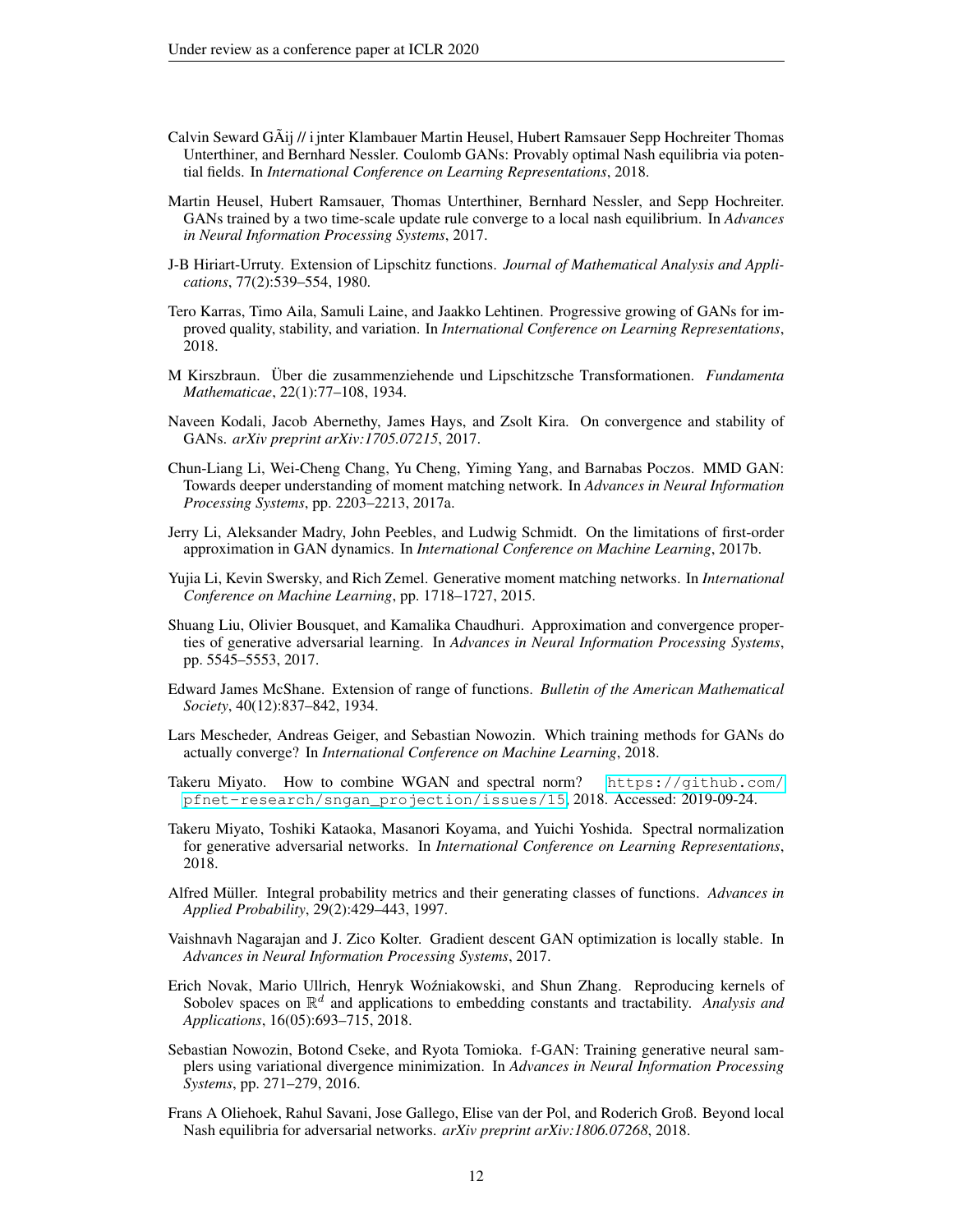Calvin Seward GÃij // i jnter Klambauer Martin Heusel, Hubert Ramsauer Sepp Hochreiter Thomas Unterthiner, and Bernhard Nessler. Coulomb GANs: Provably optimal Nash equilibria via potential fields. In *International Conference on Learning Representations*, 2018.

Martin Heusel, Hubert Ramsauer, Thomas Unterthiner, Bernhard Nessler, and Sepp Hochreiter. GANs trained by a two time-scale update rule converge to a local nash equilibrium. In *Advances in Neural Information Processing Systems*, 2017.

J-B Hiriart-Urruty. Extension of Lipschitz functions. *Journal of Mathematical Analysis and Applications*, 77(2):539–554, 1980.

Tero Karras, Timo Aila, Samuli Laine, and Jaakko Lehtinen. Progressive growing of GANs for improved quality, stability, and variation. In *International Conference on Learning Representations*, 2018.

M Kirszbraun. Über die zusammenziehende und Lipschitzsche Transformationen. *Fundamenta Mathematicae*, 22(1):77–108, 1934.

Naveen Kodali, Jacob Abernethy, James Hays, and Zsolt Kira. On convergence and stability of GANs. *arXiv preprint arXiv:1705.07215*, 2017.

Chun-Liang Li, Wei-Cheng Chang, Yu Cheng, Yiming Yang, and Barnabas Poczos. MMD GAN: Towards deeper understanding of moment matching network. In *Advances in Neural Information Processing Systems*, pp. 2203–2213, 2017a.

Jerry Li, Aleksander Madry, John Peebles, and Ludwig Schmidt. On the limitations of first-order approximation in GAN dynamics. In *International Conference on Machine Learning*, 2017b.

Yujia Li, Kevin Swersky, and Rich Zemel. Generative moment matching networks. In *International Conference on Machine Learning*, pp. 1718–1727, 2015.

Shuang Liu, Olivier Bousquet, and Kamalika Chaudhuri. Approximation and convergence properties of generative adversarial learning. In *Advances in Neural Information Processing Systems*, pp. 5545–5553, 2017.

Edward James McShane. Extension of range of functions. *Bulletin of the American Mathematical Society*, 40(12):837–842, 1934.

Lars Mescheder, Andreas Geiger, and Sebastian Nowozin. Which training methods for GANs do actually converge? In *International Conference on Machine Learning*, 2018.

Takeru Miyato. How to combine WGAN and spectral norm? https://github.com/pfnet-research/sngan_projection/issues/15, 2018. Accessed: 2019-09-24.

Takeru Miyato, Toshiki Kataoka, Masanori Koyama, and Yuichi Yoshida. Spectral normalization for generative adversarial networks. In *International Conference on Learning Representations*, 2018.

Alfred Müller. Integral probability metrics and their generating classes of functions. *Advances in Applied Probability*, 29(2):429–443, 1997.

Vaishnavh Nagarajan and J. Zico Kolter. Gradient descent GAN optimization is locally stable. In *Advances in Neural Information Processing Systems*, 2017.

Erich Novak, Mario Ullrich, Henryk Woźniakowski, and Shun Zhang. Reproducing kernels of Sobolev spaces on $\mathbb{R}^d$ and applications to embedding constants and tractability. *Analysis and Applications*, 16(05):693–715, 2018.

Sebastian Nowozin, Botond Cseke, and Ryota Tomioka. f-GAN: Training generative neural samplers using variational divergence minimization. In *Advances in Neural Information Processing Systems*, pp. 271–279, 2016.

Frans A Oliehoek, Rahul Savani, Jose Gallego, Elise van der Pol, and Roderich Groß. Beyond local Nash equilibria for adversarial networks. *arXiv preprint arXiv:1806.07268*, 2018.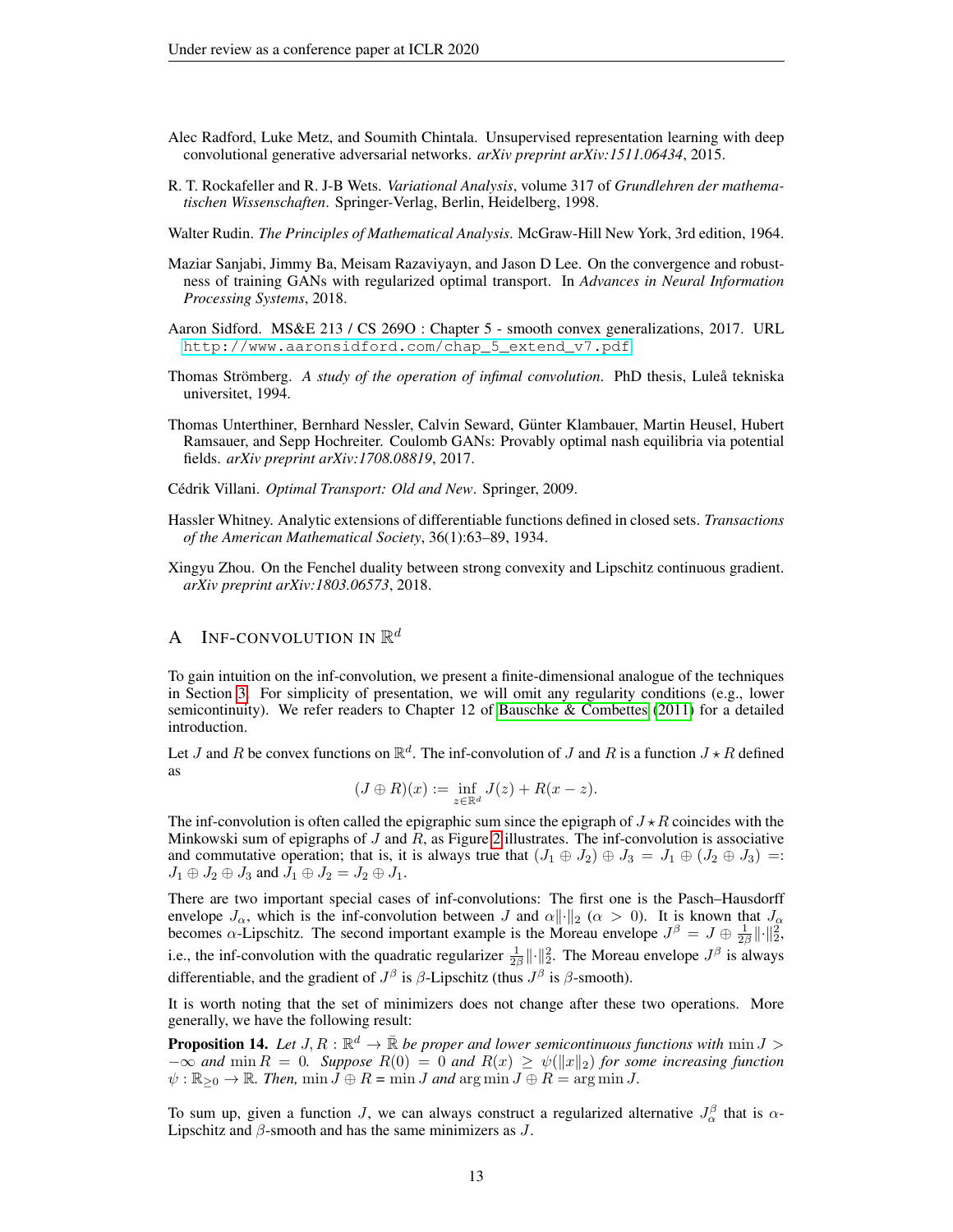Alec Radford, Luke Metz, and Soumith Chintala. Unsupervised representation learning with deep convolutional generative adversarial networks. *arXiv preprint arXiv:1511.06434*, 2015.

R. T. Rockafeller and R. J-B Wets. *Variational Analysis*, volume 317 of *Grundlehren der mathematischen Wissenschaften*. Springer-Verlag, Berlin, Heidelberg, 1998.

Walter Rudin. *The Principles of Mathematical Analysis*. McGraw-Hill New York, 3rd edition, 1964.

Maziar Sanjabi, Jimmy Ba, Meisam Razaviyayn, and Jason D Lee. On the convergence and robustness of training GANs with regularized optimal transport. In *Advances in Neural Information Processing Systems*, 2018.

Aaron Sidford. MS&E 213 / CS 269O : Chapter 5 - smooth convex generalizations, 2017. URL http://www.aaronsidford.com/chap_5_extend_v7.pdf.

Thomas Strömberg. *A study of the operation of infimal convolution*. PhD thesis, Luleå tekniska universitet, 1994.

Thomas Unterthiner, Bernhard Nessler, Calvin Seward, Günter Klambauer, Martin Heusel, Hubert Ramsauer, and Sepp Hochreiter. Coulomb GANs: Provably optimal nash equilibria via potential fields. *arXiv preprint arXiv:1708.08819*, 2017.

Cédrik Villani. *Optimal Transport: Old and New*. Springer, 2009.

Hassler Whitney. Analytic extensions of differentiable functions defined in closed sets. *Transactions of the American Mathematical Society*, 36(1):63–89, 1934.

Xingyu Zhou. On the Fenchel duality between strong convexity and Lipschitz continuous gradient. *arXiv preprint arXiv:1803.06573*, 2018.

# A INF-CONVOLUTION IN $\mathbb{R}^d$

To gain intuition on the inf-convolution, we present a finite-dimensional analogue of the techniques in Section 3. For simplicity of presentation, we will omit any regularity conditions (e.g., lower semicontinuity). We refer readers to Chapter 12 of Bauschke & Combettes (2011) for a detailed introduction.

Let $J$ and $R$ be convex functions on $\mathbb{R}^d$. The inf-convolution of $J$ and $R$ is a function $J \star R$ defined as

$$(J \oplus R)(x) := \inf_{z \in \mathbb{R}^d} J(z) + R(x - z).$$

The inf-convolution is often called the epigraphic sum since the epigraph of $J \star R$ coincides with the Minkowski sum of epigraphs of $J$ and $R$, as Figure 2 illustrates. The inf-convolution is associative and commutative operation; that is, it is always true that $(J_1 \oplus J_2) \oplus J_3 = J_1 \oplus (J_2 \oplus J_3) =: J_1 \oplus J_2 \oplus J_3$ and $J_1 \oplus J_2 = J_2 \oplus J_1$.

There are two important special cases of inf-convolutions: The first one is the Pasch–Hausdorff envelope $J_\alpha$, which is the inf-convolution between $J$ and $\alpha\|\cdot\|_2$ ($\alpha > 0$). It is known that $J_\alpha$ becomes $\alpha$-Lipschitz. The second important example is the Moreau envelope $J^\beta = J \oplus \frac{1}{2\beta}\|\cdot\|_2^2$, i.e., the inf-convolution with the quadratic regularizer $\frac{1}{2\beta}\|\cdot\|_2^2$. The Moreau envelope $J^\beta$ is always differentiable, and the gradient of $J^\beta$ is $\beta$-Lipschitz (thus $J^\beta$ is $\beta$-smooth).

It is worth noting that the set of minimizers does not change after these two operations. More generally, we have the following result:

**Proposition 14.** *Let $J, R : \mathbb{R}^d \to \bar{\mathbb{R}}$ be proper and lower semicontinuous functions with $\min J > -\infty$ and $\min R = 0$. Suppose $R(0) = 0$ and $R(x) \geq \psi(\|x\|_2)$ for some increasing function $\psi : \mathbb{R}_{\geq 0} \to \mathbb{R}$. Then, $\min J \oplus R = \min J$ and $\arg\min J \oplus R = \arg\min J$.*

To sum up, given a function $J$, we can always construct a regularized alternative $J_\alpha^\beta$ that is $\alpha$-Lipschitz and $\beta$-smooth and has the same minimizers as $J$.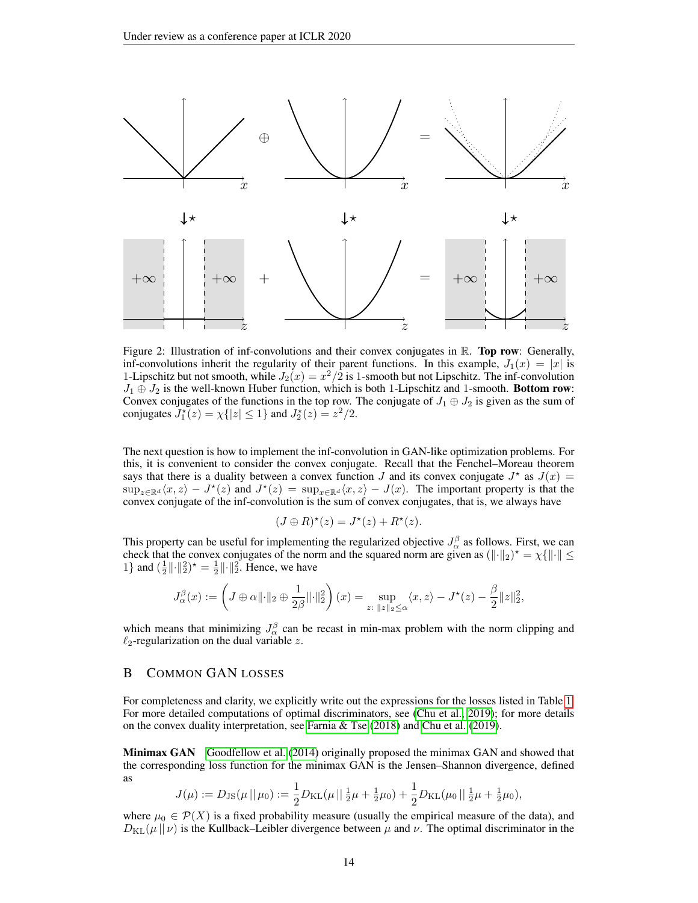Figure 2: Illustration of inf-convolutions and their convex conjugates in $\mathbb{R}$. **Top row**: Generally, inf-convolutions inherit the regularity of their parent functions. In this example, $J_1(x) = |x|$ is 1-Lipschitz but not smooth, while $J_2(x) = x^2/2$ is 1-smooth but not Lipschitz. The inf-convolution $J_1 \oplus J_2$ is the well-known Huber function, which is both 1-Lipschitz and 1-smooth. **Bottom row**: Convex conjugates of the functions in the top row. The conjugate of $J_1 \oplus J_2$ is given as the sum of conjugates $J_1^\star(z) = \chi\{|z| \leq 1\}$ and $J_2^\star(z) = z^2/2$.

The next question is how to implement the inf-convolution in GAN-like optimization problems. For this, it is convenient to consider the convex conjugate. Recall that the Fenchel–Moreau theorem says that there is a duality between a convex function $J$ and its convex conjugate $J^\star$ as $J(x) = \sup_{z \in \mathbb{R}^d} \langle x, z \rangle - J^\star(z)$ and $J^\star(z) = \sup_{x \in \mathbb{R}^d} \langle x, z \rangle - J(x)$. The important property is that the convex conjugate of the inf-convolution is the sum of convex conjugates, that is, we always have

$$(J \oplus R)^\star(z) = J^\star(z) + R^\star(z).$$

This property can be useful for implementing the regularized objective $J_\alpha^\beta$ as follows. First, we can check that the convex conjugates of the norm and the squared norm are given as $(\|\cdot\|_2)^\star = \chi\{\|\cdot\| \leq 1\}$ and $(\frac{1}{2}\|\cdot\|_2^2)^\star = \frac{1}{2}\|\cdot\|_2^2$. Hence, we have

$$J_\alpha^\beta(x) := \left( J \oplus \alpha\|\cdot\|_2 \oplus \frac{1}{2\beta}\|\cdot\|_2^2 \right)(x) = \sup_{z:\ \|z\|_2 \leq \alpha} \langle x, z \rangle - J^\star(z) - \frac{\beta}{2}\|z\|_2^2,$$

which means that minimizing $J_\alpha^\beta$ can be recast in min-max problem with the norm clipping and $\ell_2$-regularization on the dual variable $z$.

## B Common GAN losses

For completeness and clarity, we explicitly write out the expressions for the losses listed in Table 1. For more detailed computations of optimal discriminators, see (Chu et al., 2019); for more details on the convex duality interpretation, see Farnia & Tse (2018) and Chu et al. (2019).

**Minimax GAN** Goodfellow et al. (2014) originally proposed the minimax GAN and showed that the corresponding loss function for the minimax GAN is the Jensen–Shannon divergence, defined as

$$J(\mu) := D_{\mathrm{JS}}(\mu \,||\, \mu_0) := \frac{1}{2} D_{\mathrm{KL}}(\mu \,||\, \tfrac{1}{2}\mu + \tfrac{1}{2}\mu_0) + \frac{1}{2} D_{\mathrm{KL}}(\mu_0 \,||\, \tfrac{1}{2}\mu + \tfrac{1}{2}\mu_0),$$

where $\mu_0 \in \mathcal{P}(X)$ is a fixed probability measure (usually the empirical measure of the data), and $D_{\mathrm{KL}}(\mu \,||\, \nu)$ is the Kullback–Leibler divergence between $\mu$ and $\nu$. The optimal discriminator in the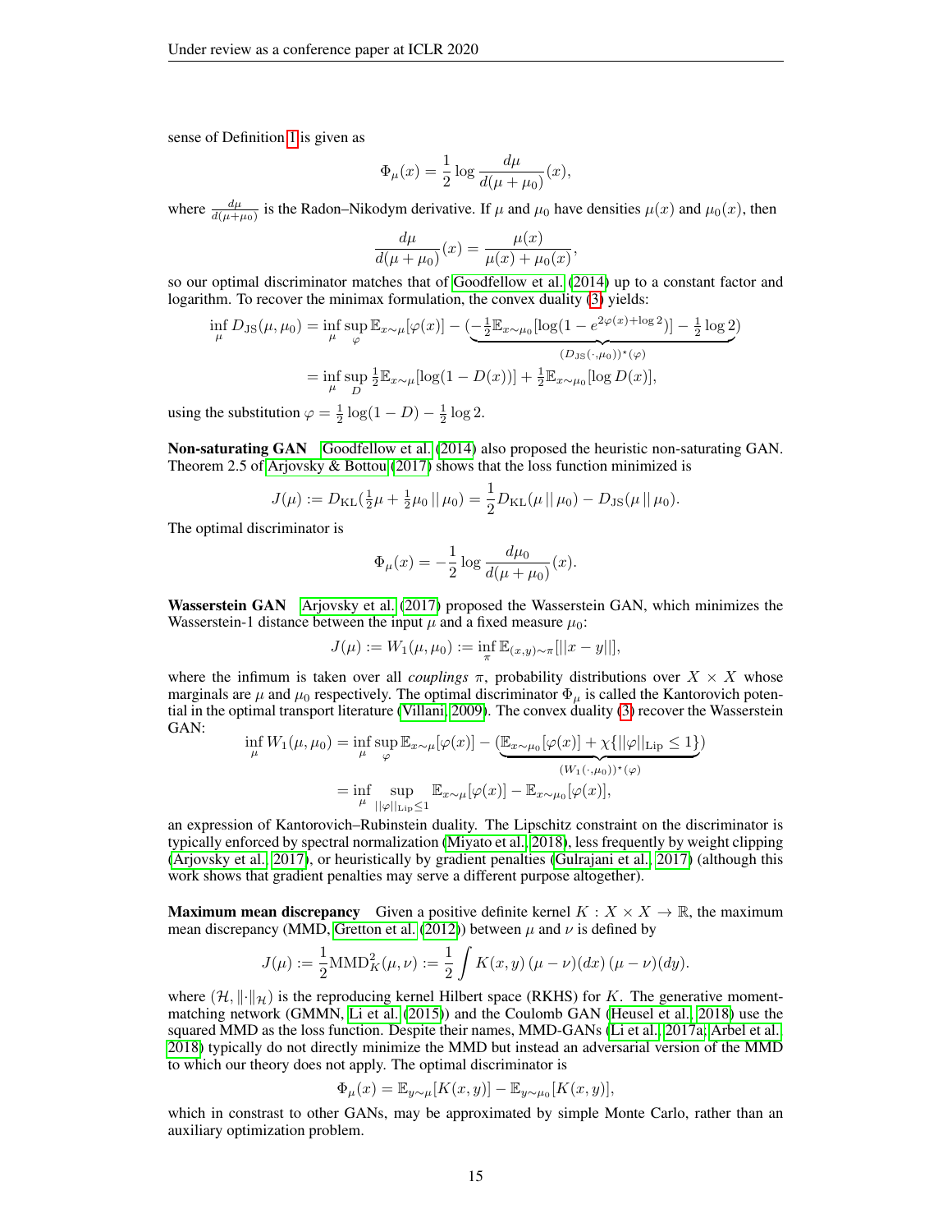sense of Definition 1 is given as

$$\Phi_\mu(x) = \frac{1}{2} \log \frac{d\mu}{d(\mu + \mu_0)}(x),$$

where $\frac{d\mu}{d(\mu+\mu_0)}$ is the Radon–Nikodym derivative. If $\mu$ and $\mu_0$ have densities $\mu(x)$ and $\mu_0(x)$, then

$$\frac{d\mu}{d(\mu + \mu_0)}(x) = \frac{\mu(x)}{\mu(x) + \mu_0(x)},$$

so our optimal discriminator matches that of Goodfellow et al. (2014) up to a constant factor and logarithm. To recover the minimax formulation, the convex duality (3) yields:

$$\begin{aligned}
\inf_\mu D_{\text{JS}}(\mu, \mu_0) &= \inf_\mu \sup_\varphi \mathbb{E}_{x\sim\mu}[\varphi(x)] - (\underbrace{-\tfrac{1}{2}\mathbb{E}_{x\sim\mu_0}[\log(1 - e^{2\varphi(x)+\log 2})] - \tfrac{1}{2}\log 2}_{(D_{\text{JS}}(\cdot,\mu_0))^\star(\varphi)}) \\
&= \inf_\mu \sup_D \tfrac{1}{2}\mathbb{E}_{x\sim\mu}[\log(1 - D(x))] + \tfrac{1}{2}\mathbb{E}_{x\sim\mu_0}[\log D(x)],
\end{aligned}$$

using the substitution $\varphi = \frac{1}{2}\log(1 - D) - \frac{1}{2}\log 2$.

**Non-saturating GAN** Goodfellow et al. (2014) also proposed the heuristic non-saturating GAN. Theorem 2.5 of Arjovsky & Bottou (2017) shows that the loss function minimized is

$$J(\mu) := D_{\text{KL}}(\tfrac{1}{2}\mu + \tfrac{1}{2}\mu_0 \,||\, \mu_0) = \frac{1}{2}D_{\text{KL}}(\mu \,||\, \mu_0) - D_{\text{JS}}(\mu \,||\, \mu_0).$$

The optimal discriminator is

$$\Phi_\mu(x) = -\frac{1}{2} \log \frac{d\mu_0}{d(\mu + \mu_0)}(x).$$

**Wasserstein GAN** Arjovsky et al. (2017) proposed the Wasserstein GAN, which minimizes the Wasserstein-1 distance between the input $\mu$ and a fixed measure $\mu_0$:

$$J(\mu) := W_1(\mu, \mu_0) := \inf_\pi \mathbb{E}_{(x,y)\sim\pi}[||x - y||],$$

where the infimum is taken over all *couplings* $\pi$, probability distributions over $X \times X$ whose marginals are $\mu$ and $\mu_0$ respectively. The optimal discriminator $\Phi_\mu$ is called the Kantorovich potential in the optimal transport literature (Villani, 2009). The convex duality (3) recover the Wasserstein GAN:

$$\begin{aligned}
\inf_\mu W_1(\mu, \mu_0) &= \inf_\mu \sup_\varphi \mathbb{E}_{x\sim\mu}[\varphi(x)] - (\underbrace{\mathbb{E}_{x\sim\mu_0}[\varphi(x)] + \chi\{||\varphi||_{\text{Lip}} \le 1\}}_{(W_1(\cdot,\mu_0))^\star(\varphi)}) \\
&= \inf_\mu \sup_{||\varphi||_{\text{Lip}} \le 1} \mathbb{E}_{x\sim\mu}[\varphi(x)] - \mathbb{E}_{x\sim\mu_0}[\varphi(x)],
\end{aligned}$$

an expression of Kantorovich–Rubinstein duality. The Lipschitz constraint on the discriminator is typically enforced by spectral normalization (Miyato et al., 2018), less frequently by weight clipping (Arjovsky et al., 2017), or heuristically by gradient penalties (Gulrajani et al., 2017) (although this work shows that gradient penalties may serve a different purpose altogether).

**Maximum mean discrepancy** Given a positive definite kernel $K : X \times X \to \mathbb{R}$, the maximum mean discrepancy (MMD, Gretton et al. (2012)) between $\mu$ and $\nu$ is defined by

$$J(\mu) := \frac{1}{2}\text{MMD}_K^2(\mu, \nu) := \frac{1}{2}\int K(x, y)\,(\mu - \nu)(dx)\,(\mu - \nu)(dy).$$

where $(\mathcal{H}, \|\cdot\|_{\mathcal{H}})$ is the reproducing kernel Hilbert space (RKHS) for $K$. The generative moment-matching network (GMMN, Li et al. (2015)) and the Coulomb GAN (Heusel et al., 2018) use the squared MMD as the loss function. Despite their names, MMD-GANs (Li et al., 2017a; Arbel et al., 2018) typically do not directly minimize the MMD but instead an adversarial version of the MMD to which our theory does not apply. The optimal discriminator is

$$\Phi_\mu(x) = \mathbb{E}_{y\sim\mu}[K(x, y)] - \mathbb{E}_{y\sim\mu_0}[K(x, y)],$$

which in constrast to other GANs, may be approximated by simple Monte Carlo, rather than an auxiliary optimization problem.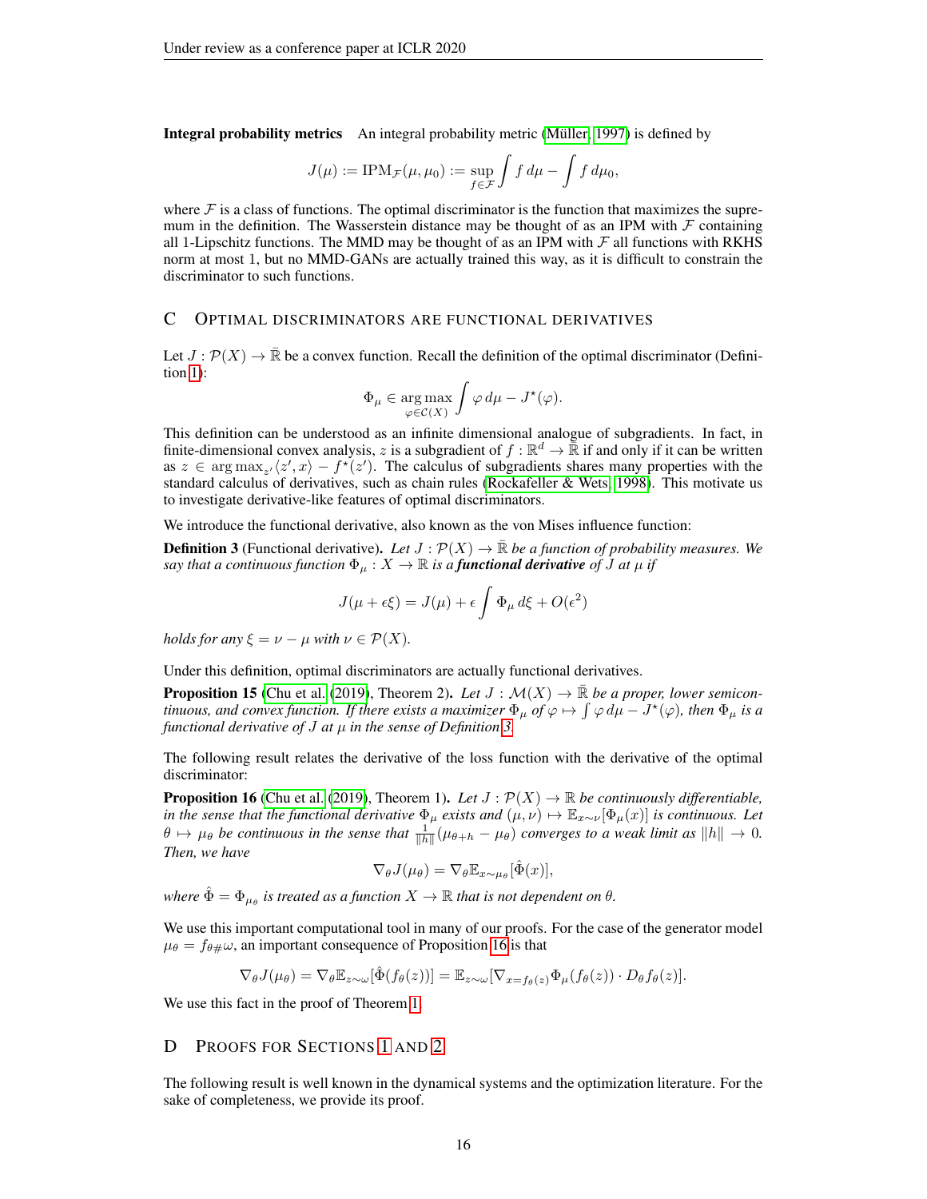**Integral probability metrics** An integral probability metric (Müller, 1997) is defined by

$$J(\mu) := \mathrm{IPM}_{\mathcal{F}}(\mu, \mu_0) := \sup_{f \in \mathcal{F}} \int f \, d\mu - \int f \, d\mu_0,$$

where $\mathcal{F}$ is a class of functions. The optimal discriminator is the function that maximizes the supremum in the definition. The Wasserstein distance may be thought of as an IPM with $\mathcal{F}$ containing all 1-Lipschitz functions. The MMD may be thought of as an IPM with $\mathcal{F}$ all functions with RKHS norm at most 1, but no MMD-GANs are actually trained this way, as it is difficult to constrain the discriminator to such functions.

## C Optimal discriminators are functional derivatives

Let $J : \mathcal{P}(X) \to \bar{\mathbb{R}}$ be a convex function. Recall the definition of the optimal discriminator (Definition 1):

$$\Phi_\mu \in \operatorname*{arg\,max}_{\varphi \in \mathcal{C}(X)} \int \varphi \, d\mu - J^\star(\varphi).$$

This definition can be understood as an infinite dimensional analogue of subgradients. In fact, in finite-dimensional convex analysis, $z$ is a subgradient of $f : \mathbb{R}^d \to \bar{\mathbb{R}}$ if and only if it can be written as $z \in \arg\max_{z'} \langle z', x \rangle - f^\star(z')$. The calculus of subgradients shares many properties with the standard calculus of derivatives, such as chain rules (Rockafeller & Wets, 1998). This motivate us to investigate derivative-like features of optimal discriminators.

We introduce the functional derivative, also known as the von Mises influence function:

**Definition 3** (Functional derivative)**.** *Let $J : \mathcal{P}(X) \to \bar{\mathbb{R}}$ be a function of probability measures. We say that a continuous function $\Phi_\mu : X \to \mathbb{R}$ is a **functional derivative** of $J$ at $\mu$ if*

$$J(\mu + \epsilon \xi) = J(\mu) + \epsilon \int \Phi_\mu \, d\xi + O(\epsilon^2)$$

*holds for any $\xi = \nu - \mu$ with $\nu \in \mathcal{P}(X)$.*

Under this definition, optimal discriminators are actually functional derivatives.

**Proposition 15** (Chu et al. (2019), Theorem 2)**.** *Let $J : \mathcal{M}(X) \to \bar{\mathbb{R}}$ be a proper, lower semicontinuous, and convex function. If there exists a maximizer $\Phi_\mu$ of $\varphi \mapsto \int \varphi \, d\mu - J^\star(\varphi)$, then $\Phi_\mu$ is a functional derivative of $J$ at $\mu$ in the sense of Definition 3.*

The following result relates the derivative of the loss function with the derivative of the optimal discriminator:

**Proposition 16** (Chu et al. (2019), Theorem 1)**.** *Let $J : \mathcal{P}(X) \to \mathbb{R}$ be continuously differentiable, in the sense that the functional derivative $\Phi_\mu$ exists and $(\mu, \nu) \mapsto \mathbb{E}_{x \sim \nu}[\Phi_\mu(x)]$ is continuous. Let $\theta \mapsto \mu_\theta$ be continuous in the sense that $\frac{1}{\|h\|}(\mu_{\theta+h} - \mu_\theta)$ converges to a weak limit as $\|h\| \to 0$. Then, we have*

$$\nabla_\theta J(\mu_\theta) = \nabla_\theta \mathbb{E}_{x \sim \mu_\theta}[\hat{\Phi}(x)],$$

*where $\hat{\Phi} = \Phi_{\mu_\theta}$ is treated as a function $X \to \mathbb{R}$ that is not dependent on $\theta$.*

We use this important computational tool in many of our proofs. For the case of the generator model $\mu_\theta = f_{\theta\#}\omega$, an important consequence of Proposition 16 is that

$$\nabla_\theta J(\mu_\theta) = \nabla_\theta \mathbb{E}_{z \sim \omega}[\hat{\Phi}(f_\theta(z))] = \mathbb{E}_{z \sim \omega}[\nabla_{x = f_\theta(z)} \Phi_\mu(f_\theta(z)) \cdot D_\theta f_\theta(z)].$$

We use this fact in the proof of Theorem 1.

## D Proofs for Sections 1 and 2

The following result is well known in the dynamical systems and the optimization literature. For the sake of completeness, we provide its proof.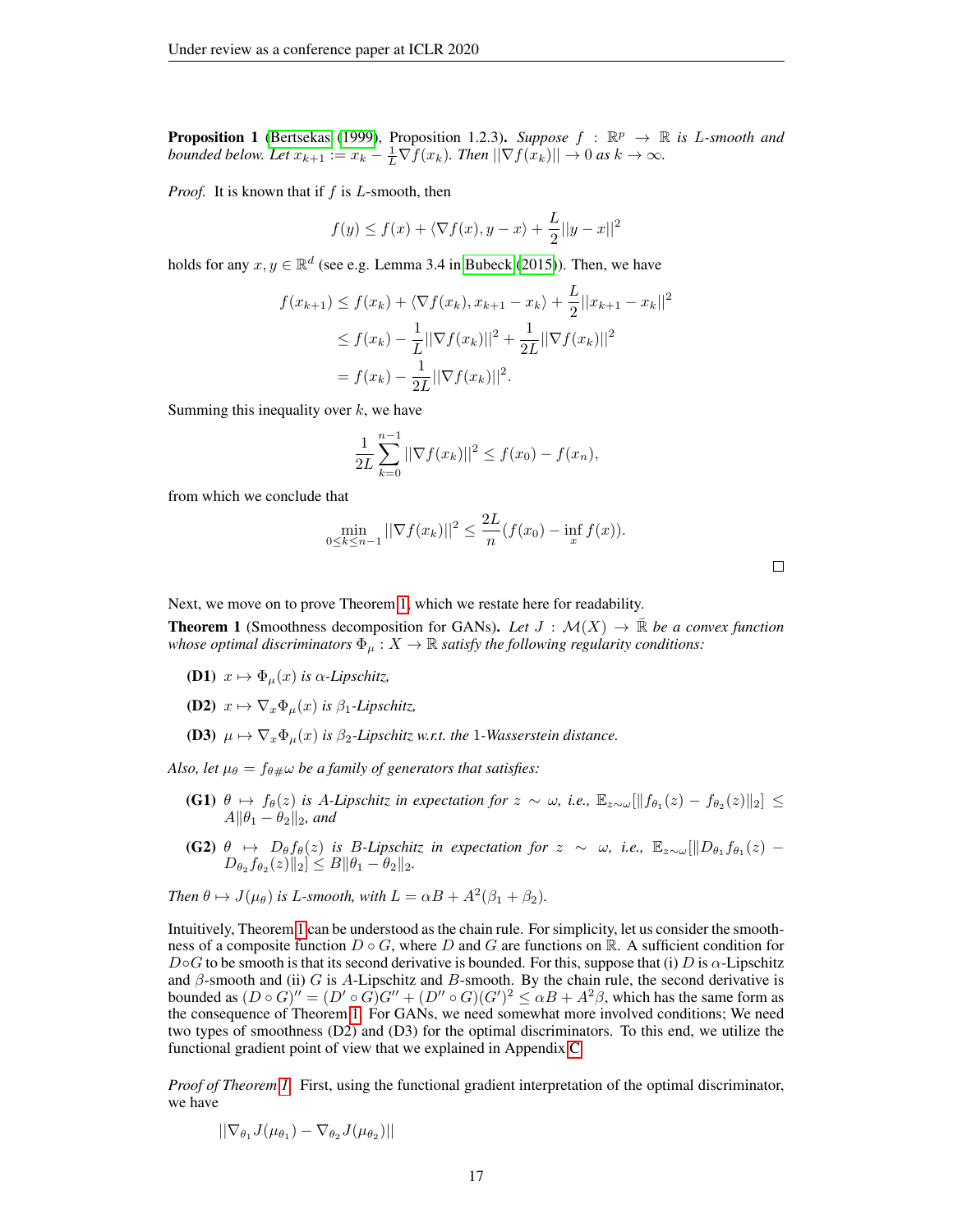**Proposition 1** (Bertsekas (1999), Proposition 1.2.3)**.** *Suppose $f : \mathbb{R}^p \to \mathbb{R}$ is $L$-smooth and bounded below. Let $x_{k+1} := x_k - \frac{1}{L}\nabla f(x_k)$. Then $||\nabla f(x_k)|| \to 0$ as $k \to \infty$.*

*Proof.* It is known that if $f$ is $L$-smooth, then

$$f(y) \leq f(x) + \langle \nabla f(x), y - x\rangle + \frac{L}{2}||y - x||^2$$

holds for any $x, y \in \mathbb{R}^d$ (see e.g. Lemma 3.4 in Bubeck (2015)). Then, we have

$$\begin{aligned}
f(x_{k+1}) &\leq f(x_k) + \langle \nabla f(x_k), x_{k+1} - x_k\rangle + \frac{L}{2}||x_{k+1} - x_k||^2 \\
&\leq f(x_k) - \frac{1}{L}||\nabla f(x_k)||^2 + \frac{1}{2L}||\nabla f(x_k)||^2 \\
&= f(x_k) - \frac{1}{2L}||\nabla f(x_k)||^2.
\end{aligned}$$

Summing this inequality over $k$, we have

$$\frac{1}{2L}\sum_{k=0}^{n-1}||\nabla f(x_k)||^2 \leq f(x_0) - f(x_n),$$

from which we conclude that

$$\min_{0\leq k\leq n-1}||\nabla f(x_k)||^2 \leq \frac{2L}{n}(f(x_0) - \inf_x f(x)).$$

□

Next, we move on to prove Theorem 1, which we restate here for readability.

**Theorem 1** (Smoothness decomposition for GANs)**.** *Let $J : \mathcal{M}(X) \to \bar{\mathbb{R}}$ be a convex function whose optimal discriminators $\Phi_\mu : X \to \mathbb{R}$ satisfy the following regularity conditions:*

- **(D1)** *$x \mapsto \Phi_\mu(x)$ is $\alpha$-Lipschitz,*
- **(D2)** *$x \mapsto \nabla_x\Phi_\mu(x)$ is $\beta_1$-Lipschitz,*
- **(D3)** *$\mu \mapsto \nabla_x\Phi_\mu(x)$ is $\beta_2$-Lipschitz w.r.t. the 1-Wasserstein distance.*

*Also, let $\mu_\theta = f_{\theta\#}\omega$ be a family of generators that satisfies:*

- **(G1)** *$\theta \mapsto f_\theta(z)$ is $A$-Lipschitz in expectation for $z \sim \omega$, i.e., $\mathbb{E}_{z\sim\omega}[\|f_{\theta_1}(z) - f_{\theta_2}(z)\|_2] \leq A\|\theta_1 - \theta_2\|_2$, and*
- **(G2)** *$\theta \mapsto D_\theta f_\theta(z)$ is $B$-Lipschitz in expectation for $z \sim \omega$, i.e., $\mathbb{E}_{z\sim\omega}[\|D_{\theta_1}f_{\theta_1}(z) - D_{\theta_2}f_{\theta_2}(z)\|_2] \leq B\|\theta_1 - \theta_2\|_2$.*

*Then $\theta \mapsto J(\mu_\theta)$ is $L$-smooth, with $L = \alpha B + A^2(\beta_1 + \beta_2)$.*

Intuitively, Theorem 1 can be understood as the chain rule. For simplicity, let us consider the smoothness of a composite function $D \circ G$, where $D$ and $G$ are functions on $\mathbb{R}$. A sufficient condition for $D\circ G$ to be smooth is that its second derivative is bounded. For this, suppose that (i) $D$ is $\alpha$-Lipschitz and $\beta$-smooth and (ii) $G$ is $A$-Lipschitz and $B$-smooth. By the chain rule, the second derivative is bounded as $(D \circ G)'' = (D' \circ G)G'' + (D'' \circ G)(G')^2 \leq \alpha B + A^2\beta$, which has the same form as the consequence of Theorem 1. For GANs, we need somewhat more involved conditions; We need two types of smoothness (D2) and (D3) for the optimal discriminators. To this end, we utilize the functional gradient point of view that we explained in Appendix C.

*Proof of Theorem 1.* First, using the functional gradient interpretation of the optimal discriminator, we have

$$||\nabla_{\theta_1}J(\mu_{\theta_1}) - \nabla_{\theta_2}J(\mu_{\theta_2})||$$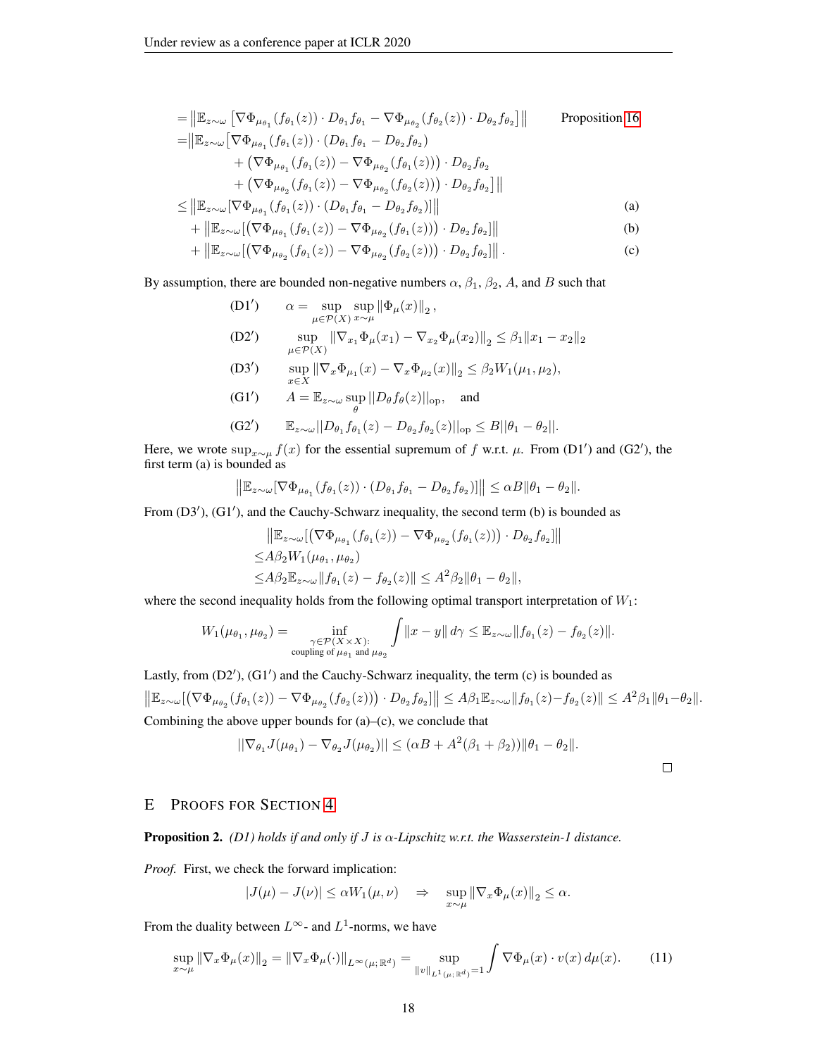$$
\begin{aligned}
=& \left\|\mathbb{E}_{z\sim\omega}\left[\nabla\Phi_{\mu_{\theta_1}}(f_{\theta_1}(z))\cdot D_{\theta_1}f_{\theta_1} - \nabla\Phi_{\mu_{\theta_2}}(f_{\theta_2}(z))\cdot D_{\theta_2}f_{\theta_2}\right]\right\| \qquad \text{Proposition 16} \\
=& \big\|\mathbb{E}_{z\sim\omega}\big[\nabla\Phi_{\mu_{\theta_1}}(f_{\theta_1}(z))\cdot(D_{\theta_1}f_{\theta_1} - D_{\theta_2}f_{\theta_2}) \\
&\quad + \left(\nabla\Phi_{\mu_{\theta_1}}(f_{\theta_1}(z)) - \nabla\Phi_{\mu_{\theta_2}}(f_{\theta_1}(z))\right)\cdot D_{\theta_2}f_{\theta_2} \\
&\quad + \left(\nabla\Phi_{\mu_{\theta_2}}(f_{\theta_1}(z)) - \nabla\Phi_{\mu_{\theta_2}}(f_{\theta_2}(z))\right)\cdot D_{\theta_2}f_{\theta_2}\big]\big\| \\
\le& \left\|\mathbb{E}_{z\sim\omega}[\nabla\Phi_{\mu_{\theta_1}}(f_{\theta_1}(z))\cdot(D_{\theta_1}f_{\theta_1} - D_{\theta_2}f_{\theta_2})]\right\| \qquad \text{(a)} \\
&+ \left\|\mathbb{E}_{z\sim\omega}[\left(\nabla\Phi_{\mu_{\theta_1}}(f_{\theta_1}(z)) - \nabla\Phi_{\mu_{\theta_2}}(f_{\theta_1}(z))\right)\cdot D_{\theta_2}f_{\theta_2}]\right\| \qquad \text{(b)} \\
&+ \left\|\mathbb{E}_{z\sim\omega}[\left(\nabla\Phi_{\mu_{\theta_2}}(f_{\theta_1}(z)) - \nabla\Phi_{\mu_{\theta_2}}(f_{\theta_2}(z))\right)\cdot D_{\theta_2}f_{\theta_2}]\right\|. \qquad \text{(c)}
\end{aligned}
$$

By assumption, there are bounded non-negative numbers $\alpha$, $\beta_1$, $\beta_2$, $A$, and $B$ such that

$$
\begin{aligned}
&(\text{D1}') \qquad \alpha = \sup_{\mu\in\mathcal{P}(X)}\sup_{x\sim\mu}\|\Phi_\mu(x)\|_2, \\
&(\text{D2}') \qquad \sup_{\mu\in\mathcal{P}(X)}\|\nabla_{x_1}\Phi_\mu(x_1) - \nabla_{x_2}\Phi_\mu(x_2)\|_2 \le \beta_1\|x_1 - x_2\|_2 \\
&(\text{D3}') \qquad \sup_{x\in X}\|\nabla_x\Phi_{\mu_1}(x) - \nabla_x\Phi_{\mu_2}(x)\|_2 \le \beta_2 W_1(\mu_1,\mu_2), \\
&(\text{G1}') \qquad A = \mathbb{E}_{z\sim\omega}\sup_\theta ||D_\theta f_\theta(z)||_{\text{op}}, \quad \text{and} \\
&(\text{G2}') \qquad \mathbb{E}_{z\sim\omega}||D_{\theta_1}f_{\theta_1}(z) - D_{\theta_2}f_{\theta_2}(z)||_{\text{op}} \le B||\theta_1 - \theta_2||.
\end{aligned}
$$

Here, we wrote $\sup_{x\sim\mu} f(x)$ for the essential supremum of $f$ w.r.t. $\mu$. From (D1′) and (G2′), the first term (a) is bounded as

$$
\left\|\mathbb{E}_{z\sim\omega}[\nabla\Phi_{\mu_{\theta_1}}(f_{\theta_1}(z))\cdot(D_{\theta_1}f_{\theta_1} - D_{\theta_2}f_{\theta_2})]\right\| \le \alpha B\|\theta_1 - \theta_2\|.
$$

From (D3′), (G1′), and the Cauchy-Schwarz inequality, the second term (b) is bounded as

$$
\begin{aligned}
&\left\|\mathbb{E}_{z\sim\omega}[\left(\nabla\Phi_{\mu_{\theta_1}}(f_{\theta_1}(z)) - \nabla\Phi_{\mu_{\theta_2}}(f_{\theta_1}(z))\right)\cdot D_{\theta_2}f_{\theta_2}]\right\| \\
\le& A\beta_2 W_1(\mu_{\theta_1},\mu_{\theta_2}) \\
\le& A\beta_2\mathbb{E}_{z\sim\omega}\|f_{\theta_1}(z) - f_{\theta_2}(z)\| \le A^2\beta_2\|\theta_1 - \theta_2\|,
\end{aligned}
$$

where the second inequality holds from the following optimal transport interpretation of $W_1$:

$$
W_1(\mu_{\theta_1},\mu_{\theta_2}) = \inf_{\substack{\gamma\in\mathcal{P}(X\times X):\\ \text{coupling of }\mu_{\theta_1}\text{ and }\mu_{\theta_2}}}\int\|x - y\|\,d\gamma \le \mathbb{E}_{z\sim\omega}\|f_{\theta_1}(z) - f_{\theta_2}(z)\|.
$$

Lastly, from (D2′), (G1′) and the Cauchy-Schwarz inequality, the term (c) is bounded as

$$
\left\|\mathbb{E}_{z\sim\omega}[\left(\nabla\Phi_{\mu_{\theta_2}}(f_{\theta_1}(z)) - \nabla\Phi_{\mu_{\theta_2}}(f_{\theta_2}(z))\right)\cdot D_{\theta_2}f_{\theta_2}]\right\| \le A\beta_1\mathbb{E}_{z\sim\omega}\|f_{\theta_1}(z) - f_{\theta_2}(z)\| \le A^2\beta_1\|\theta_1 - \theta_2\|.
$$

Combining the above upper bounds for (a)–(c), we conclude that

$$
||\nabla_{\theta_1}J(\mu_{\theta_1}) - \nabla_{\theta_2}J(\mu_{\theta_2})|| \le (\alpha B + A^2(\beta_1 + \beta_2))\|\theta_1 - \theta_2\|.
$$

□

## E Proofs for Section 4

**Proposition 2.** *(D1) holds if and only if $J$ is $\alpha$-Lipschitz w.r.t. the Wasserstein-1 distance.*

*Proof.* First, we check the forward implication:

$$
|J(\mu) - J(\nu)| \le \alpha W_1(\mu,\nu) \quad\Rightarrow\quad \sup_{x\sim\mu}\|\nabla_x\Phi_\mu(x)\|_2 \le \alpha.
$$

From the duality between $L^\infty$- and $L^1$-norms, we have

$$
\sup_{x\sim\mu}\|\nabla_x\Phi_\mu(x)\|_2 = \|\nabla_x\Phi_\mu(\cdot)\|_{L^\infty(\mu;\mathbb{R}^d)} = \sup_{\|v\|_{L^1(\mu;\mathbb{R}^d)}=1}\int\nabla\Phi_\mu(x)\cdot v(x)\,d\mu(x). \tag{11}
$$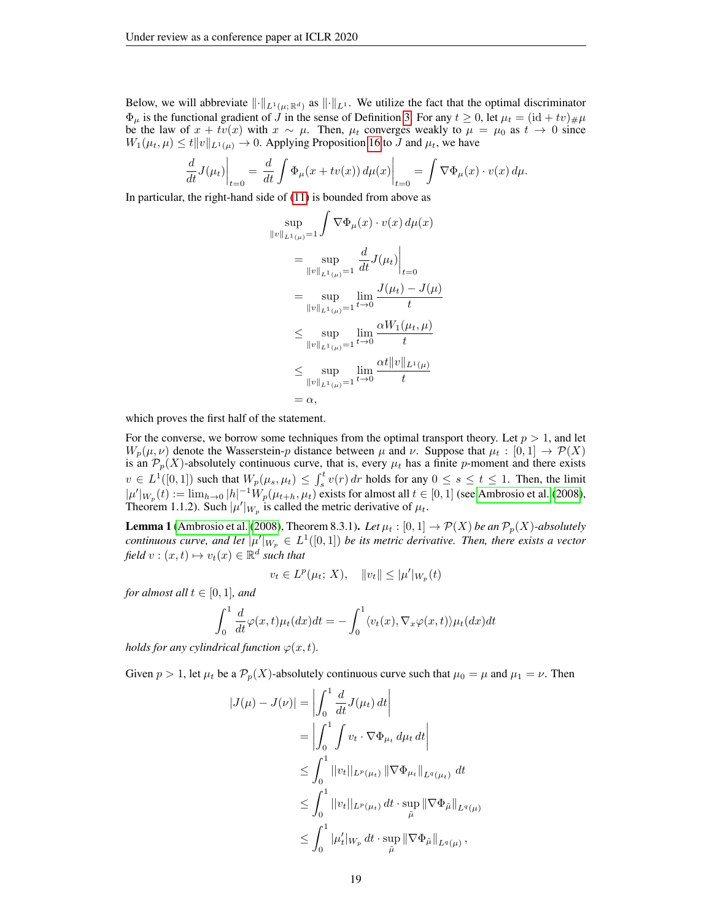Below, we will abbreviate $\|\cdot\|_{L^1(\mu;\mathbb{R}^d)}$ as $\|\cdot\|_{L^1}$. We utilize the fact that the optimal discriminator $\Phi_\mu$ is the functional gradient of $J$ in the sense of Definition 3. For any $t \geq 0$, let $\mu_t = (\mathrm{id} + tv)_{\#}\mu$ be the law of $x + tv(x)$ with $x \sim \mu$. Then, $\mu_t$ converges weakly to $\mu = \mu_0$ as $t \to 0$ since $W_1(\mu_t, \mu) \leq t\|v\|_{L^1(\mu)} \to 0$. Applying Proposition 16 to $J$ and $\mu_t$, we have

$$\left.\frac{d}{dt}J(\mu_t)\right|_{t=0} = \left.\frac{d}{dt}\int \Phi_\mu(x + tv(x))\, d\mu(x)\right|_{t=0} = \int \nabla\Phi_\mu(x) \cdot v(x)\, d\mu.$$

In particular, the right-hand side of (11) is bounded from above as

$$\begin{aligned}
&\sup_{\|v\|_{L^1(\mu)}=1} \int \nabla\Phi_\mu(x) \cdot v(x)\, d\mu(x) \\
&= \sup_{\|v\|_{L^1(\mu)}=1} \left.\frac{d}{dt}J(\mu_t)\right|_{t=0} \\
&= \sup_{\|v\|_{L^1(\mu)}=1} \lim_{t\to 0} \frac{J(\mu_t) - J(\mu)}{t} \\
&\leq \sup_{\|v\|_{L^1(\mu)}=1} \lim_{t\to 0} \frac{\alpha W_1(\mu_t, \mu)}{t} \\
&\leq \sup_{\|v\|_{L^1(\mu)}=1} \lim_{t\to 0} \frac{\alpha t\|v\|_{L^1(\mu)}}{t} \\
&= \alpha,
\end{aligned}$$

which proves the first half of the statement.

For the converse, we borrow some techniques from the optimal transport theory. Let $p > 1$, and let $W_p(\mu, \nu)$ denote the Wasserstein-$p$ distance between $\mu$ and $\nu$. Suppose that $\mu_t : [0, 1] \to \mathcal{P}(X)$ is an $\mathcal{P}_p(X)$-absolutely continuous curve, that is, every $\mu_t$ has a finite $p$-moment and there exists $v \in L^1([0, 1])$ such that $W_p(\mu_s, \mu_t) \leq \int_s^t v(r)\, dr$ holds for any $0 \leq s \leq t \leq 1$. Then, the limit $|\mu'|_{W_p}(t) := \lim_{h\to 0} |h|^{-1} W_p(\mu_{t+h}, \mu_t)$ exists for almost all $t \in [0, 1]$ (see Ambrosio et al. (2008), Theorem 1.1.2). Such $|\mu'|_{W_p}$ is called the metric derivative of $\mu_t$.

**Lemma 1** (Ambrosio et al. (2008), Theorem 8.3.1)**.** *Let $\mu_t : [0, 1] \to \mathcal{P}(X)$ be an $\mathcal{P}_p(X)$-absolutely continuous curve, and let $|\mu'|_{W_p} \in L^1([0, 1])$ be its metric derivative. Then, there exists a vector field $v : (x, t) \mapsto v_t(x) \in \mathbb{R}^d$ such that*

$$v_t \in L^p(\mu_t; X), \quad \|v_t\| \leq |\mu'|_{W_p}(t)$$

*for almost all $t \in [0, 1]$, and*

$$\int_0^1 \frac{d}{dt}\varphi(x, t)\mu_t(dx)dt = -\int_0^1 \langle v_t(x), \nabla_x \varphi(x, t)\rangle \mu_t(dx)dt$$

*holds for any cylindrical function $\varphi(x, t)$.*

Given $p > 1$, let $\mu_t$ be a $\mathcal{P}_p(X)$-absolutely continuous curve such that $\mu_0 = \mu$ and $\mu_1 = \nu$. Then

$$\begin{aligned}
|J(\mu) - J(\nu)| &= \left|\int_0^1 \frac{d}{dt}J(\mu_t)\, dt\right| \\
&= \left|\int_0^1 \int v_t \cdot \nabla\Phi_{\mu_t}\, d\mu_t\, dt\right| \\
&\leq \int_0^1 ||v_t||_{L^p(\mu_t)} \|\nabla\Phi_{\mu_t}\|_{L^q(\mu_t)}\, dt \\
&\leq \int_0^1 ||v_t||_{L^p(\mu_t)}\, dt \cdot \sup_{\tilde{\mu}} \|\nabla\Phi_{\tilde{\mu}}\|_{L^q(\mu)} \\
&\leq \int_0^1 |\mu_t'|_{W_p}\, dt \cdot \sup_{\tilde{\mu}} \|\nabla\Phi_{\tilde{\mu}}\|_{L^q(\mu)},
\end{aligned}$$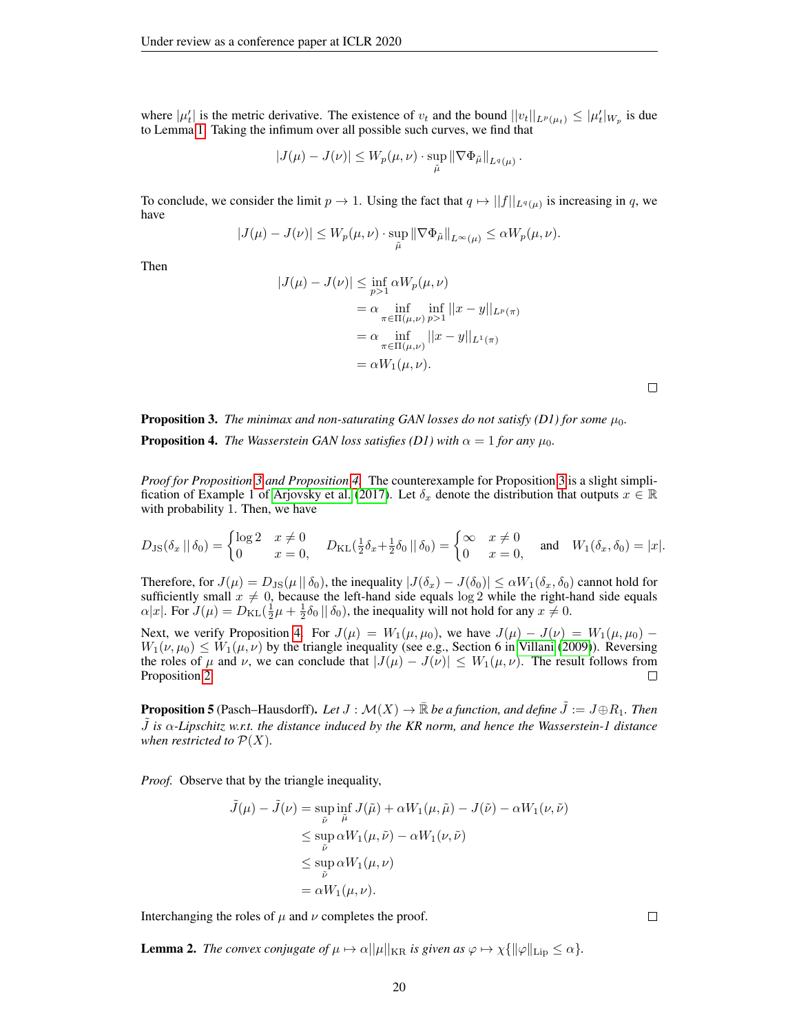where $|\mu_t'|$ is the metric derivative. The existence of $v_t$ and the bound $||v_t||_{L^p(\mu_t)} \leq |\mu_t'|_{W_p}$ is due to Lemma 1. Taking the infimum over all possible such curves, we find that

$$|J(\mu) - J(\nu)| \leq W_p(\mu, \nu) \cdot \sup_{\tilde{\mu}} \|\nabla \Phi_{\tilde{\mu}}\|_{L^q(\mu)}.$$

To conclude, we consider the limit $p \to 1$. Using the fact that $q \mapsto ||f||_{L^q(\mu)}$ is increasing in $q$, we have

$$|J(\mu) - J(\nu)| \leq W_p(\mu, \nu) \cdot \sup_{\tilde{\mu}} \|\nabla \Phi_{\tilde{\mu}}\|_{L^\infty(\mu)} \leq \alpha W_p(\mu, \nu).$$

Then

$$\begin{aligned}
|J(\mu) - J(\nu)| &\leq \inf_{p>1} \alpha W_p(\mu, \nu) \\
&= \alpha \inf_{\pi \in \Pi(\mu,\nu)} \inf_{p>1} ||x - y||_{L^p(\pi)} \\
&= \alpha \inf_{\pi \in \Pi(\mu,\nu)} ||x - y||_{L^1(\pi)} \\
&= \alpha W_1(\mu, \nu).
\end{aligned}$$

$\square$

**Proposition 3.** *The minimax and non-saturating GAN losses do not satisfy (D1) for some $\mu_0$.*

**Proposition 4.** *The Wasserstein GAN loss satisfies (D1) with $\alpha = 1$ for any $\mu_0$.*

*Proof for Proposition 3 and Proposition 4.* The counterexample for Proposition 3 is a slight simplification of Example 1 of Arjovsky et al. (2017). Let $\delta_x$ denote the distribution that outputs $x \in \mathbb{R}$ with probability 1. Then, we have

$$D_{\mathrm{JS}}(\delta_x \,||\, \delta_0) = \begin{cases} \log 2 & x \neq 0 \\ 0 & x = 0, \end{cases} \quad D_{\mathrm{KL}}(\tfrac{1}{2}\delta_x + \tfrac{1}{2}\delta_0 \,||\, \delta_0) = \begin{cases} \infty & x \neq 0 \\ 0 & x = 0, \end{cases} \quad \text{and} \quad W_1(\delta_x, \delta_0) = |x|.$$

Therefore, for $J(\mu) = D_{\mathrm{JS}}(\mu \,||\, \delta_0)$, the inequality $|J(\delta_x) - J(\delta_0)| \leq \alpha W_1(\delta_x, \delta_0)$ cannot hold for sufficiently small $x \neq 0$, because the left-hand side equals $\log 2$ while the right-hand side equals $\alpha|x|$. For $J(\mu) = D_{\mathrm{KL}}(\frac{1}{2}\mu + \frac{1}{2}\delta_0 \,||\, \delta_0)$, the inequality will not hold for any $x \neq 0$.

Next, we verify Proposition 4. For $J(\mu) = W_1(\mu, \mu_0)$, we have $J(\mu) - J(\nu) = W_1(\mu, \mu_0) - W_1(\nu, \mu_0) \leq W_1(\mu, \nu)$ by the triangle inequality (see e.g., Section 6 in Villani (2009)). Reversing the roles of $\mu$ and $\nu$, we can conclude that $|J(\mu) - J(\nu)| \leq W_1(\mu, \nu)$. The result follows from Proposition 2. $\square$

**Proposition 5** (Pasch–Hausdorff). *Let $J : \mathcal{M}(X) \to \bar{\mathbb{R}}$ be a function, and define $\tilde{J} := J \oplus R_1$. Then $\tilde{J}$ is $\alpha$-Lipschitz w.r.t. the distance induced by the KR norm, and hence the Wasserstein-1 distance when restricted to $\mathcal{P}(X)$.*

*Proof.* Observe that by the triangle inequality,

$$\begin{aligned}
\tilde{J}(\mu) - \tilde{J}(\nu) &= \sup_{\tilde{\nu}} \inf_{\tilde{\mu}} J(\tilde{\mu}) + \alpha W_1(\mu, \tilde{\mu}) - J(\tilde{\nu}) - \alpha W_1(\nu, \tilde{\nu}) \\
&\leq \sup_{\tilde{\nu}} \alpha W_1(\mu, \tilde{\nu}) - \alpha W_1(\nu, \tilde{\nu}) \\
&\leq \sup_{\tilde{\nu}} \alpha W_1(\mu, \nu) \\
&= \alpha W_1(\mu, \nu).
\end{aligned}$$

Interchanging the roles of $\mu$ and $\nu$ completes the proof. $\square$

**Lemma 2.** *The convex conjugate of $\mu \mapsto \alpha||\mu||_{\mathrm{KR}}$ is given as $\varphi \mapsto \chi\{||\varphi||_{\mathrm{Lip}} \leq \alpha\}$.*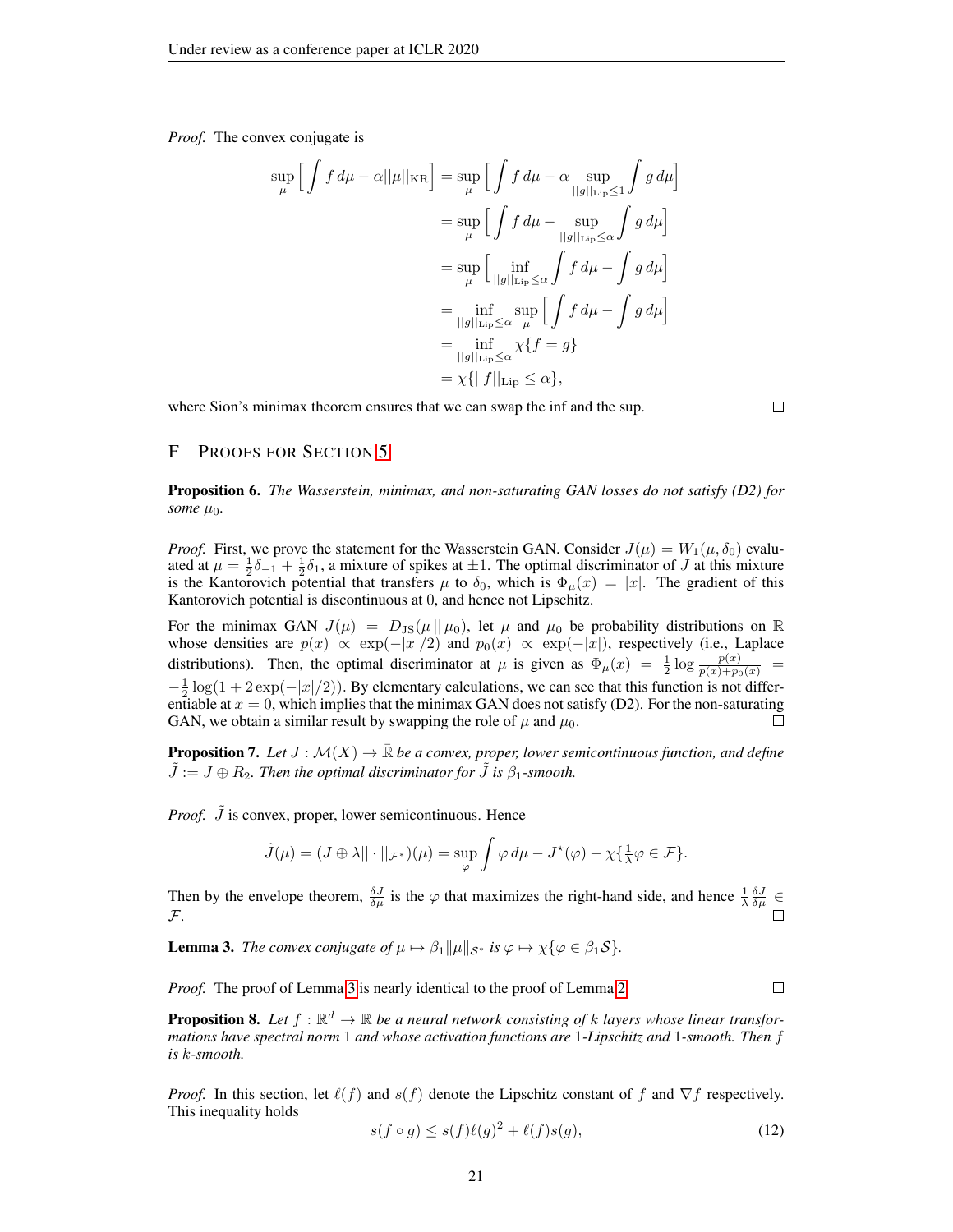*Proof.* The convex conjugate is

$$
\begin{aligned}
\sup_{\mu} \Big[ \int f \, d\mu - \alpha ||\mu||_{\mathrm{KR}} \Big] &= \sup_{\mu} \Big[ \int f \, d\mu - \alpha \sup_{||g||_{\mathrm{Lip}} \leq 1} \int g \, d\mu \Big] \\
&= \sup_{\mu} \Big[ \int f \, d\mu - \sup_{||g||_{\mathrm{Lip}} \leq \alpha} \int g \, d\mu \Big] \\
&= \sup_{\mu} \Big[ \inf_{||g||_{\mathrm{Lip}} \leq \alpha} \int f \, d\mu - \int g \, d\mu \Big] \\
&= \inf_{||g||_{\mathrm{Lip}} \leq \alpha} \sup_{\mu} \Big[ \int f \, d\mu - \int g \, d\mu \Big] \\
&= \inf_{||g||_{\mathrm{Lip}} \leq \alpha} \chi\{f = g\} \\
&= \chi\{||f||_{\mathrm{Lip}} \leq \alpha\},
\end{aligned}
$$

where Sion's minimax theorem ensures that we can swap the inf and the sup. $\square$

# F Proofs for Section 5

**Proposition 6.** *The Wasserstein, minimax, and non-saturating GAN losses do not satisfy (D2) for some $\mu_0$.*

*Proof.* First, we prove the statement for the Wasserstein GAN. Consider $J(\mu) = W_1(\mu, \delta_0)$ evaluated at $\mu = \frac{1}{2}\delta_{-1} + \frac{1}{2}\delta_1$, a mixture of spikes at $\pm 1$. The optimal discriminator of $J$ at this mixture is the Kantorovich potential that transfers $\mu$ to $\delta_0$, which is $\Phi_\mu(x) = |x|$. The gradient of this Kantorovich potential is discontinuous at $0$, and hence not Lipschitz.

For the minimax GAN $J(\mu) = D_{\mathrm{JS}}(\mu \,||\, \mu_0)$, let $\mu$ and $\mu_0$ be probability distributions on $\mathbb{R}$ whose densities are $p(x) \propto \exp(-|x|/2)$ and $p_0(x) \propto \exp(-|x|)$, respectively (i.e., Laplace distributions). Then, the optimal discriminator at $\mu$ is given as $\Phi_\mu(x) = \frac{1}{2}\log\frac{p(x)}{p(x)+p_0(x)} = -\frac{1}{2}\log(1 + 2\exp(-|x|/2))$. By elementary calculations, we can see that this function is not differentiable at $x = 0$, which implies that the minimax GAN does not satisfy (D2). For the non-saturating GAN, we obtain a similar result by swapping the role of $\mu$ and $\mu_0$. $\square$

**Proposition 7.** *Let $J : \mathcal{M}(X) \to \bar{\mathbb{R}}$ be a convex, proper, lower semicontinuous function, and define $\tilde{J} := J \oplus R_2$. Then the optimal discriminator for $\tilde{J}$ is $\beta_1$-smooth.*

*Proof.* $\tilde{J}$ is convex, proper, lower semicontinuous. Hence

$$
\tilde{J}(\mu) = (J \oplus \lambda || \cdot ||_{\mathcal{F}^*})(\mu) = \sup_{\varphi} \int \varphi \, d\mu - J^\star(\varphi) - \chi\{\tfrac{1}{\lambda}\varphi \in \mathcal{F}\}.
$$

Then by the envelope theorem, $\frac{\delta J}{\delta \mu}$ is the $\varphi$ that maximizes the right-hand side, and hence $\frac{1}{\lambda}\frac{\delta J}{\delta \mu} \in \mathcal{F}$. $\square$

**Lemma 3.** *The convex conjugate of $\mu \mapsto \beta_1 ||\mu||_{\mathcal{S}^*}$ is $\varphi \mapsto \chi\{\varphi \in \beta_1 \mathcal{S}\}$.*

*Proof.* The proof of Lemma 3 is nearly identical to the proof of Lemma 2. $\square$

**Proposition 8.** *Let $f : \mathbb{R}^d \to \mathbb{R}$ be a neural network consisting of $k$ layers whose linear transformations have spectral norm $1$ and whose activation functions are $1$-Lipschitz and $1$-smooth. Then $f$ is $k$-smooth.*

*Proof.* In this section, let $\ell(f)$ and $s(f)$ denote the Lipschitz constant of $f$ and $\nabla f$ respectively. This inequality holds

$$
s(f \circ g) \leq s(f)\ell(g)^2 + \ell(f)s(g), \tag{12}
$$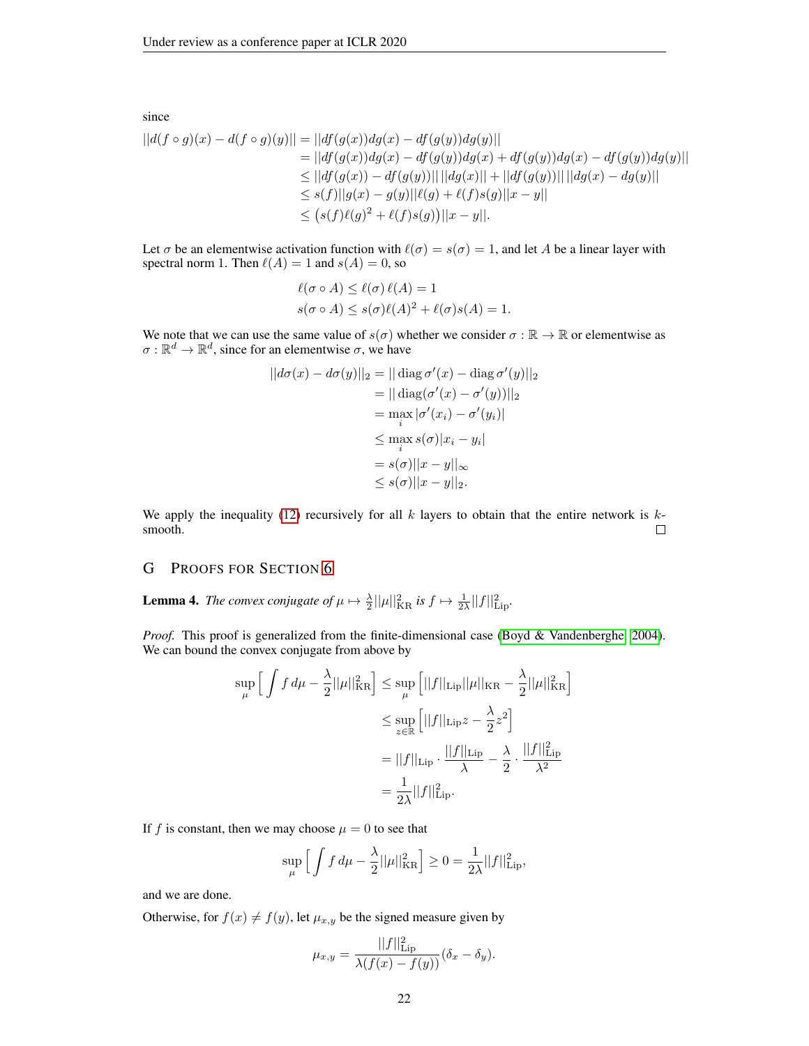since

$$
\begin{aligned}
||d(f \circ g)(x) - d(f \circ g)(y)|| &= ||df(g(x))dg(x) - df(g(y))dg(y)|| \\
&= ||df(g(x))dg(x) - df(g(y))dg(x) + df(g(y))dg(x) - df(g(y))dg(y)|| \\
&\leq ||df(g(x)) - df(g(y))|| \, ||dg(x)|| + ||df(g(y))|| \, ||dg(x) - dg(y)|| \\
&\leq s(f)||g(x) - g(y)||\ell(g) + \ell(f)s(g)||x - y|| \\
&\leq \big(s(f)\ell(g)^2 + \ell(f)s(g)\big)||x - y||.
\end{aligned}
$$

Let $\sigma$ be an elementwise activation function with $\ell(\sigma) = s(\sigma) = 1$, and let $A$ be a linear layer with spectral norm 1. Then $\ell(A) = 1$ and $s(A) = 0$, so

$$
\begin{aligned}
\ell(\sigma \circ A) &\leq \ell(\sigma)\, \ell(A) = 1 \\
s(\sigma \circ A) &\leq s(\sigma)\ell(A)^2 + \ell(\sigma)s(A) = 1.
\end{aligned}
$$

We note that we can use the same value of $s(\sigma)$ whether we consider $\sigma : \mathbb{R} \to \mathbb{R}$ or elementwise as $\sigma : \mathbb{R}^d \to \mathbb{R}^d$, since for an elementwise $\sigma$, we have

$$
\begin{aligned}
||d\sigma(x) - d\sigma(y)||_2 &= ||\operatorname{diag} \sigma'(x) - \operatorname{diag} \sigma'(y)||_2 \\
&= ||\operatorname{diag}(\sigma'(x) - \sigma'(y))||_2 \\
&= \max_i |\sigma'(x_i) - \sigma'(y_i)| \\
&\leq \max_i s(\sigma)|x_i - y_i| \\
&= s(\sigma)||x - y||_\infty \\
&\leq s(\sigma)||x - y||_2.
\end{aligned}
$$

We apply the inequality (12) recursively for all $k$ layers to obtain that the entire network is $k$-smooth. $\square$

## G Proofs for Section 6

**Lemma 4.** *The convex conjugate of $\mu \mapsto \frac{\lambda}{2}||\mu||_{\mathrm{KR}}^2$ is $f \mapsto \frac{1}{2\lambda}||f||_{\mathrm{Lip}}^2$.*

*Proof.* This proof is generalized from the finite-dimensional case (Boyd & Vandenberghe, 2004). We can bound the convex conjugate from above by

$$
\begin{aligned}
\sup_\mu \left[ \int f \, d\mu - \frac{\lambda}{2}||\mu||_{\mathrm{KR}}^2 \right] &\leq \sup_\mu \left[ ||f||_{\mathrm{Lip}}||\mu||_{\mathrm{KR}} - \frac{\lambda}{2}||\mu||_{\mathrm{KR}}^2 \right] \\
&\leq \sup_{z \in \mathbb{R}} \left[ ||f||_{\mathrm{Lip}} z - \frac{\lambda}{2} z^2 \right] \\
&= ||f||_{\mathrm{Lip}} \cdot \frac{||f||_{\mathrm{Lip}}}{\lambda} - \frac{\lambda}{2} \cdot \frac{||f||_{\mathrm{Lip}}^2}{\lambda^2} \\
&= \frac{1}{2\lambda}||f||_{\mathrm{Lip}}^2.
\end{aligned}
$$

If $f$ is constant, then we may choose $\mu = 0$ to see that

$$
\sup_\mu \left[ \int f \, d\mu - \frac{\lambda}{2}||\mu||_{\mathrm{KR}}^2 \right] \geq 0 = \frac{1}{2\lambda}||f||_{\mathrm{Lip}}^2,
$$

and we are done.

Otherwise, for $f(x) \neq f(y)$, let $\mu_{x,y}$ be the signed measure given by

$$
\mu_{x,y} = \frac{||f||_{\mathrm{Lip}}^2}{\lambda(f(x) - f(y))}(\delta_x - \delta_y).
$$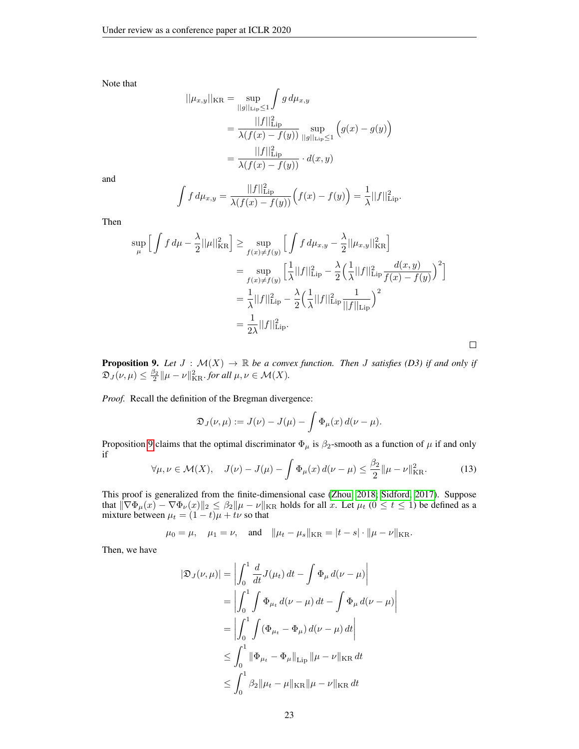Note that

$$
\begin{aligned}
||\mu_{x,y}||_{\mathrm{KR}} &= \sup_{||g||_{\mathrm{Lip}} \le 1} \int g \, d\mu_{x,y} \\
&= \frac{||f||^2_{\mathrm{Lip}}}{\lambda(f(x) - f(y))} \sup_{||g||_{\mathrm{Lip}} \le 1} \Big( g(x) - g(y) \Big) \\
&= \frac{||f||^2_{\mathrm{Lip}}}{\lambda(f(x) - f(y))} \cdot d(x, y)
\end{aligned}
$$

and

$$
\int f \, d\mu_{x,y} = \frac{||f||^2_{\mathrm{Lip}}}{\lambda(f(x) - f(y))} \Big( f(x) - f(y) \Big) = \frac{1}{\lambda} ||f||^2_{\mathrm{Lip}}.
$$

Then

$$
\begin{aligned}
\sup_{\mu} \Big[ \int f \, d\mu - \frac{\lambda}{2} ||\mu||^2_{\mathrm{KR}} \Big] &\ge \sup_{f(x) \ne f(y)} \Big[ \int f \, d\mu_{x,y} - \frac{\lambda}{2} ||\mu_{x,y}||^2_{\mathrm{KR}} \Big] \\
&= \sup_{f(x) \ne f(y)} \Big[ \frac{1}{\lambda} ||f||^2_{\mathrm{Lip}} - \frac{\lambda}{2} \Big( \frac{1}{\lambda} ||f||^2_{\mathrm{Lip}} \frac{d(x,y)}{f(x) - f(y)} \Big)^2 \Big] \\
&= \frac{1}{\lambda} ||f||^2_{\mathrm{Lip}} - \frac{\lambda}{2} \Big( \frac{1}{\lambda} ||f||^2_{\mathrm{Lip}} \frac{1}{||f||_{\mathrm{Lip}}} \Big)^2 \\
&= \frac{1}{2\lambda} ||f||^2_{\mathrm{Lip}}.
\end{aligned}
$$

□

**Proposition 9.** *Let $J : \mathcal{M}(X) \to \mathbb{R}$ be a convex function. Then $J$ satisfies (D3) if and only if $\mathfrak{D}_J(\nu, \mu) \le \frac{\beta_2}{2} \|\mu - \nu\|^2_{\mathrm{KR}}$. for all $\mu, \nu \in \mathcal{M}(X)$.*

*Proof.* Recall the definition of the Bregman divergence:

$$
\mathfrak{D}_J(\nu, \mu) := J(\nu) - J(\mu) - \int \Phi_\mu(x) \, d(\nu - \mu).
$$

Proposition 9 claims that the optimal discriminator $\Phi_\mu$ is $\beta_2$-smooth as a function of $\mu$ if and only if

$$
\forall \mu, \nu \in \mathcal{M}(X), \quad J(\nu) - J(\mu) - \int \Phi_\mu(x) \, d(\nu - \mu) \le \frac{\beta_2}{2} \|\mu - \nu\|^2_{\mathrm{KR}}. \tag{13}
$$

This proof is generalized from the finite-dimensional case (Zhou, 2018; Sidford, 2017). Suppose that $\|\nabla \Phi_\mu(x) - \nabla \Phi_\nu(x)\|_2 \le \beta_2 \|\mu - \nu\|_{\mathrm{KR}}$ holds for all $x$. Let $\mu_t$ $(0 \le t \le 1)$ be defined as a mixture between $\mu_t = (1 - t)\mu + t\nu$ so that

$$
\mu_0 = \mu, \quad \mu_1 = \nu, \quad \text{and} \quad \|\mu_t - \mu_s\|_{\mathrm{KR}} = |t - s| \cdot \|\mu - \nu\|_{\mathrm{KR}}.
$$

Then, we have

$$
\begin{aligned}
|\mathfrak{D}_J(\nu, \mu)| &= \Big| \int_0^1 \frac{d}{dt} J(\mu_t) \, dt - \int \Phi_\mu \, d(\nu - \mu) \Big| \\
&= \Big| \int_0^1 \int \Phi_{\mu_t} \, d(\nu - \mu) \, dt - \int \Phi_\mu \, d(\nu - \mu) \Big| \\
&= \Big| \int_0^1 \int (\Phi_{\mu_t} - \Phi_\mu) \, d(\nu - \mu) \, dt \Big| \\
&\le \int_0^1 \|\Phi_{\mu_t} - \Phi_\mu\|_{\mathrm{Lip}} \|\mu - \nu\|_{\mathrm{KR}} \, dt \\
&\le \int_0^1 \beta_2 \|\mu_t - \mu\|_{\mathrm{KR}} \|\mu - \nu\|_{\mathrm{KR}} \, dt
\end{aligned}
$$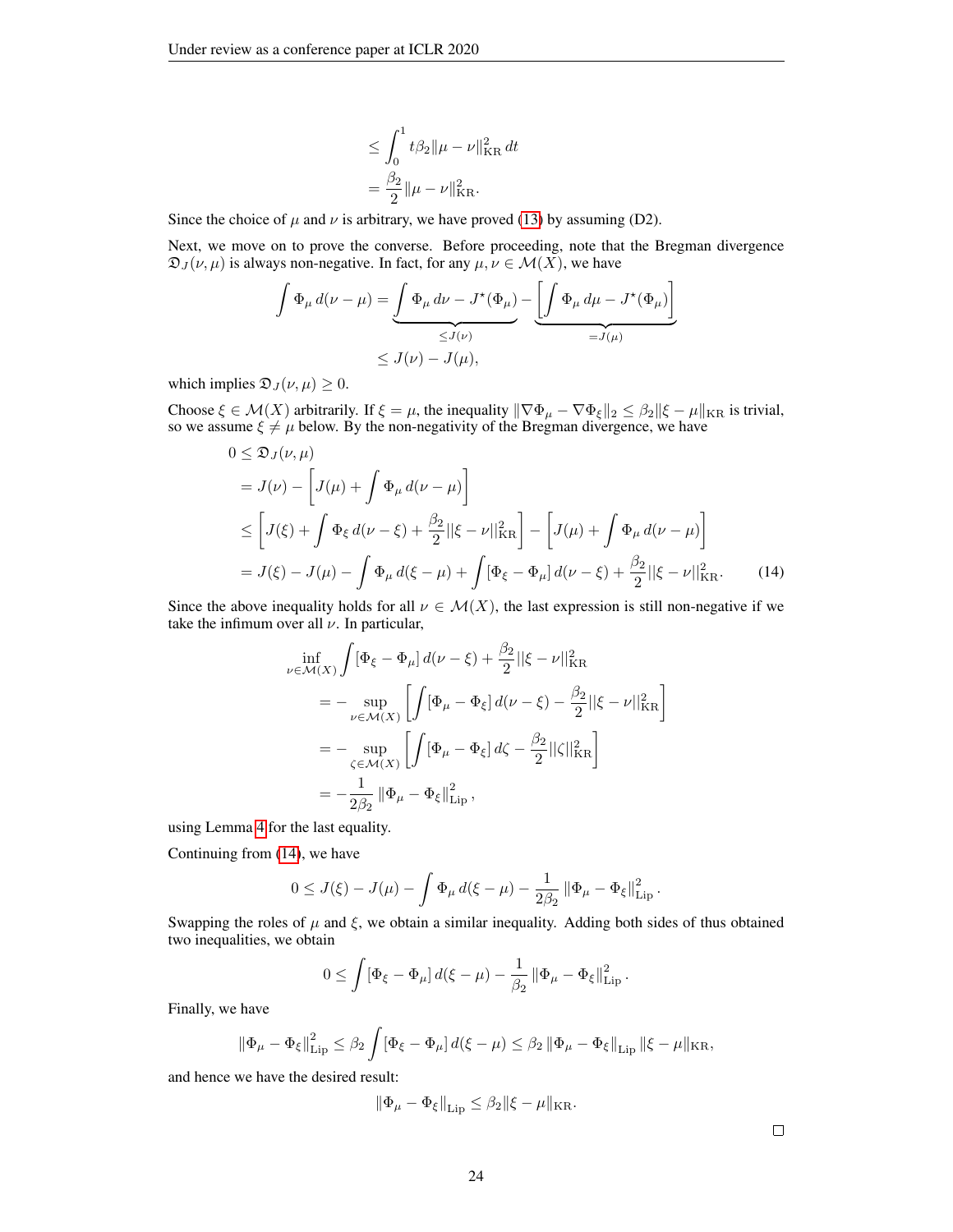$$
\begin{aligned}
&\leq \int_0^1 t\beta_2 \|\mu - \nu\|_{\mathrm{KR}}^2 \, dt \\
&= \frac{\beta_2}{2} \|\mu - \nu\|_{\mathrm{KR}}^2.
\end{aligned}
$$

Since the choice of $\mu$ and $\nu$ is arbitrary, we have proved (13) by assuming (D2).

Next, we move on to prove the converse. Before proceeding, note that the Bregman divergence $\mathfrak{D}_J(\nu, \mu)$ is always non-negative. In fact, for any $\mu, \nu \in \mathcal{M}(X)$, we have

$$
\begin{aligned}
\int \Phi_\mu \, d(\nu - \mu) &= \underbrace{\int \Phi_\mu \, d\nu - J^\star(\Phi_\mu)}_{\leq J(\nu)} - \underbrace{\left[ \int \Phi_\mu \, d\mu - J^\star(\Phi_\mu) \right]}_{= J(\mu)} \\
&\leq J(\nu) - J(\mu),
\end{aligned}
$$

which implies $\mathfrak{D}_J(\nu, \mu) \geq 0$.

Choose $\xi \in \mathcal{M}(X)$ arbitrarily. If $\xi = \mu$, the inequality $\|\nabla \Phi_\mu - \nabla \Phi_\xi\|_2 \leq \beta_2 \|\xi - \mu\|_{\mathrm{KR}}$ is trivial, so we assume $\xi \neq \mu$ below. By the non-negativity of the Bregman divergence, we have

$$
\begin{aligned}
0 &\leq \mathfrak{D}_J(\nu, \mu) \\
&= J(\nu) - \left[ J(\mu) + \int \Phi_\mu \, d(\nu - \mu) \right] \\
&\leq \left[ J(\xi) + \int \Phi_\xi \, d(\nu - \xi) + \frac{\beta_2}{2} ||\xi - \nu||_{\mathrm{KR}}^2 \right] - \left[ J(\mu) + \int \Phi_\mu \, d(\nu - \mu) \right] \\
&= J(\xi) - J(\mu) - \int \Phi_\mu \, d(\xi - \mu) + \int [\Phi_\xi - \Phi_\mu] \, d(\nu - \xi) + \frac{\beta_2}{2} ||\xi - \nu||_{\mathrm{KR}}^2. \qquad (14)
\end{aligned}
$$

Since the above inequality holds for all $\nu \in \mathcal{M}(X)$, the last expression is still non-negative if we take the infimum over all $\nu$. In particular,

$$
\begin{aligned}
&\inf_{\nu \in \mathcal{M}(X)} \int [\Phi_\xi - \Phi_\mu] \, d(\nu - \xi) + \frac{\beta_2}{2} ||\xi - \nu||_{\mathrm{KR}}^2 \\
&= - \sup_{\nu \in \mathcal{M}(X)} \left[ \int [\Phi_\mu - \Phi_\xi] \, d(\nu - \xi) - \frac{\beta_2}{2} ||\xi - \nu||_{\mathrm{KR}}^2 \right] \\
&= - \sup_{\zeta \in \mathcal{M}(X)} \left[ \int [\Phi_\mu - \Phi_\xi] \, d\zeta - \frac{\beta_2}{2} ||\zeta||_{\mathrm{KR}}^2 \right] \\
&= - \frac{1}{2\beta_2} \left\| \Phi_\mu - \Phi_\xi \right\|_{\mathrm{Lip}}^2,
\end{aligned}
$$

using Lemma 4 for the last equality.

Continuing from (14), we have

$$
0 \leq J(\xi) - J(\mu) - \int \Phi_\mu \, d(\xi - \mu) - \frac{1}{2\beta_2} \left\| \Phi_\mu - \Phi_\xi \right\|_{\mathrm{Lip}}^2.
$$

Swapping the roles of $\mu$ and $\xi$, we obtain a similar inequality. Adding both sides of thus obtained two inequalities, we obtain

$$
0 \leq \int [\Phi_\xi - \Phi_\mu] \, d(\xi - \mu) - \frac{1}{\beta_2} \left\| \Phi_\mu - \Phi_\xi \right\|_{\mathrm{Lip}}^2.
$$

Finally, we have

$$
\left\| \Phi_\mu - \Phi_\xi \right\|_{\mathrm{Lip}}^2 \leq \beta_2 \int [\Phi_\xi - \Phi_\mu] \, d(\xi - \mu) \leq \beta_2 \left\| \Phi_\mu - \Phi_\xi \right\|_{\mathrm{Lip}} \|\xi - \mu\|_{\mathrm{KR}},
$$

and hence we have the desired result:

$$
\left\| \Phi_\mu - \Phi_\xi \right\|_{\mathrm{Lip}} \leq \beta_2 \|\xi - \mu\|_{\mathrm{KR}}.
$$

$\square$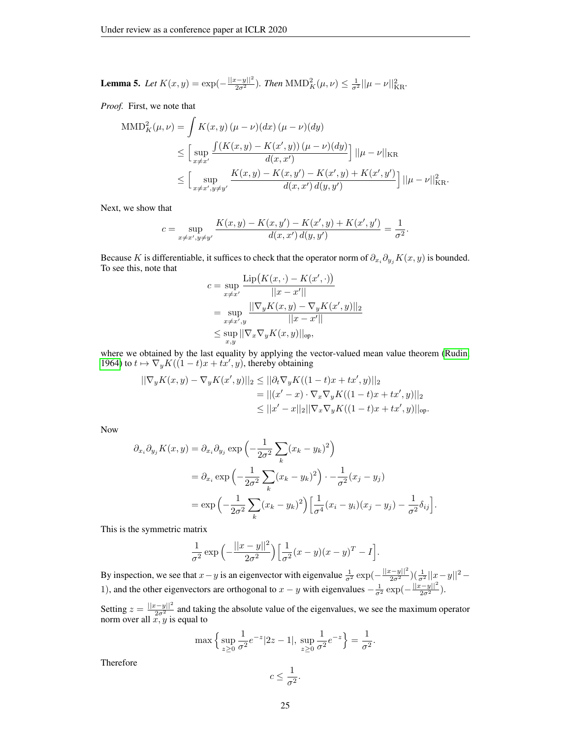**Lemma 5.** *Let $K(x, y) = \exp(-\frac{||x-y||^2}{2\sigma^2})$. Then $\mathrm{MMD}_K^2(\mu, \nu) \le \frac{1}{\sigma^2}||\mu - \nu||^2_{\mathrm{KR}}$.*

*Proof.* First, we note that

$$
\begin{aligned}
\mathrm{MMD}_K^2(\mu, \nu) &= \int K(x, y)\,(\mu - \nu)(dx)\,(\mu - \nu)(dy) \\
&\le \Big[\sup_{x \neq x'} \frac{\int (K(x, y) - K(x', y))\,(\mu - \nu)(dy)}{d(x, x')}\Big]\,||\mu - \nu||_{\mathrm{KR}} \\
&\le \Big[\sup_{x \neq x', y \neq y'} \frac{K(x, y) - K(x, y') - K(x', y) + K(x', y')}{d(x, x')\,d(y, y')}\Big]\,||\mu - \nu||^2_{\mathrm{KR}}.
\end{aligned}
$$

Next, we show that

$$
c = \sup_{x \neq x', y \neq y'} \frac{K(x, y) - K(x, y') - K(x', y) + K(x', y')}{d(x, x')\,d(y, y')} = \frac{1}{\sigma^2}.
$$

Because $K$ is differentiable, it suffices to check that the operator norm of $\partial_{x_i}\partial_{y_j}K(x, y)$ is bounded. To see this, note that

$$
\begin{aligned}
c &= \sup_{x \neq x'} \frac{\mathrm{Lip}\big(K(x, \cdot) - K(x', \cdot)\big)}{||x - x'||} \\
&= \sup_{x \neq x', y} \frac{||\nabla_y K(x, y) - \nabla_y K(x', y)||_2}{||x - x'||} \\
&\le \sup_{x, y} ||\nabla_x \nabla_y K(x, y)||_{\mathrm{op}},
\end{aligned}
$$

where we obtained by the last equality by applying the vector-valued mean value theorem (Rudin, 1964) to $t \mapsto \nabla_y K((1-t)x + tx', y)$, thereby obtaining

$$
\begin{aligned}
||\nabla_y K(x, y) - \nabla_y K(x', y)||_2 &\le ||\partial_t \nabla_y K((1-t)x + tx', y)||_2 \\
&= ||(x' - x) \cdot \nabla_x \nabla_y K((1-t)x + tx', y)||_2 \\
&\le ||x' - x||_2 ||\nabla_x \nabla_y K((1-t)x + tx', y)||_{\mathrm{op}}.
\end{aligned}
$$

Now

$$
\begin{aligned}
\partial_{x_i}\partial_{y_j}K(x, y) &= \partial_{x_i}\partial_{y_j}\exp\Big(-\frac{1}{2\sigma^2}\sum_k (x_k - y_k)^2\Big) \\
&= \partial_{x_i}\exp\Big(-\frac{1}{2\sigma^2}\sum_k (x_k - y_k)^2\Big) \cdot -\frac{1}{\sigma^2}(x_j - y_j) \\
&= \exp\Big(-\frac{1}{2\sigma^2}\sum_k (x_k - y_k)^2\Big)\Big[\frac{1}{\sigma^4}(x_i - y_i)(x_j - y_j) - \frac{1}{\sigma^2}\delta_{ij}\Big].
\end{aligned}
$$

This is the symmetric matrix

$$
\frac{1}{\sigma^2}\exp\Big(-\frac{||x - y||^2}{2\sigma^2}\Big)\Big[\frac{1}{\sigma^2}(x - y)(x - y)^T - I\Big].
$$

By inspection, we see that $x - y$ is an eigenvector with eigenvalue $\frac{1}{\sigma^2}\exp(-\frac{||x-y||^2}{2\sigma^2})(\frac{1}{\sigma^2}||x - y||^2 - 1)$, and the other eigenvectors are orthogonal to $x - y$ with eigenvalues $-\frac{1}{\sigma^2}\exp(-\frac{||x-y||^2}{2\sigma^2})$.

Setting $z = \frac{||x-y||^2}{2\sigma^2}$ and taking the absolute value of the eigenvalues, we see the maximum operator norm over all $x, y$ is equal to

$$
\max\Big\{\sup_{z \ge 0} \frac{1}{\sigma^2}e^{-z}|2z - 1|,\ \sup_{z \ge 0} \frac{1}{\sigma^2}e^{-z}\Big\} = \frac{1}{\sigma^2}.
$$

Therefore

$$
c \le \frac{1}{\sigma^2}.
$$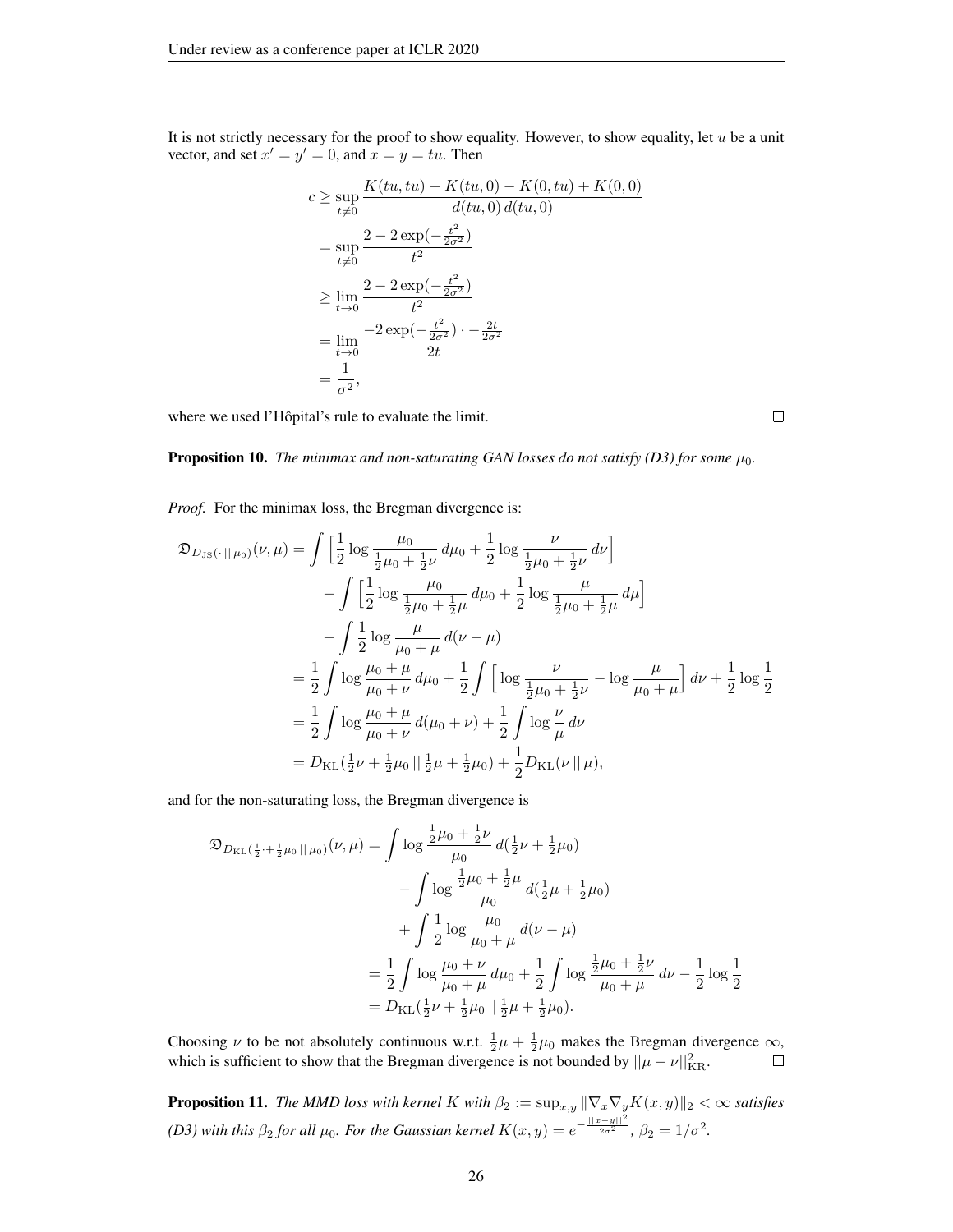It is not strictly necessary for the proof to show equality. However, to show equality, let $u$ be a unit vector, and set $x' = y' = 0$, and $x = y = tu$. Then

$$
\begin{aligned}
c &\geq \sup_{t \neq 0} \frac{K(tu, tu) - K(tu, 0) - K(0, tu) + K(0, 0)}{d(tu, 0)\, d(tu, 0)} \\
&= \sup_{t \neq 0} \frac{2 - 2\exp(-\frac{t^2}{2\sigma^2})}{t^2} \\
&\geq \lim_{t \to 0} \frac{2 - 2\exp(-\frac{t^2}{2\sigma^2})}{t^2} \\
&= \lim_{t \to 0} \frac{-2\exp(-\frac{t^2}{2\sigma^2}) \cdot -\frac{2t}{2\sigma^2}}{2t} \\
&= \frac{1}{\sigma^2},
\end{aligned}
$$

where we used l'Hôpital's rule to evaluate the limit. ∎

**Proposition 10.** *The minimax and non-saturating GAN losses do not satisfy (D3) for some $\mu_0$.*

*Proof.* For the minimax loss, the Bregman divergence is:

$$
\begin{aligned}
\mathfrak{D}_{D_{\mathrm{JS}}(\cdot \,||\, \mu_0)}(\nu, \mu) &= \int \Big[\frac{1}{2} \log \frac{\mu_0}{\frac{1}{2}\mu_0 + \frac{1}{2}\nu}\, d\mu_0 + \frac{1}{2} \log \frac{\nu}{\frac{1}{2}\mu_0 + \frac{1}{2}\nu}\, d\nu\Big] \\
&\quad - \int \Big[\frac{1}{2} \log \frac{\mu_0}{\frac{1}{2}\mu_0 + \frac{1}{2}\mu}\, d\mu_0 + \frac{1}{2} \log \frac{\mu}{\frac{1}{2}\mu_0 + \frac{1}{2}\mu}\, d\mu\Big] \\
&\quad - \int \frac{1}{2} \log \frac{\mu}{\mu_0 + \mu}\, d(\nu - \mu) \\
&= \frac{1}{2} \int \log \frac{\mu_0 + \mu}{\mu_0 + \nu}\, d\mu_0 + \frac{1}{2} \int \Big[\log \frac{\nu}{\frac{1}{2}\mu_0 + \frac{1}{2}\nu} - \log \frac{\mu}{\mu_0 + \mu}\Big]\, d\nu + \frac{1}{2} \log \frac{1}{2} \\
&= \frac{1}{2} \int \log \frac{\mu_0 + \mu}{\mu_0 + \nu}\, d(\mu_0 + \nu) + \frac{1}{2} \int \log \frac{\nu}{\mu}\, d\nu \\
&= D_{\mathrm{KL}}(\tfrac{1}{2}\nu + \tfrac{1}{2}\mu_0 \,||\, \tfrac{1}{2}\mu + \tfrac{1}{2}\mu_0) + \frac{1}{2} D_{\mathrm{KL}}(\nu \,||\, \mu),
\end{aligned}
$$

and for the non-saturating loss, the Bregman divergence is

$$
\begin{aligned}
\mathfrak{D}_{D_{\mathrm{KL}}(\frac{1}{2}\cdot + \frac{1}{2}\mu_0 \,||\, \mu_0)}(\nu, \mu) &= \int \log \frac{\frac{1}{2}\mu_0 + \frac{1}{2}\nu}{\mu_0}\, d(\tfrac{1}{2}\nu + \tfrac{1}{2}\mu_0) \\
&\quad - \int \log \frac{\frac{1}{2}\mu_0 + \frac{1}{2}\mu}{\mu_0}\, d(\tfrac{1}{2}\mu + \tfrac{1}{2}\mu_0) \\
&\quad + \int \frac{1}{2} \log \frac{\mu_0}{\mu_0 + \mu}\, d(\nu - \mu) \\
&= \frac{1}{2} \int \log \frac{\mu_0 + \nu}{\mu_0 + \mu}\, d\mu_0 + \frac{1}{2} \int \log \frac{\frac{1}{2}\mu_0 + \frac{1}{2}\nu}{\mu_0 + \mu}\, d\nu - \frac{1}{2} \log \frac{1}{2} \\
&= D_{\mathrm{KL}}(\tfrac{1}{2}\nu + \tfrac{1}{2}\mu_0 \,||\, \tfrac{1}{2}\mu + \tfrac{1}{2}\mu_0).
\end{aligned}
$$

Choosing $\nu$ to be not absolutely continuous w.r.t. $\frac{1}{2}\mu + \frac{1}{2}\mu_0$ makes the Bregman divergence $\infty$, which is sufficient to show that the Bregman divergence is not bounded by $||\mu - \nu||_{\mathrm{KR}}^2$. ∎

**Proposition 11.** *The MMD loss with kernel $K$ with $\beta_2 := \sup_{x,y} \|\nabla_x \nabla_y K(x, y)\|_2 < \infty$ satisfies (D3) with this $\beta_2$ for all $\mu_0$. For the Gaussian kernel $K(x, y) = e^{-\frac{||x-y||^2}{2\sigma^2}}$, $\beta_2 = 1/\sigma^2$.*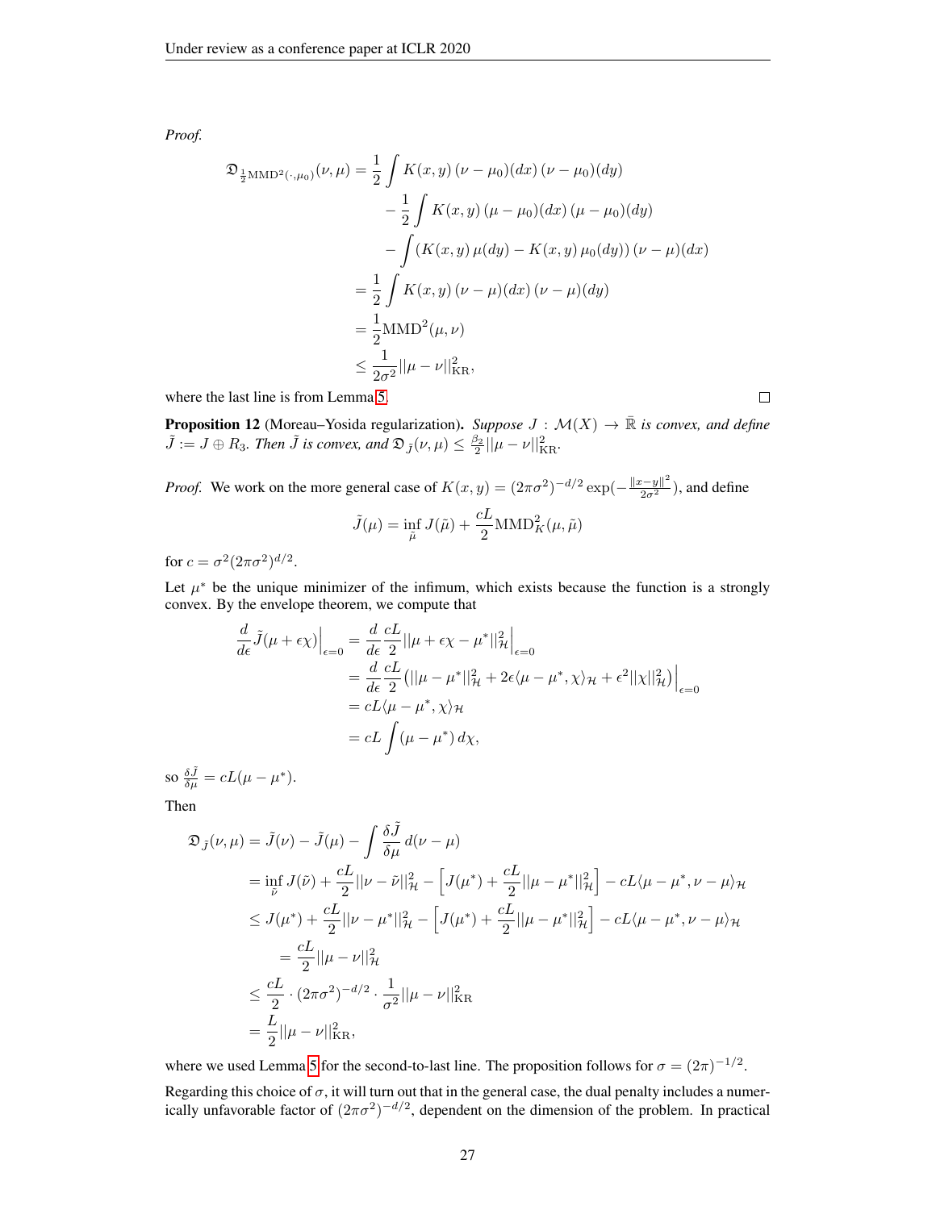*Proof.*

$$
\begin{aligned}
\mathfrak{D}_{\frac{1}{2}\mathrm{MMD}^2(\cdot,\mu_0)}(\nu,\mu) &= \frac{1}{2}\int K(x,y)\,(\nu-\mu_0)(dx)\,(\nu-\mu_0)(dy) \\
&\quad - \frac{1}{2}\int K(x,y)\,(\mu-\mu_0)(dx)\,(\mu-\mu_0)(dy) \\
&\quad - \int (K(x,y)\,\mu(dy) - K(x,y)\,\mu_0(dy))\,(\nu-\mu)(dx) \\
&= \frac{1}{2}\int K(x,y)\,(\nu-\mu)(dx)\,(\nu-\mu)(dy) \\
&= \frac{1}{2}\mathrm{MMD}^2(\mu,\nu) \\
&\leq \frac{1}{2\sigma^2}||\mu-\nu||^2_{\mathrm{KR}},
\end{aligned}
$$

where the last line is from Lemma 5. $\square$

**Proposition 12** (Moreau–Yosida regularization). *Suppose $J : \mathcal{M}(X) \to \bar{\mathbb{R}}$ is convex, and define $\tilde{J} := J \oplus R_3$. Then $\tilde{J}$ is convex, and $\mathfrak{D}_{\tilde{J}}(\nu,\mu) \leq \frac{\beta_2}{2}||\mu-\nu||^2_{\mathrm{KR}}$.*

*Proof.* We work on the more general case of $K(x,y) = (2\pi\sigma^2)^{-d/2}\exp(-\frac{\|x-y\|^2}{2\sigma^2})$, and define

$$
\tilde{J}(\mu) = \inf_{\tilde{\mu}} J(\tilde{\mu}) + \frac{cL}{2}\mathrm{MMD}^2_K(\mu,\tilde{\mu})
$$

for $c = \sigma^2(2\pi\sigma^2)^{d/2}$.

Let $\mu^*$ be the unique minimizer of the infimum, which exists because the function is a strongly convex. By the envelope theorem, we compute that

$$
\begin{aligned}
\frac{d}{d\epsilon}\tilde{J}(\mu+\epsilon\chi)\Big|_{\epsilon=0} &= \frac{d}{d\epsilon}\frac{cL}{2}||\mu+\epsilon\chi-\mu^*||^2_{\mathcal{H}}\Big|_{\epsilon=0} \\
&= \frac{d}{d\epsilon}\frac{cL}{2}\left(||\mu-\mu^*||^2_{\mathcal{H}} + 2\epsilon\langle\mu-\mu^*,\chi\rangle_{\mathcal{H}} + \epsilon^2||\chi||^2_{\mathcal{H}}\right)\Big|_{\epsilon=0} \\
&= cL\langle\mu-\mu^*,\chi\rangle_{\mathcal{H}} \\
&= cL\int(\mu-\mu^*)\,d\chi,
\end{aligned}
$$

so $\frac{\delta\tilde{J}}{\delta\mu} = cL(\mu-\mu^*)$.

Then

$$
\begin{aligned}
\mathfrak{D}_{\tilde{J}}(\nu,\mu) &= \tilde{J}(\nu) - \tilde{J}(\mu) - \int\frac{\delta\tilde{J}}{\delta\mu}\,d(\nu-\mu) \\
&= \inf_{\tilde{\nu}} J(\tilde{\nu}) + \frac{cL}{2}||\nu-\tilde{\nu}||^2_{\mathcal{H}} - \left[J(\mu^*) + \frac{cL}{2}||\mu-\mu^*||^2_{\mathcal{H}}\right] - cL\langle\mu-\mu^*,\nu-\mu\rangle_{\mathcal{H}} \\
&\leq J(\mu^*) + \frac{cL}{2}||\nu-\mu^*||^2_{\mathcal{H}} - \left[J(\mu^*) + \frac{cL}{2}||\mu-\mu^*||^2_{\mathcal{H}}\right] - cL\langle\mu-\mu^*,\nu-\mu\rangle_{\mathcal{H}} \\
&= \frac{cL}{2}||\mu-\nu||^2_{\mathcal{H}} \\
&\leq \frac{cL}{2}\cdot(2\pi\sigma^2)^{-d/2}\cdot\frac{1}{\sigma^2}||\mu-\nu||^2_{\mathrm{KR}} \\
&= \frac{L}{2}||\mu-\nu||^2_{\mathrm{KR}},
\end{aligned}
$$

where we used Lemma 5 for the second-to-last line. The proposition follows for $\sigma = (2\pi)^{-1/2}$.

Regarding this choice of $\sigma$, it will turn out that in the general case, the dual penalty includes a numerically unfavorable factor of $(2\pi\sigma^2)^{-d/2}$, dependent on the dimension of the problem. In practical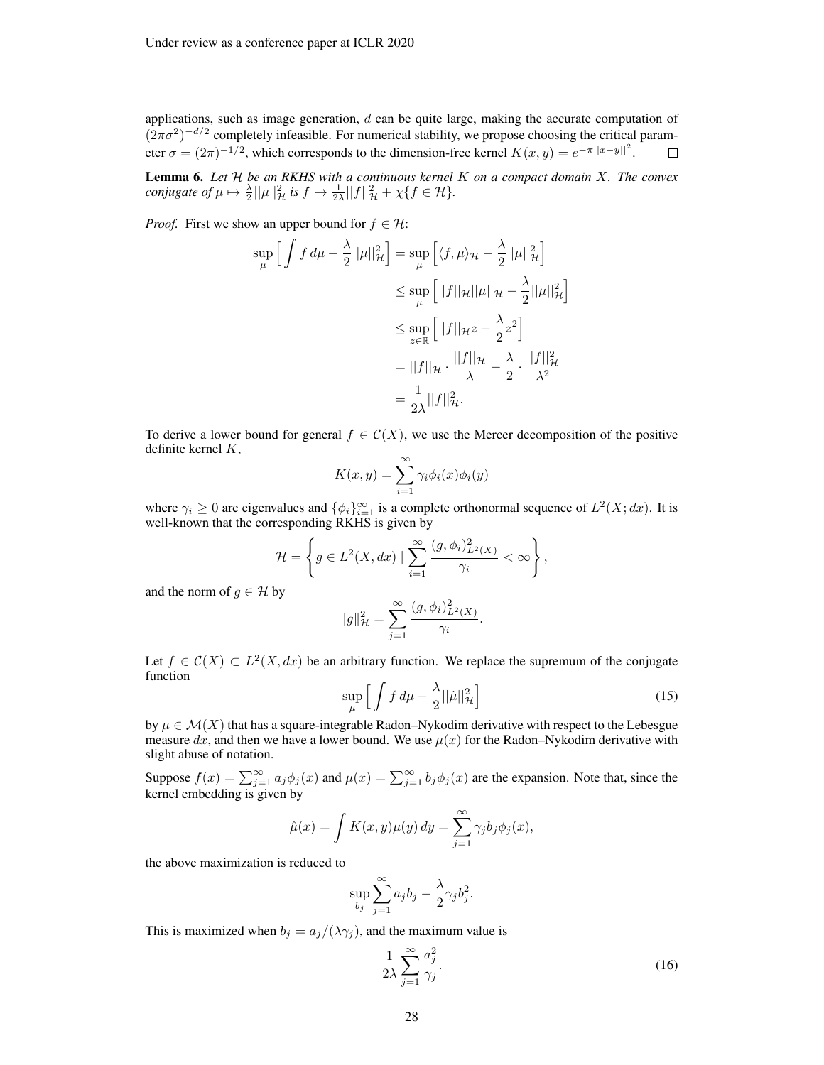applications, such as image generation, $d$ can be quite large, making the accurate computation of $(2\pi\sigma^2)^{-d/2}$ completely infeasible. For numerical stability, we propose choosing the critical parameter $\sigma = (2\pi)^{-1/2}$, which corresponds to the dimension-free kernel $K(x, y) = e^{-\pi||x-y||^2}$. $\square$

**Lemma 6.** *Let $\mathcal{H}$ be an RKHS with a continuous kernel $K$ on a compact domain $X$. The convex conjugate of $\mu \mapsto \frac{\lambda}{2}||\mu||^2_{\mathcal{H}}$ is $f \mapsto \frac{1}{2\lambda}||f||^2_{\mathcal{H}} + \chi\{f \in \mathcal{H}\}$.*

*Proof.* First we show an upper bound for $f \in \mathcal{H}$:

$$
\begin{aligned}
\sup_\mu \Big[ \int f\, d\mu - \frac{\lambda}{2}||\mu||^2_{\mathcal{H}} \Big] &= \sup_\mu \Big[ \langle f, \mu\rangle_{\mathcal{H}} - \frac{\lambda}{2}||\mu||^2_{\mathcal{H}} \Big] \\
&\le \sup_\mu \Big[ ||f||_{\mathcal{H}} ||\mu||_{\mathcal{H}} - \frac{\lambda}{2}||\mu||^2_{\mathcal{H}} \Big] \\
&\le \sup_{z \in \mathbb{R}} \Big[ ||f||_{\mathcal{H}} z - \frac{\lambda}{2} z^2 \Big] \\
&= ||f||_{\mathcal{H}} \cdot \frac{||f||_{\mathcal{H}}}{\lambda} - \frac{\lambda}{2} \cdot \frac{||f||^2_{\mathcal{H}}}{\lambda^2} \\
&= \frac{1}{2\lambda}||f||^2_{\mathcal{H}}.
\end{aligned}
$$

To derive a lower bound for general $f \in \mathcal{C}(X)$, we use the Mercer decomposition of the positive definite kernel $K$,

$$
K(x, y) = \sum_{i=1}^{\infty} \gamma_i \phi_i(x)\phi_i(y)
$$

where $\gamma_i \ge 0$ are eigenvalues and $\{\phi_i\}_{i=1}^{\infty}$ is a complete orthonormal sequence of $L^2(X; dx)$. It is well-known that the corresponding RKHS is given by

$$
\mathcal{H} = \left\{ g \in L^2(X, dx) \mid \sum_{i=1}^{\infty} \frac{(g, \phi_i)^2_{L^2(X)}}{\gamma_i} < \infty \right\},
$$

and the norm of $g \in \mathcal{H}$ by

$$
\|g\|^2_{\mathcal{H}} = \sum_{j=1}^{\infty} \frac{(g, \phi_i)^2_{L^2(X)}}{\gamma_i}.
$$

Let $f \in \mathcal{C}(X) \subset L^2(X, dx)$ be an arbitrary function. We replace the supremum of the conjugate function

$$
\sup_\mu \Big[ \int f\, d\mu - \frac{\lambda}{2}||\hat{\mu}||^2_{\mathcal{H}} \Big] \tag{15}
$$

by $\mu \in \mathcal{M}(X)$ that has a square-integrable Radon–Nykodim derivative with respect to the Lebesgue measure $dx$, and then we have a lower bound. We use $\mu(x)$ for the Radon–Nykodim derivative with slight abuse of notation.

Suppose $f(x) = \sum_{j=1}^{\infty} a_j \phi_j(x)$ and $\mu(x) = \sum_{j=1}^{\infty} b_j \phi_j(x)$ are the expansion. Note that, since the kernel embedding is given by

$$
\hat{\mu}(x) = \int K(x, y)\mu(y)\, dy = \sum_{j=1}^{\infty} \gamma_j b_j \phi_j(x),
$$

the above maximization is reduced to

$$
\sup_{b_j} \sum_{j=1}^{\infty} a_j b_j - \frac{\lambda}{2}\gamma_j b_j^2.
$$

This is maximized when $b_j = a_j/(\lambda\gamma_j)$, and the maximum value is

$$
\frac{1}{2\lambda} \sum_{j=1}^{\infty} \frac{a_j^2}{\gamma_j}. \tag{16}
$$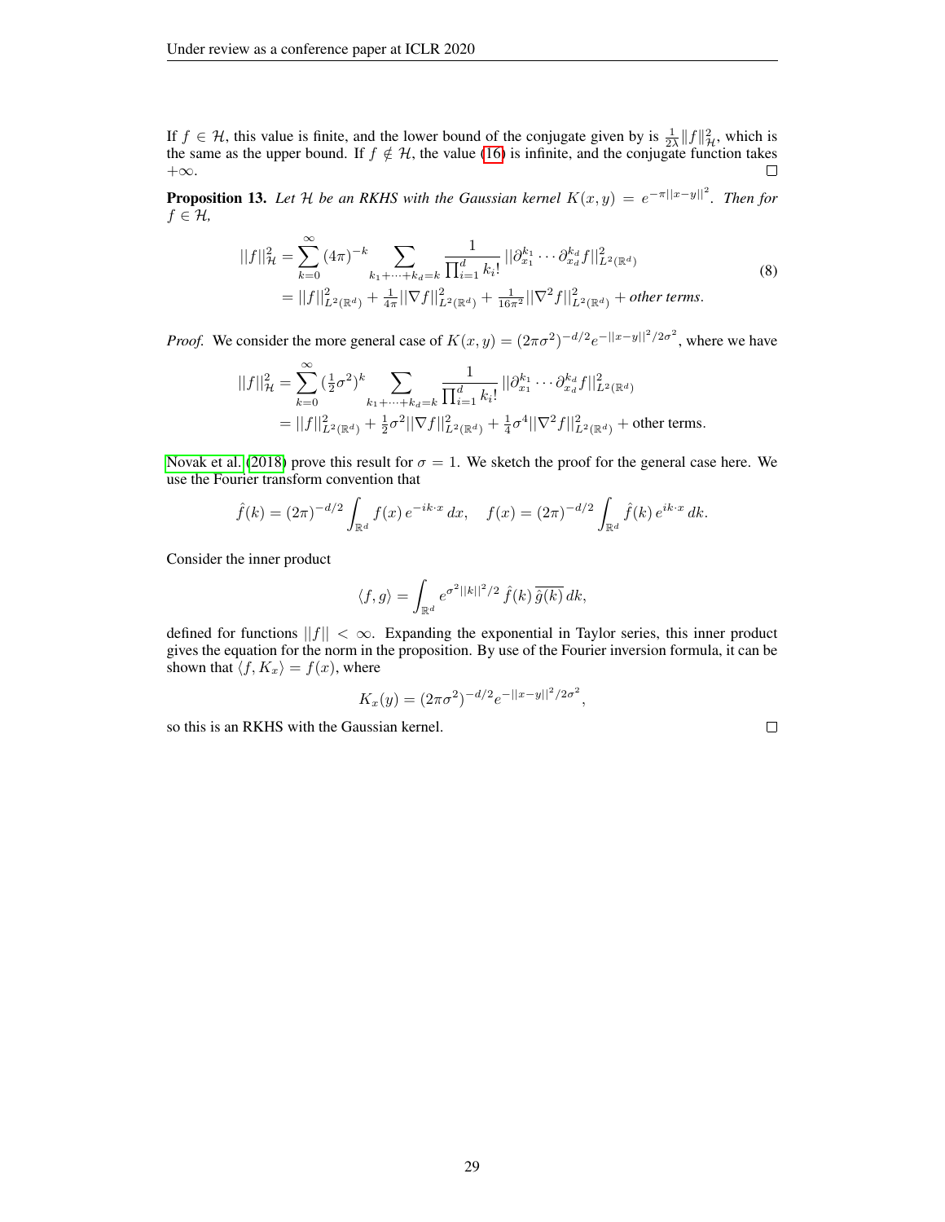If $f \in \mathcal{H}$, this value is finite, and the lower bound of the conjugate given by is $\frac{1}{2\lambda}\|f\|^2_{\mathcal{H}}$, which is the same as the upper bound. If $f \notin \mathcal{H}$, the value (16) is infinite, and the conjugate function takes $+\infty$. □

**Proposition 13.** *Let $\mathcal{H}$ be an RKHS with the Gaussian kernel $K(x, y) = e^{-\pi||x-y||^2}$. Then for $f \in \mathcal{H}$,*

$$
\begin{aligned}
||f||^2_{\mathcal{H}} &= \sum_{k=0}^{\infty} (4\pi)^{-k} \sum_{k_1+\cdots+k_d=k} \frac{1}{\prod_{i=1}^{d} k_i!} ||\partial^{k_1}_{x_1} \cdots \partial^{k_d}_{x_d} f||^2_{L^2(\mathbb{R}^d)} \\
&= ||f||^2_{L^2(\mathbb{R}^d)} + \tfrac{1}{4\pi}||\nabla f||^2_{L^2(\mathbb{R}^d)} + \tfrac{1}{16\pi^2}||\nabla^2 f||^2_{L^2(\mathbb{R}^d)} + \textit{other terms}.
\end{aligned} \tag{8}
$$

*Proof.* We consider the more general case of $K(x, y) = (2\pi\sigma^2)^{-d/2} e^{-||x-y||^2/2\sigma^2}$, where we have

$$
\begin{aligned}
||f||^2_{\mathcal{H}} &= \sum_{k=0}^{\infty} (\tfrac{1}{2}\sigma^2)^k \sum_{k_1+\cdots+k_d=k} \frac{1}{\prod_{i=1}^{d} k_i!} ||\partial^{k_1}_{x_1} \cdots \partial^{k_d}_{x_d} f||^2_{L^2(\mathbb{R}^d)} \\
&= ||f||^2_{L^2(\mathbb{R}^d)} + \tfrac{1}{2}\sigma^2||\nabla f||^2_{L^2(\mathbb{R}^d)} + \tfrac{1}{4}\sigma^4||\nabla^2 f||^2_{L^2(\mathbb{R}^d)} + \text{other terms}.
\end{aligned}
$$

Novak et al. (2018) prove this result for $\sigma = 1$. We sketch the proof for the general case here. We use the Fourier transform convention that

$$
\hat{f}(k) = (2\pi)^{-d/2} \int_{\mathbb{R}^d} f(x)\, e^{-ik\cdot x}\, dx, \quad f(x) = (2\pi)^{-d/2} \int_{\mathbb{R}^d} \hat{f}(k)\, e^{ik\cdot x}\, dk.
$$

Consider the inner product

$$
\langle f, g \rangle = \int_{\mathbb{R}^d} e^{\sigma^2||k||^2/2}\, \hat{f}(k)\, \overline{\hat{g}(k)}\, dk,
$$

defined for functions $||f|| < \infty$. Expanding the exponential in Taylor series, this inner product gives the equation for the norm in the proposition. By use of the Fourier inversion formula, it can be shown that $\langle f, K_x \rangle = f(x)$, where

$$
K_x(y) = (2\pi\sigma^2)^{-d/2} e^{-||x-y||^2/2\sigma^2},
$$

so this is an RKHS with the Gaussian kernel. □